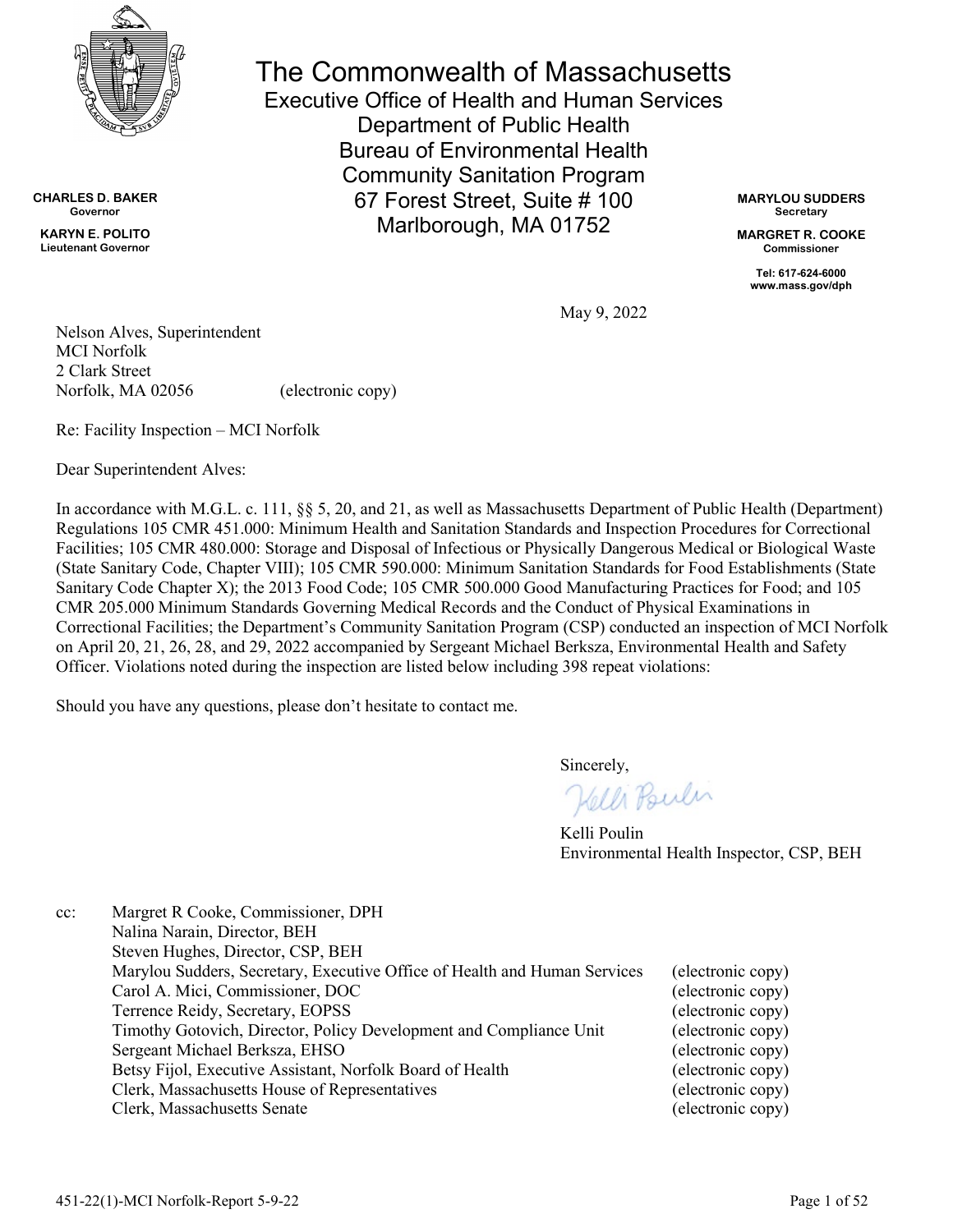# The Commonwealth of Massachusetts

Executive Office of Health and Human Services
Department of Public Health
Bureau of Environmental Health
Community Sanitation Program
67 Forest Street, Suite # 100
Marlborough, MA 01752

**CHARLES D. BAKER**
**Governor**

**KARYN E. POLITO**
**Lieutenant Governor**

**MARYLOU SUDDERS**
**Secretary**

**MARGRET R. COOKE**
**Commissioner**

**Tel: 617-624-6000**
**www.mass.gov/dph**

May 9, 2022

Nelson Alves, Superintendent
MCI Norfolk
2 Clark Street
Norfolk, MA 02056 (electronic copy)

Re: Facility Inspection – MCI Norfolk

Dear Superintendent Alves:

In accordance with M.G.L. c. 111, §§ 5, 20, and 21, as well as Massachusetts Department of Public Health (Department) Regulations 105 CMR 451.000: Minimum Health and Sanitation Standards and Inspection Procedures for Correctional Facilities; 105 CMR 480.000: Storage and Disposal of Infectious or Physically Dangerous Medical or Biological Waste (State Sanitary Code, Chapter VIII); 105 CMR 590.000: Minimum Sanitation Standards for Food Establishments (State Sanitary Code Chapter X); the 2013 Food Code; 105 CMR 500.000 Good Manufacturing Practices for Food; and 105 CMR 205.000 Minimum Standards Governing Medical Records and the Conduct of Physical Examinations in Correctional Facilities; the Department's Community Sanitation Program (CSP) conducted an inspection of MCI Norfolk on April 20, 21, 26, 28, and 29, 2022 accompanied by Sergeant Michael Berksza, Environmental Health and Safety Officer. Violations noted during the inspection are listed below including 398 repeat violations:

Should you have any questions, please don't hesitate to contact me.

Sincerely,

Kelli Poulin
Environmental Health Inspector, CSP, BEH

cc: Margret R Cooke, Commissioner, DPH
Nalina Narain, Director, BEH
Steven Hughes, Director, CSP, BEH
Marylou Sudders, Secretary, Executive Office of Health and Human Services (electronic copy)
Carol A. Mici, Commissioner, DOC (electronic copy)
Terrence Reidy, Secretary, EOPSS (electronic copy)
Timothy Gotovich, Director, Policy Development and Compliance Unit (electronic copy)
Sergeant Michael Berksza, EHSO (electronic copy)
Betsy Fijol, Executive Assistant, Norfolk Board of Health (electronic copy)
Clerk, Massachusetts House of Representatives (electronic copy)
Clerk, Massachusetts Senate (electronic copy)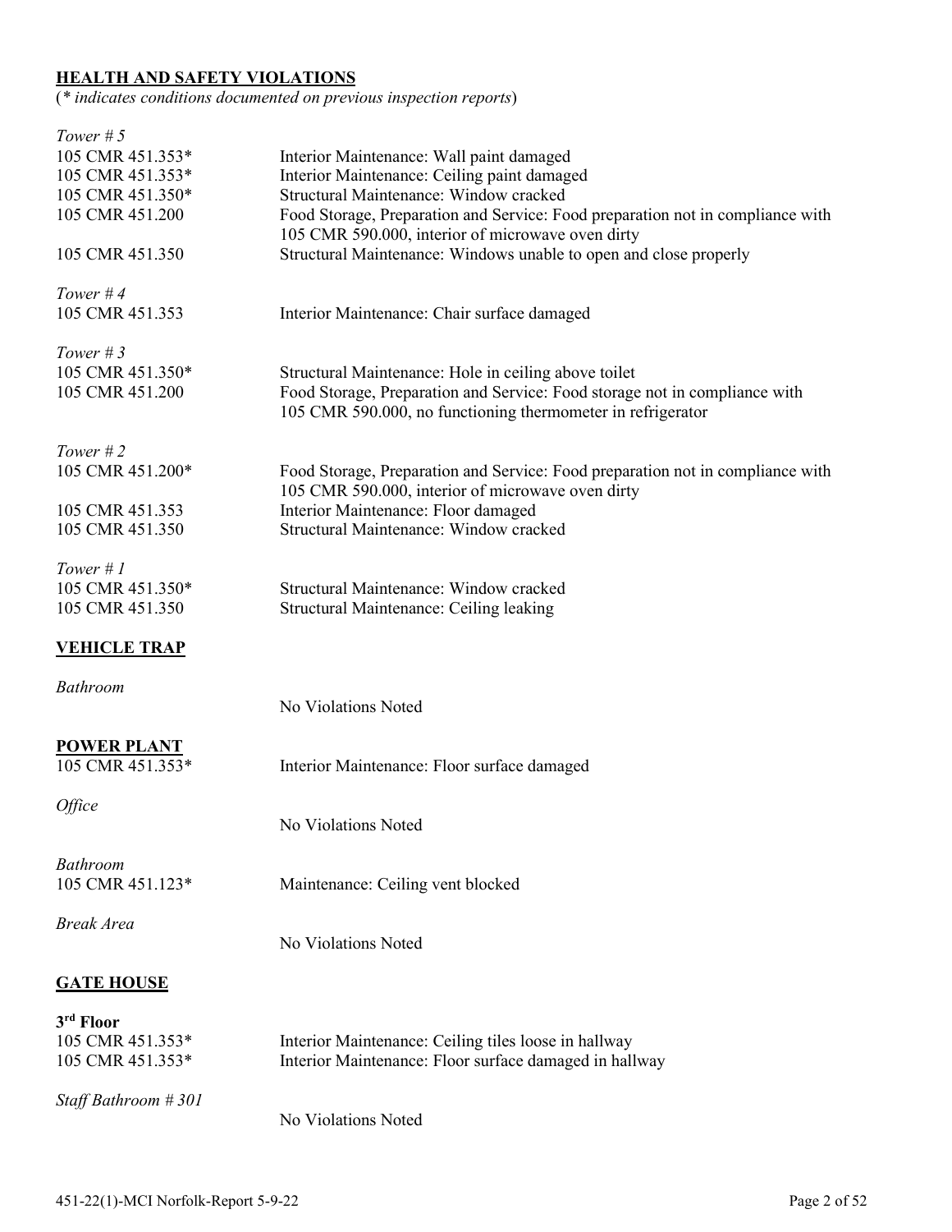## HEALTH AND SAFETY VIOLATIONS

(*\* indicates conditions documented on previous inspection reports*)

*Tower # 5*

| | |
|---|---|
| 105 CMR 451.353* | Interior Maintenance: Wall paint damaged |
| 105 CMR 451.353* | Interior Maintenance: Ceiling paint damaged |
| 105 CMR 451.350* | Structural Maintenance: Window cracked |
| 105 CMR 451.200 | Food Storage, Preparation and Service: Food preparation not in compliance with 105 CMR 590.000, interior of microwave oven dirty |
| 105 CMR 451.350 | Structural Maintenance: Windows unable to open and close properly |

*Tower # 4*

| | |
|---|---|
| 105 CMR 451.353 | Interior Maintenance: Chair surface damaged |

*Tower # 3*

| | |
|---|---|
| 105 CMR 451.350* | Structural Maintenance: Hole in ceiling above toilet |
| 105 CMR 451.200 | Food Storage, Preparation and Service: Food storage not in compliance with 105 CMR 590.000, no functioning thermometer in refrigerator |

*Tower # 2*

| | |
|---|---|
| 105 CMR 451.200* | Food Storage, Preparation and Service: Food preparation not in compliance with 105 CMR 590.000, interior of microwave oven dirty |
| 105 CMR 451.353 | Interior Maintenance: Floor damaged |
| 105 CMR 451.350 | Structural Maintenance: Window cracked |

*Tower # 1*

| | |
|---|---|
| 105 CMR 451.350* | Structural Maintenance: Window cracked |
| 105 CMR 451.350 | Structural Maintenance: Ceiling leaking |

## VEHICLE TRAP

*Bathroom*

No Violations Noted

## POWER PLANT

| | |
|---|---|
| 105 CMR 451.353* | Interior Maintenance: Floor surface damaged |

*Office*

No Violations Noted

*Bathroom*

| | |
|---|---|
| 105 CMR 451.123* | Maintenance: Ceiling vent blocked |

*Break Area*

No Violations Noted

## GATE HOUSE

### 3rd Floor

| | |
|---|---|
| 105 CMR 451.353* | Interior Maintenance: Ceiling tiles loose in hallway |
| 105 CMR 451.353* | Interior Maintenance: Floor surface damaged in hallway |

*Staff Bathroom # 301*

No Violations Noted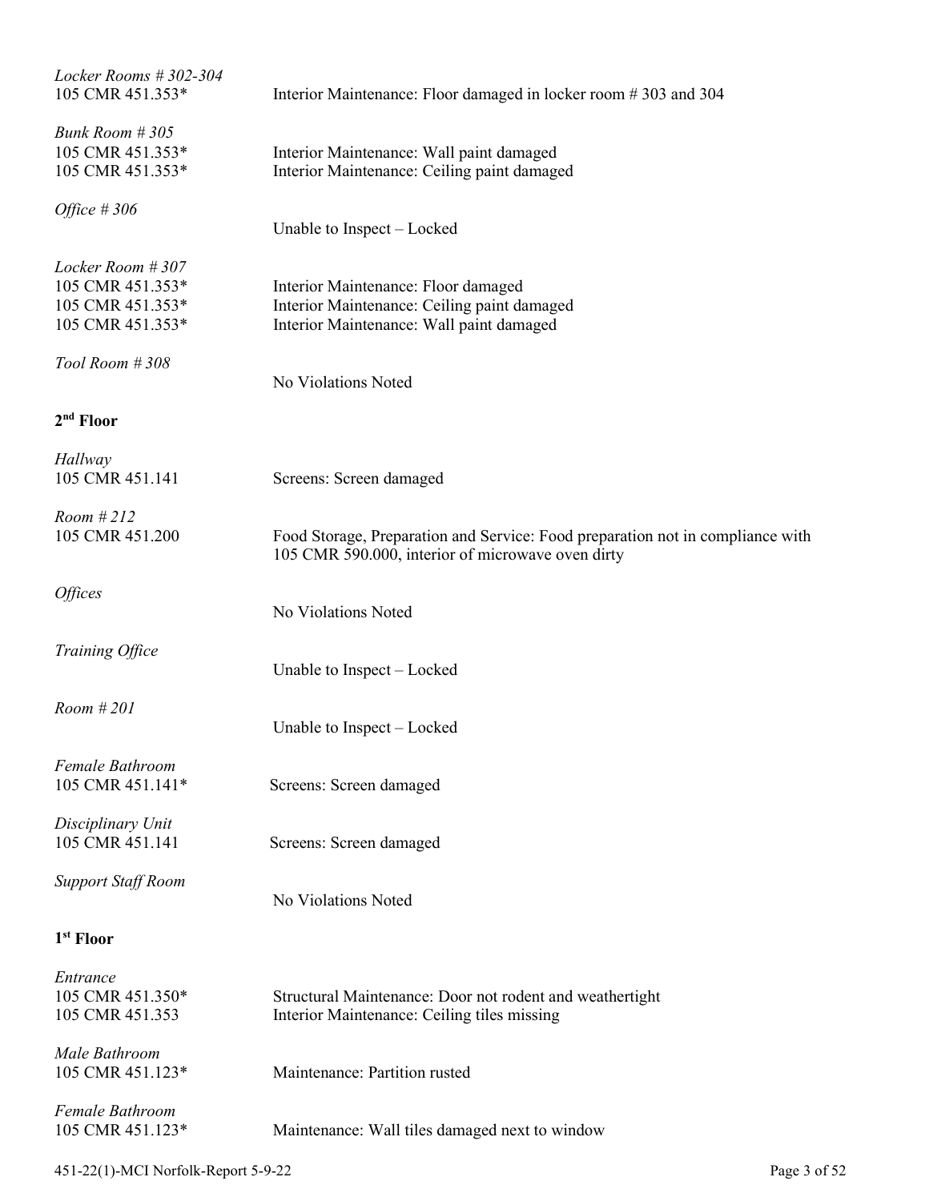*Locker Rooms # 302-304*
105 CMR 451.353* Interior Maintenance: Floor damaged in locker room # 303 and 304

*Bunk Room # 305*
105 CMR 451.353* Interior Maintenance: Wall paint damaged
105 CMR 451.353* Interior Maintenance: Ceiling paint damaged

*Office # 306*
Unable to Inspect – Locked

*Locker Room # 307*
105 CMR 451.353* Interior Maintenance: Floor damaged
105 CMR 451.353* Interior Maintenance: Ceiling paint damaged
105 CMR 451.353* Interior Maintenance: Wall paint damaged

*Tool Room # 308*
No Violations Noted

**2nd Floor**

*Hallway*
105 CMR 451.141 Screens: Screen damaged

*Room # 212*
105 CMR 451.200 Food Storage, Preparation and Service: Food preparation not in compliance with 105 CMR 590.000, interior of microwave oven dirty

*Offices*
No Violations Noted

*Training Office*
Unable to Inspect – Locked

*Room # 201*
Unable to Inspect – Locked

*Female Bathroom*
105 CMR 451.141* Screens: Screen damaged

*Disciplinary Unit*
105 CMR 451.141 Screens: Screen damaged

*Support Staff Room*
No Violations Noted

**1st Floor**

*Entrance*
105 CMR 451.350* Structural Maintenance: Door not rodent and weathertight
105 CMR 451.353 Interior Maintenance: Ceiling tiles missing

*Male Bathroom*
105 CMR 451.123* Maintenance: Partition rusted

*Female Bathroom*
105 CMR 451.123* Maintenance: Wall tiles damaged next to window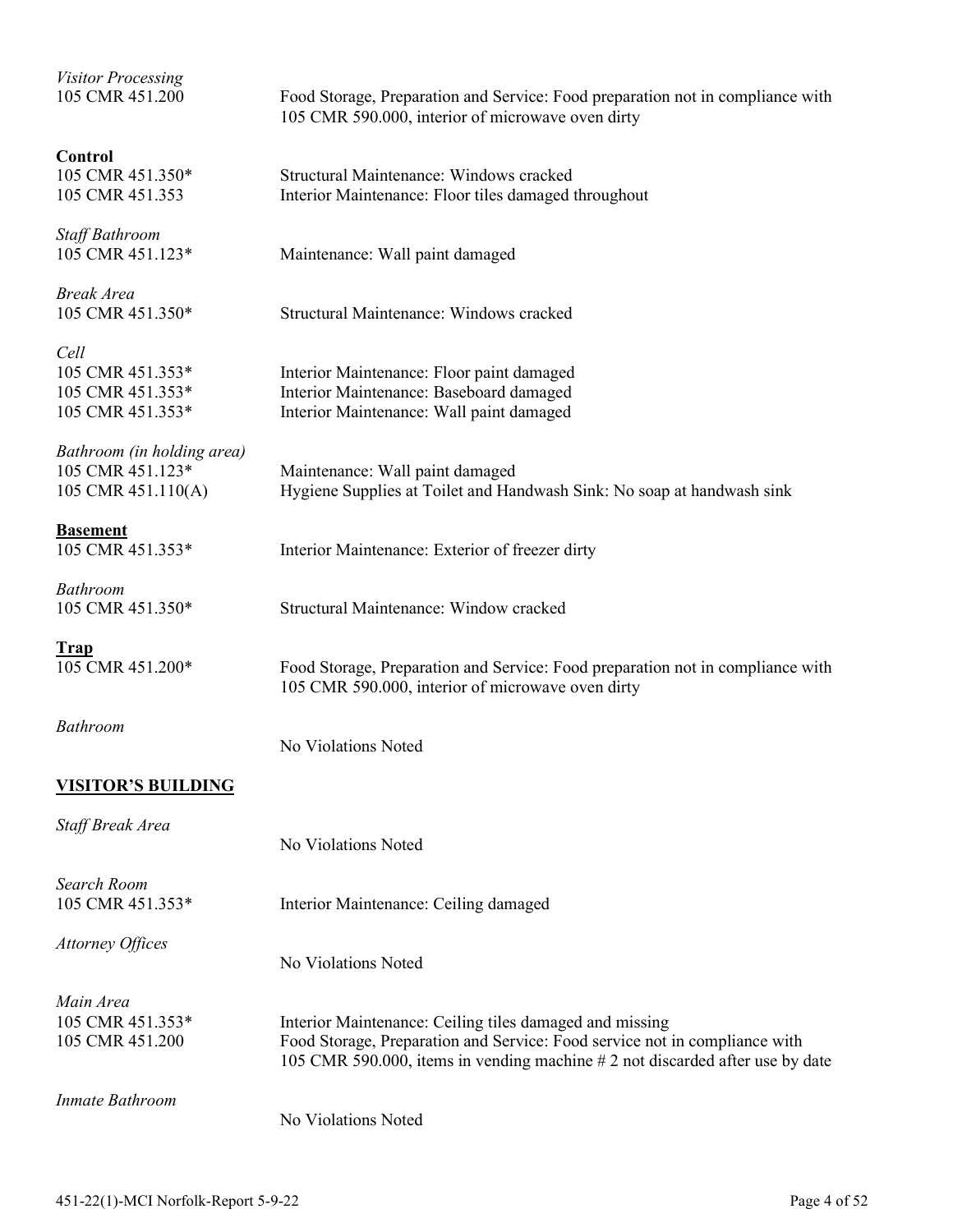*Visitor Processing*
105 CMR 451.200 Food Storage, Preparation and Service: Food preparation not in compliance with 105 CMR 590.000, interior of microwave oven dirty

**Control**
105 CMR 451.350* Structural Maintenance: Windows cracked
105 CMR 451.353 Interior Maintenance: Floor tiles damaged throughout

*Staff Bathroom*
105 CMR 451.123* Maintenance: Wall paint damaged

*Break Area*
105 CMR 451.350* Structural Maintenance: Windows cracked

*Cell*
105 CMR 451.353* Interior Maintenance: Floor paint damaged
105 CMR 451.353* Interior Maintenance: Baseboard damaged
105 CMR 451.353* Interior Maintenance: Wall paint damaged

*Bathroom (in holding area)*
105 CMR 451.123* Maintenance: Wall paint damaged
105 CMR 451.110(A) Hygiene Supplies at Toilet and Handwash Sink: No soap at handwash sink

**Basement**
105 CMR 451.353* Interior Maintenance: Exterior of freezer dirty

*Bathroom*
105 CMR 451.350* Structural Maintenance: Window cracked

**Trap**
105 CMR 451.200* Food Storage, Preparation and Service: Food preparation not in compliance with 105 CMR 590.000, interior of microwave oven dirty

*Bathroom*
No Violations Noted

**VISITOR'S BUILDING**

*Staff Break Area*
No Violations Noted

*Search Room*
105 CMR 451.353* Interior Maintenance: Ceiling damaged

*Attorney Offices*
No Violations Noted

*Main Area*
105 CMR 451.353* Interior Maintenance: Ceiling tiles damaged and missing
105 CMR 451.200 Food Storage, Preparation and Service: Food service not in compliance with 105 CMR 590.000, items in vending machine # 2 not discarded after use by date

*Inmate Bathroom*
No Violations Noted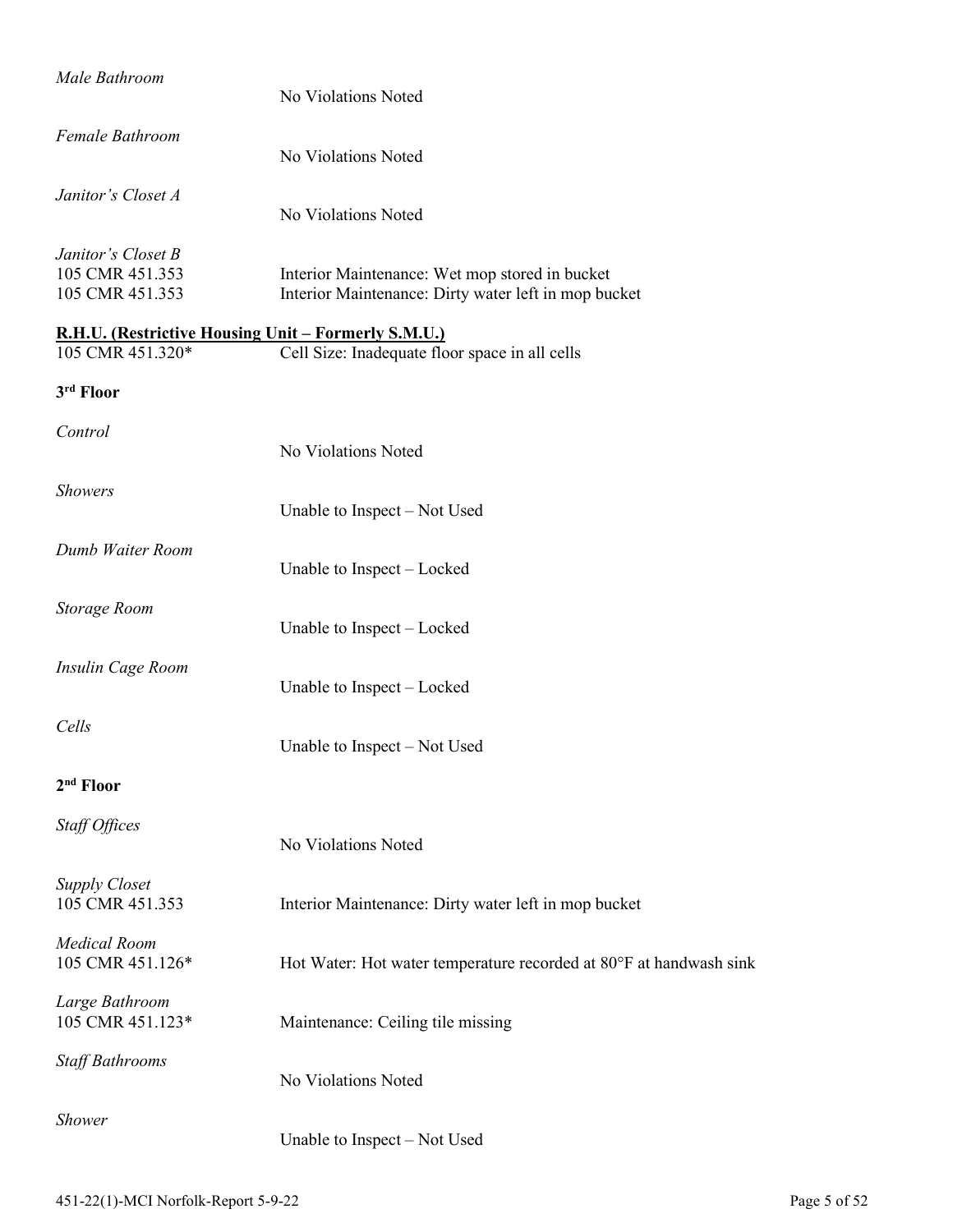*Male Bathroom*

No Violations Noted

*Female Bathroom*

No Violations Noted

*Janitor's Closet A*

No Violations Noted

*Janitor's Closet B*

105 CMR 451.353 — Interior Maintenance: Wet mop stored in bucket
105 CMR 451.353 — Interior Maintenance: Dirty water left in mop bucket

**R.H.U. (Restrictive Housing Unit – Formerly S.M.U.)**

105 CMR 451.320* — Cell Size: Inadequate floor space in all cells

**3rd Floor**

*Control*

No Violations Noted

*Showers*

Unable to Inspect – Not Used

*Dumb Waiter Room*

Unable to Inspect – Locked

*Storage Room*

Unable to Inspect – Locked

*Insulin Cage Room*

Unable to Inspect – Locked

*Cells*

Unable to Inspect – Not Used

**2nd Floor**

*Staff Offices*

No Violations Noted

*Supply Closet*

105 CMR 451.353 — Interior Maintenance: Dirty water left in mop bucket

*Medical Room*

105 CMR 451.126* — Hot Water: Hot water temperature recorded at 80°F at handwash sink

*Large Bathroom*

105 CMR 451.123* — Maintenance: Ceiling tile missing

*Staff Bathrooms*

No Violations Noted

*Shower*

Unable to Inspect – Not Used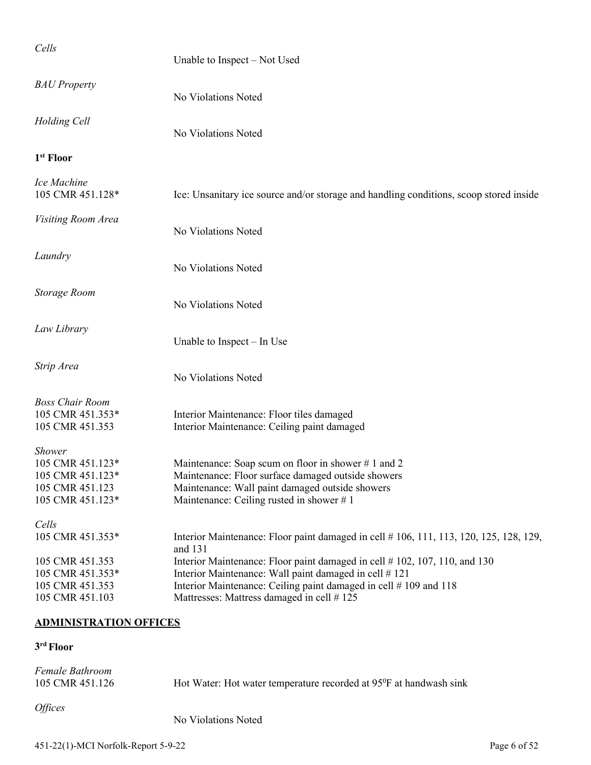*Cells*

Unable to Inspect – Not Used

*BAU Property*

No Violations Noted

*Holding Cell*

No Violations Noted

**1st Floor**

*Ice Machine*
105 CMR 451.128* Ice: Unsanitary ice source and/or storage and handling conditions, scoop stored inside

*Visiting Room Area*

No Violations Noted

*Laundry*

No Violations Noted

*Storage Room*

No Violations Noted

*Law Library*

Unable to Inspect – In Use

*Strip Area*

No Violations Noted

*Boss Chair Room*
105 CMR 451.353* Interior Maintenance: Floor tiles damaged
105 CMR 451.353 Interior Maintenance: Ceiling paint damaged

*Shower*
105 CMR 451.123* Maintenance: Soap scum on floor in shower # 1 and 2
105 CMR 451.123* Maintenance: Floor surface damaged outside showers
105 CMR 451.123 Maintenance: Wall paint damaged outside showers
105 CMR 451.123* Maintenance: Ceiling rusted in shower # 1

*Cells*
105 CMR 451.353* Interior Maintenance: Floor paint damaged in cell # 106, 111, 113, 120, 125, 128, 129, and 131
105 CMR 451.353 Interior Maintenance: Floor paint damaged in cell # 102, 107, 110, and 130
105 CMR 451.353* Interior Maintenance: Wall paint damaged in cell # 121
105 CMR 451.353 Interior Maintenance: Ceiling paint damaged in cell # 109 and 118
105 CMR 451.103 Mattresses: Mattress damaged in cell # 125

## ADMINISTRATION OFFICES

**3rd Floor**

*Female Bathroom*
105 CMR 451.126 Hot Water: Hot water temperature recorded at 95°F at handwash sink

*Offices*

No Violations Noted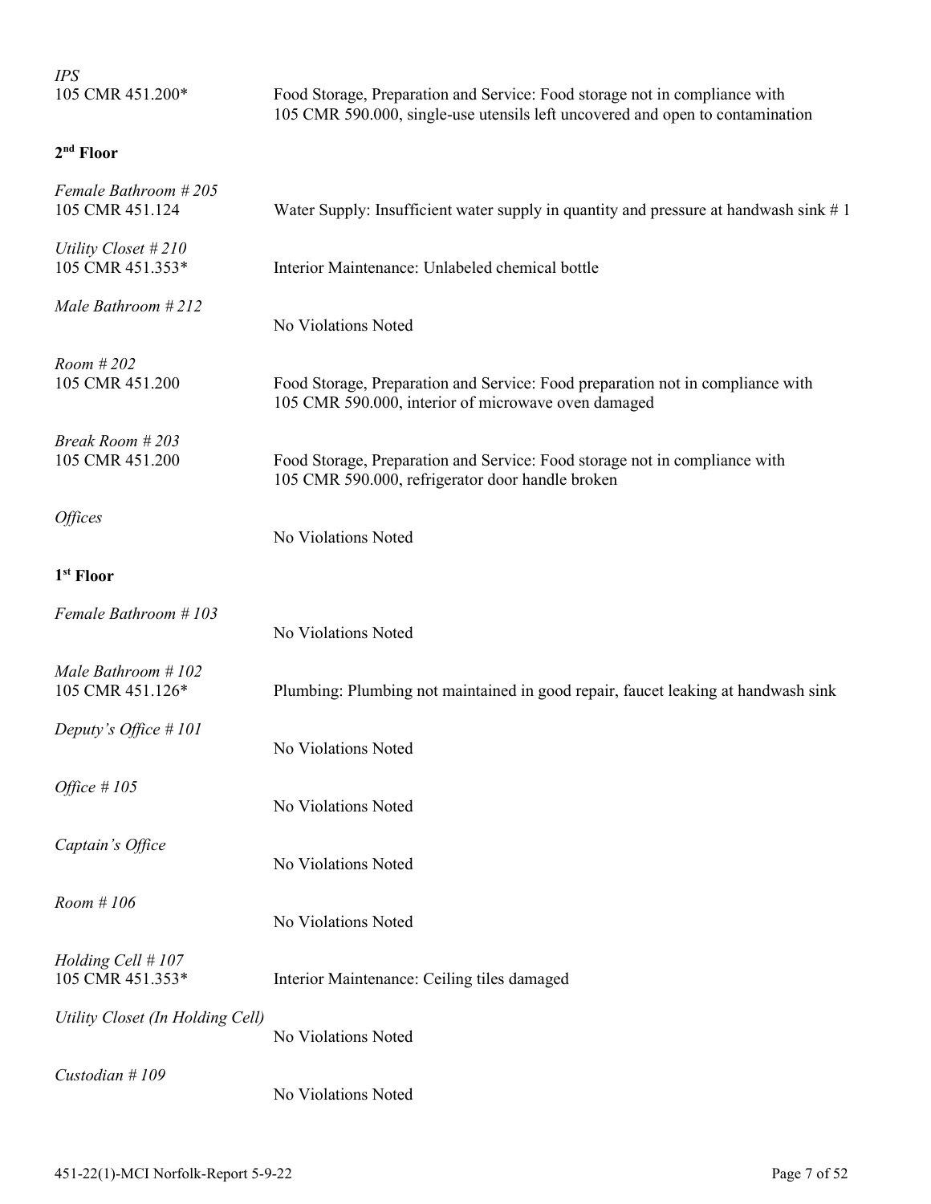*IPS*
105 CMR 451.200* Food Storage, Preparation and Service: Food storage not in compliance with 105 CMR 590.000, single-use utensils left uncovered and open to contamination

### 2nd Floor

*Female Bathroom # 205*
105 CMR 451.124 Water Supply: Insufficient water supply in quantity and pressure at handwash sink # 1

*Utility Closet # 210*
105 CMR 451.353* Interior Maintenance: Unlabeled chemical bottle

*Male Bathroom # 212*
No Violations Noted

*Room # 202*
105 CMR 451.200 Food Storage, Preparation and Service: Food preparation not in compliance with 105 CMR 590.000, interior of microwave oven damaged

*Break Room # 203*
105 CMR 451.200 Food Storage, Preparation and Service: Food storage not in compliance with 105 CMR 590.000, refrigerator door handle broken

*Offices*
No Violations Noted

### 1st Floor

*Female Bathroom # 103*
No Violations Noted

*Male Bathroom # 102*
105 CMR 451.126* Plumbing: Plumbing not maintained in good repair, faucet leaking at handwash sink

*Deputy's Office # 101*
No Violations Noted

*Office # 105*
No Violations Noted

*Captain's Office*
No Violations Noted

*Room # 106*
No Violations Noted

*Holding Cell # 107*
105 CMR 451.353* Interior Maintenance: Ceiling tiles damaged

*Utility Closet (In Holding Cell)*
No Violations Noted

*Custodian # 109*
No Violations Noted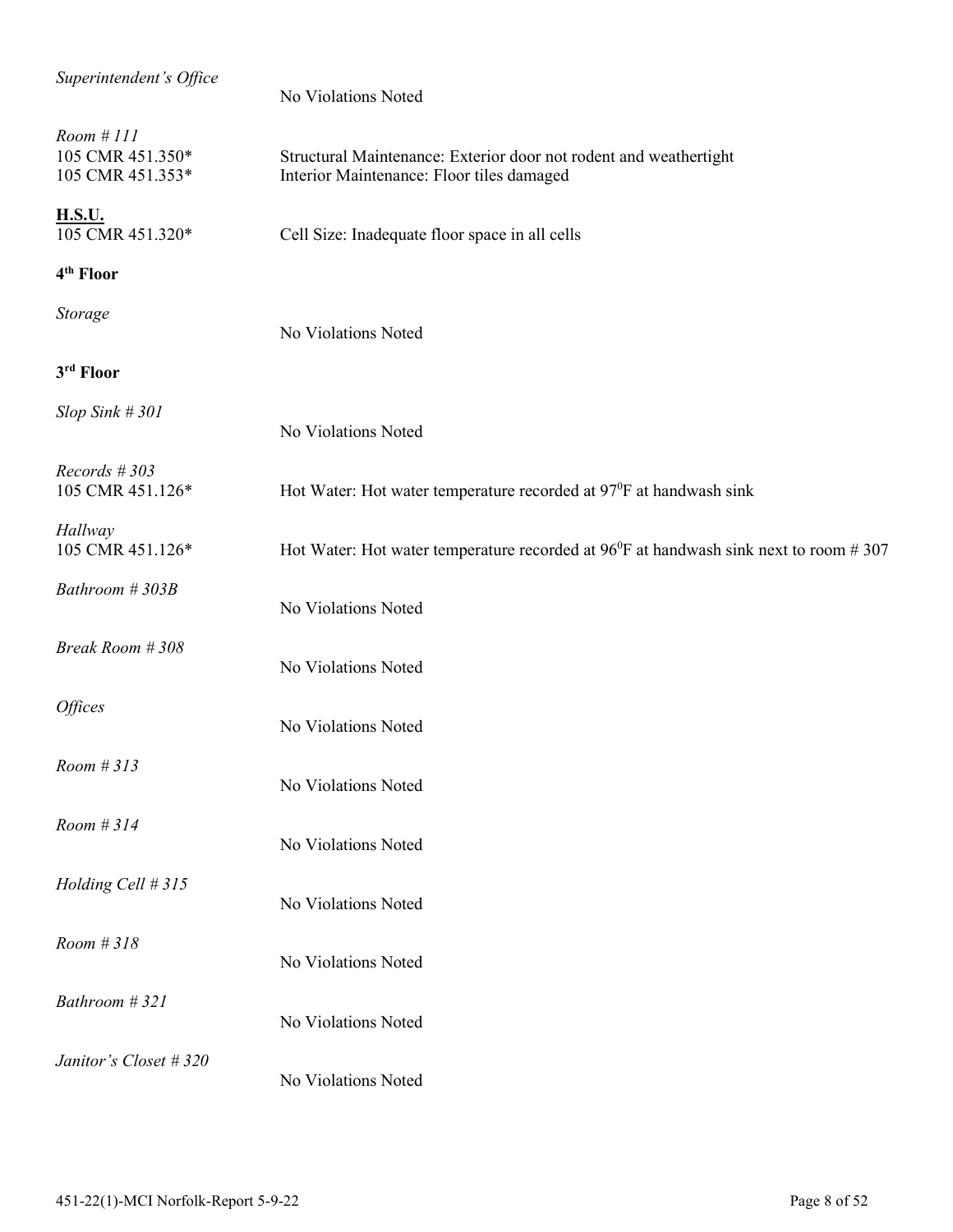*Superintendent's Office*

No Violations Noted

*Room # 111*
105 CMR 451.350* Structural Maintenance: Exterior door not rodent and weathertight
105 CMR 451.353* Interior Maintenance: Floor tiles damaged

**H.S.U.**
105 CMR 451.320* Cell Size: Inadequate floor space in all cells

**4th Floor**

*Storage*

No Violations Noted

**3rd Floor**

*Slop Sink # 301*

No Violations Noted

*Records # 303*
105 CMR 451.126* Hot Water: Hot water temperature recorded at 97°F at handwash sink

*Hallway*
105 CMR 451.126* Hot Water: Hot water temperature recorded at 96°F at handwash sink next to room # 307

*Bathroom # 303B*

No Violations Noted

*Break Room # 308*

No Violations Noted

*Offices*

No Violations Noted

*Room # 313*

No Violations Noted

*Room # 314*

No Violations Noted

*Holding Cell # 315*

No Violations Noted

*Room # 318*

No Violations Noted

*Bathroom # 321*

No Violations Noted

*Janitor's Closet # 320*

No Violations Noted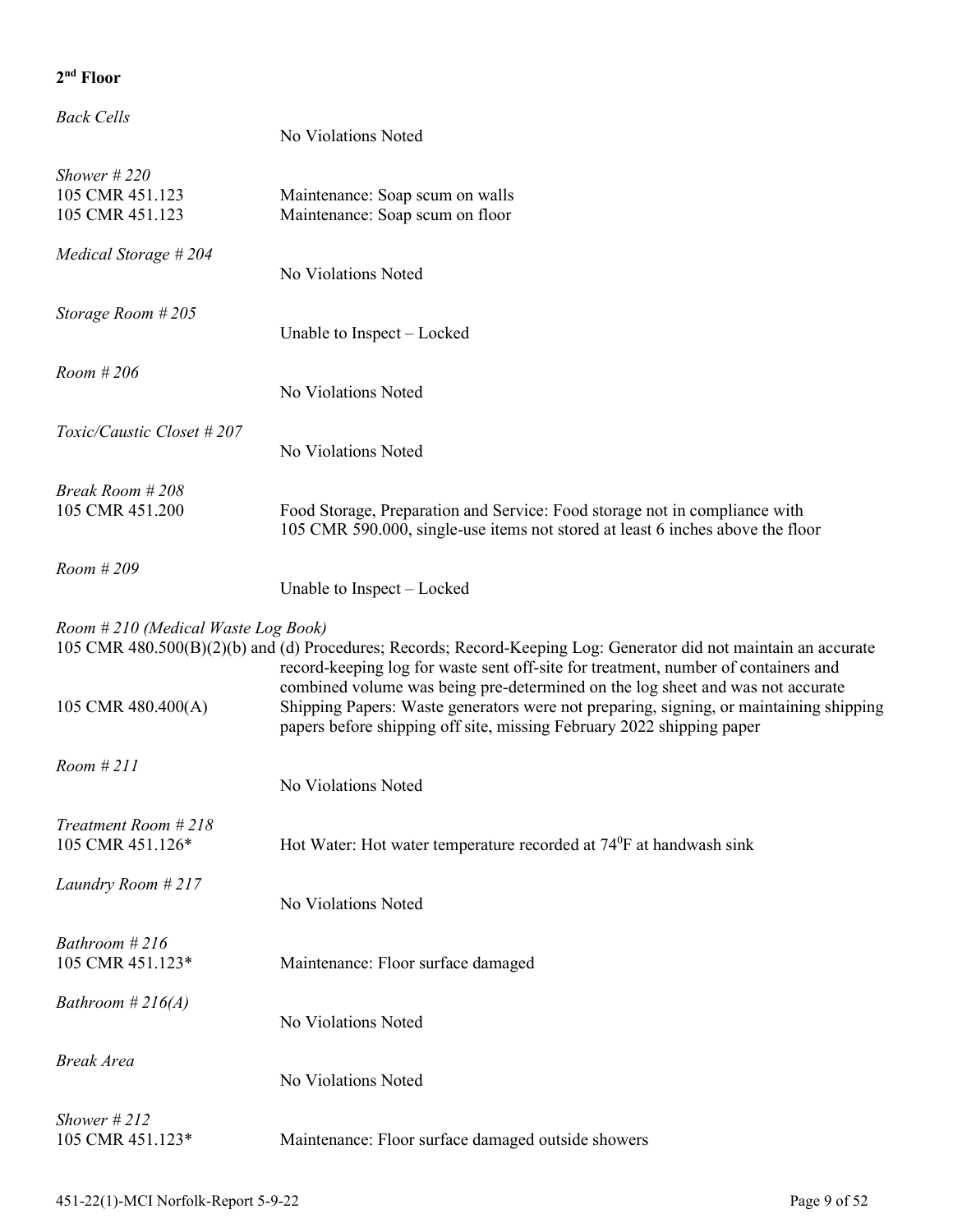## 2nd Floor

*Back Cells*

No Violations Noted

*Shower # 220*

105 CMR 451.123 Maintenance: Soap scum on walls
105 CMR 451.123 Maintenance: Soap scum on floor

*Medical Storage # 204*

No Violations Noted

*Storage Room # 205*

Unable to Inspect – Locked

*Room # 206*

No Violations Noted

*Toxic/Caustic Closet # 207*

No Violations Noted

*Break Room # 208*

105 CMR 451.200 Food Storage, Preparation and Service: Food storage not in compliance with 105 CMR 590.000, single-use items not stored at least 6 inches above the floor

*Room # 209*

Unable to Inspect – Locked

*Room # 210 (Medical Waste Log Book)*

105 CMR 480.500(B)(2)(b) and (d) Procedures; Records; Record-Keeping Log: Generator did not maintain an accurate record-keeping log for waste sent off-site for treatment, number of containers and combined volume was being pre-determined on the log sheet and was not accurate

105 CMR 480.400(A) Shipping Papers: Waste generators were not preparing, signing, or maintaining shipping papers before shipping off site, missing February 2022 shipping paper

*Room # 211*

No Violations Noted

*Treatment Room # 218*

105 CMR 451.126* Hot Water: Hot water temperature recorded at 74$^0$F at handwash sink

*Laundry Room # 217*

No Violations Noted

*Bathroom # 216*

105 CMR 451.123* Maintenance: Floor surface damaged

*Bathroom # 216(A)*

No Violations Noted

*Break Area*

No Violations Noted

*Shower # 212*

105 CMR 451.123* Maintenance: Floor surface damaged outside showers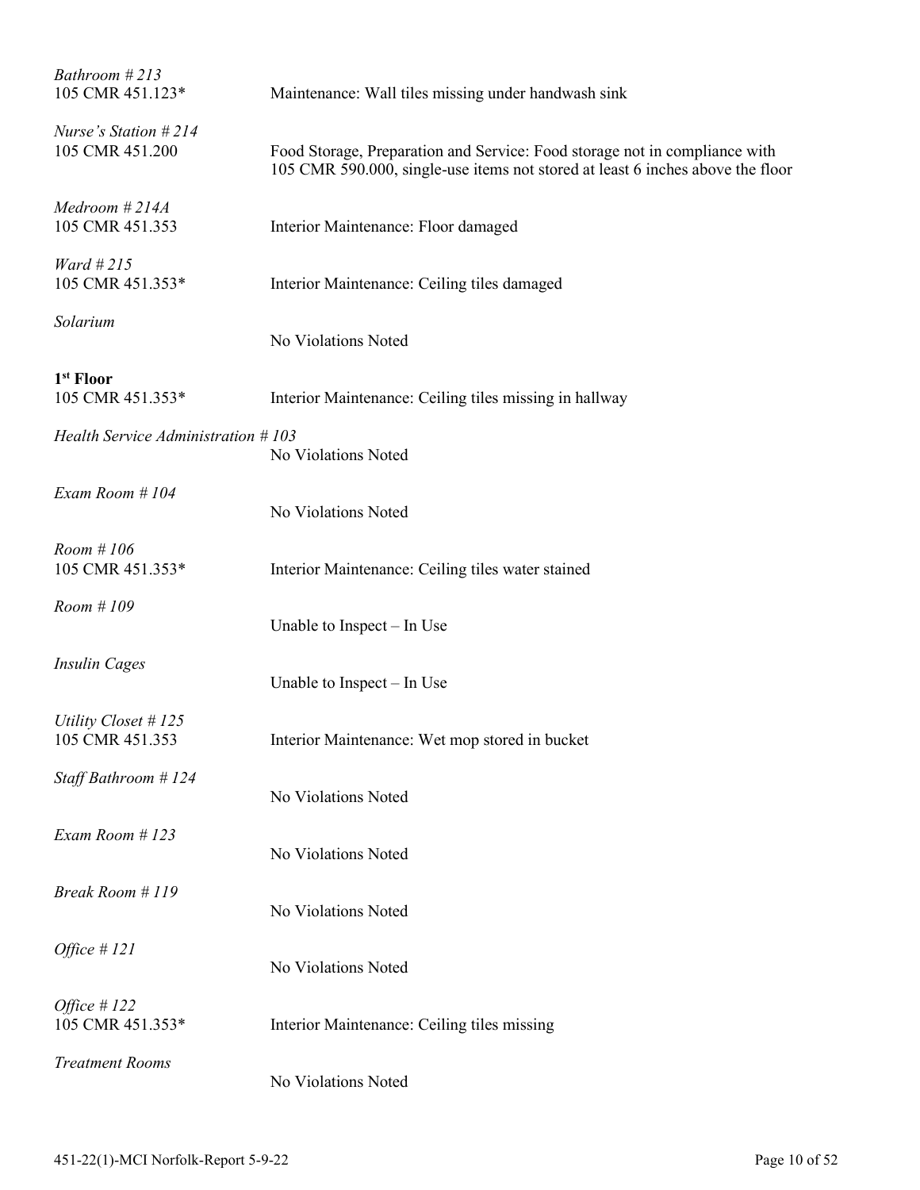*Bathroom # 213*
105 CMR 451.123* Maintenance: Wall tiles missing under handwash sink

*Nurse's Station # 214*
105 CMR 451.200 Food Storage, Preparation and Service: Food storage not in compliance with 105 CMR 590.000, single-use items not stored at least 6 inches above the floor

*Medroom # 214A*
105 CMR 451.353 Interior Maintenance: Floor damaged

*Ward # 215*
105 CMR 451.353* Interior Maintenance: Ceiling tiles damaged

*Solarium*
No Violations Noted

**1st Floor**
105 CMR 451.353* Interior Maintenance: Ceiling tiles missing in hallway

*Health Service Administration # 103*
No Violations Noted

*Exam Room # 104*
No Violations Noted

*Room # 106*
105 CMR 451.353* Interior Maintenance: Ceiling tiles water stained

*Room # 109*
Unable to Inspect – In Use

*Insulin Cages*
Unable to Inspect – In Use

*Utility Closet # 125*
105 CMR 451.353 Interior Maintenance: Wet mop stored in bucket

*Staff Bathroom # 124*
No Violations Noted

*Exam Room # 123*
No Violations Noted

*Break Room # 119*
No Violations Noted

*Office # 121*
No Violations Noted

*Office # 122*
105 CMR 451.353* Interior Maintenance: Ceiling tiles missing

*Treatment Rooms*
No Violations Noted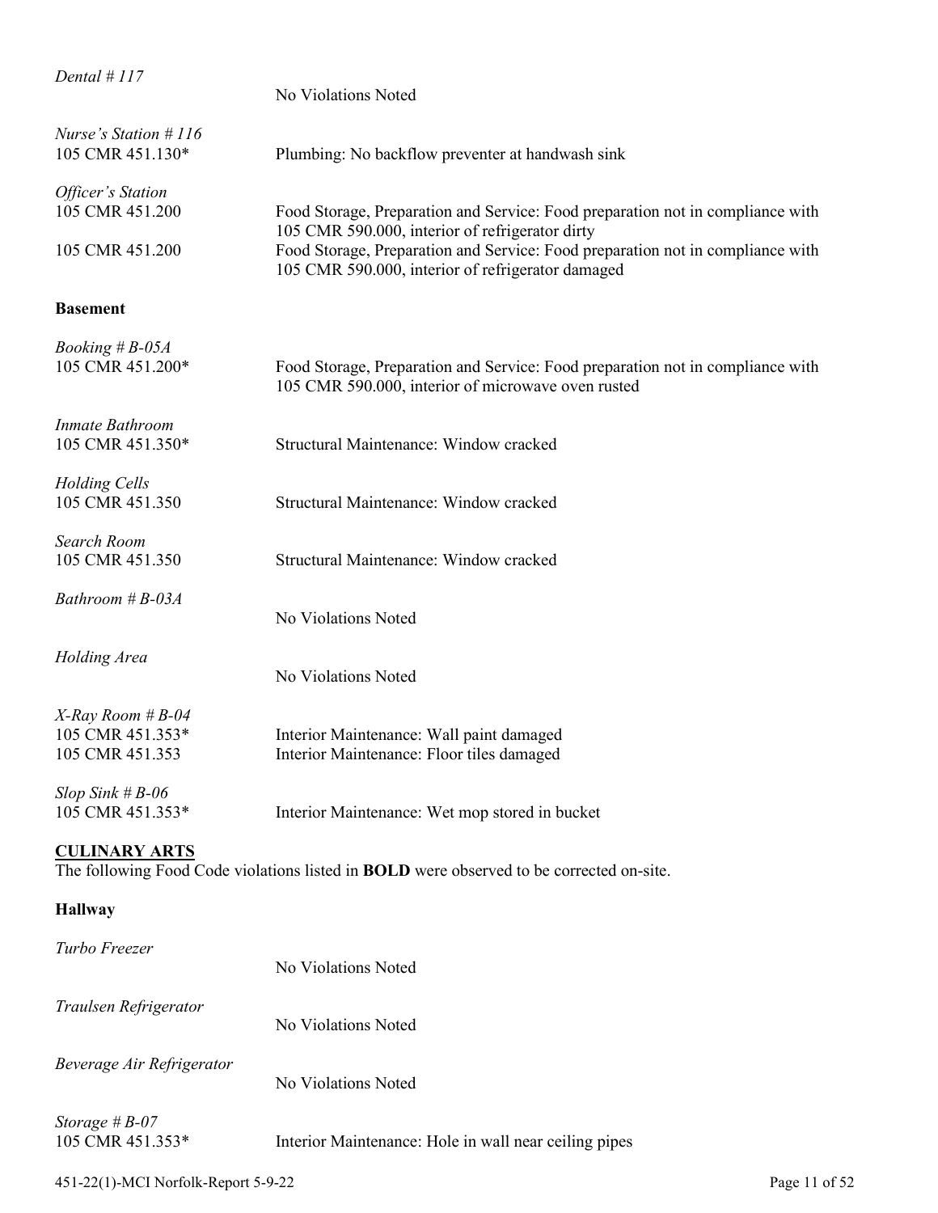*Dental # 117*
No Violations Noted

*Nurse's Station # 116*
105 CMR 451.130* Plumbing: No backflow preventer at handwash sink

*Officer's Station*
105 CMR 451.200 Food Storage, Preparation and Service: Food preparation not in compliance with 105 CMR 590.000, interior of refrigerator dirty
105 CMR 451.200 Food Storage, Preparation and Service: Food preparation not in compliance with 105 CMR 590.000, interior of refrigerator damaged

**Basement**

*Booking # B-05A*
105 CMR 451.200* Food Storage, Preparation and Service: Food preparation not in compliance with 105 CMR 590.000, interior of microwave oven rusted

*Inmate Bathroom*
105 CMR 451.350* Structural Maintenance: Window cracked

*Holding Cells*
105 CMR 451.350 Structural Maintenance: Window cracked

*Search Room*
105 CMR 451.350 Structural Maintenance: Window cracked

*Bathroom # B-03A*
No Violations Noted

*Holding Area*
No Violations Noted

*X-Ray Room # B-04*
105 CMR 451.353* Interior Maintenance: Wall paint damaged
105 CMR 451.353 Interior Maintenance: Floor tiles damaged

*Slop Sink # B-06*
105 CMR 451.353* Interior Maintenance: Wet mop stored in bucket

**CULINARY ARTS**

The following Food Code violations listed in **BOLD** were observed to be corrected on-site.

**Hallway**

*Turbo Freezer*
No Violations Noted

*Traulsen Refrigerator*
No Violations Noted

*Beverage Air Refrigerator*
No Violations Noted

*Storage # B-07*
105 CMR 451.353* Interior Maintenance: Hole in wall near ceiling pipes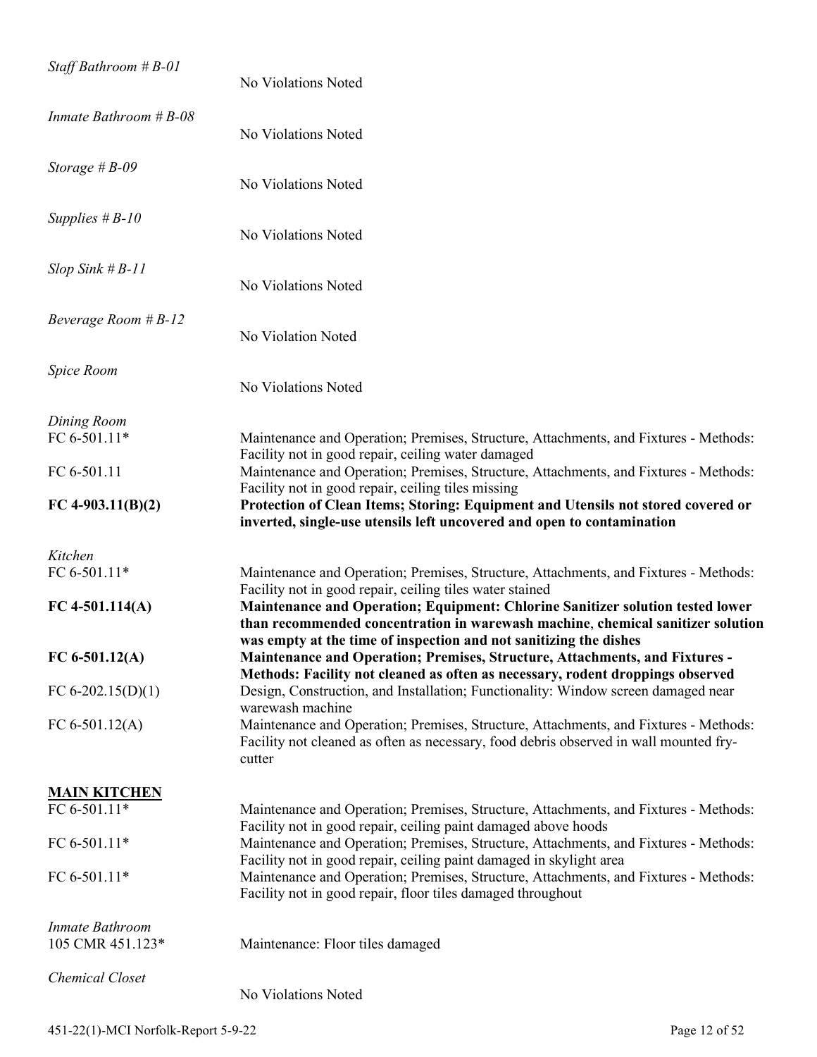*Staff Bathroom # B-01*
No Violations Noted

*Inmate Bathroom # B-08*
No Violations Noted

*Storage # B-09*
No Violations Noted

*Supplies # B-10*
No Violations Noted

*Slop Sink # B-11*
No Violations Noted

*Beverage Room # B-12*
No Violation Noted

*Spice Room*
No Violations Noted

*Dining Room*

| | |
|---|---|
| FC 6-501.11* | Maintenance and Operation; Premises, Structure, Attachments, and Fixtures - Methods: Facility not in good repair, ceiling water damaged |
| FC 6-501.11 | Maintenance and Operation; Premises, Structure, Attachments, and Fixtures - Methods: Facility not in good repair, ceiling tiles missing |
| **FC 4-903.11(B)(2)** | **Protection of Clean Items; Storing: Equipment and Utensils not stored covered or inverted, single-use utensils left uncovered and open to contamination** |

*Kitchen*

| | |
|---|---|
| FC 6-501.11* | Maintenance and Operation; Premises, Structure, Attachments, and Fixtures - Methods: Facility not in good repair, ceiling tiles water stained |
| **FC 4-501.114(A)** | **Maintenance and Operation; Equipment: Chlorine Sanitizer solution tested lower than recommended concentration in warewash machine, chemical sanitizer solution was empty at the time of inspection and not sanitizing the dishes** |
| **FC 6-501.12(A)** | **Maintenance and Operation; Premises, Structure, Attachments, and Fixtures - Methods: Facility not cleaned as often as necessary, rodent droppings observed** |
| FC 6-202.15(D)(1) | Design, Construction, and Installation; Functionality: Window screen damaged near warewash machine |
| FC 6-501.12(A) | Maintenance and Operation; Premises, Structure, Attachments, and Fixtures - Methods: Facility not cleaned as often as necessary, food debris observed in wall mounted fry-cutter |

**MAIN KITCHEN**

| | |
|---|---|
| FC 6-501.11* | Maintenance and Operation; Premises, Structure, Attachments, and Fixtures - Methods: Facility not in good repair, ceiling paint damaged above hoods |
| FC 6-501.11* | Maintenance and Operation; Premises, Structure, Attachments, and Fixtures - Methods: Facility not in good repair, ceiling paint damaged in skylight area |
| FC 6-501.11* | Maintenance and Operation; Premises, Structure, Attachments, and Fixtures - Methods: Facility not in good repair, floor tiles damaged throughout |

*Inmate Bathroom*

| | |
|---|---|
| 105 CMR 451.123* | Maintenance: Floor tiles damaged |

*Chemical Closet*
No Violations Noted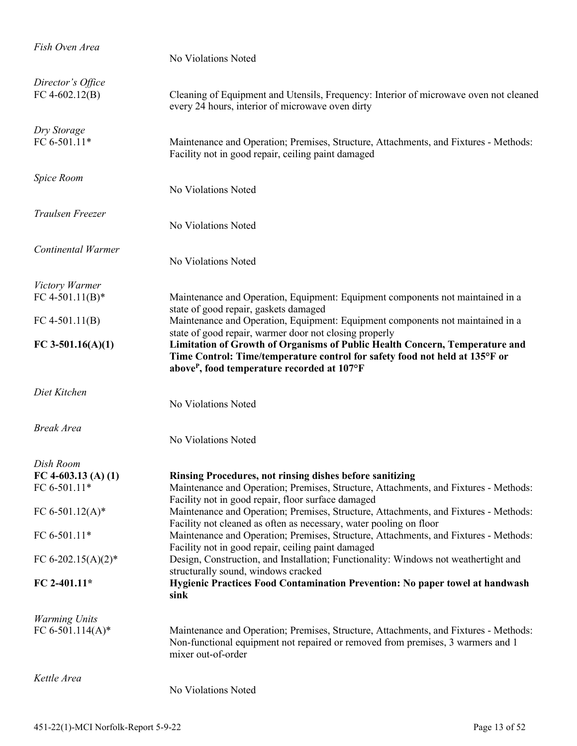*Fish Oven Area*

No Violations Noted

*Director's Office*

FC 4-602.12(B) — Cleaning of Equipment and Utensils, Frequency: Interior of microwave oven not cleaned every 24 hours, interior of microwave oven dirty

*Dry Storage*

FC 6-501.11* — Maintenance and Operation; Premises, Structure, Attachments, and Fixtures - Methods: Facility not in good repair, ceiling paint damaged

*Spice Room*

No Violations Noted

*Traulsen Freezer*

No Violations Noted

*Continental Warmer*

No Violations Noted

*Victory Warmer*

FC 4-501.11(B)* — Maintenance and Operation, Equipment: Equipment components not maintained in a state of good repair, gaskets damaged

FC 4-501.11(B) — Maintenance and Operation, Equipment: Equipment components not maintained in a state of good repair, warmer door not closing properly

**FC 3-501.16(A)(1)** — **Limitation of Growth of Organisms of Public Health Concern, Temperature and Time Control: Time/temperature control for safety food not held at 135°F or above[P], food temperature recorded at 107°F**

*Diet Kitchen*

No Violations Noted

*Break Area*

No Violations Noted

*Dish Room*

**FC 4-603.13 (A) (1)** — **Rinsing Procedures, not rinsing dishes before sanitizing**

FC 6-501.11* — Maintenance and Operation; Premises, Structure, Attachments, and Fixtures - Methods: Facility not in good repair, floor surface damaged

FC 6-501.12(A)* — Maintenance and Operation; Premises, Structure, Attachments, and Fixtures - Methods: Facility not cleaned as often as necessary, water pooling on floor

FC 6-501.11* — Maintenance and Operation; Premises, Structure, Attachments, and Fixtures - Methods: Facility not in good repair, ceiling paint damaged

FC 6-202.15(A)(2)* — Design, Construction, and Installation; Functionality: Windows not weathertight and structurally sound, windows cracked

**FC 2-401.11*** — **Hygienic Practices Food Contamination Prevention: No paper towel at handwash sink**

*Warming Units*

FC 6-501.114(A)* — Maintenance and Operation; Premises, Structure, Attachments, and Fixtures - Methods: Non-functional equipment not repaired or removed from premises, 3 warmers and 1 mixer out-of-order

*Kettle Area*

No Violations Noted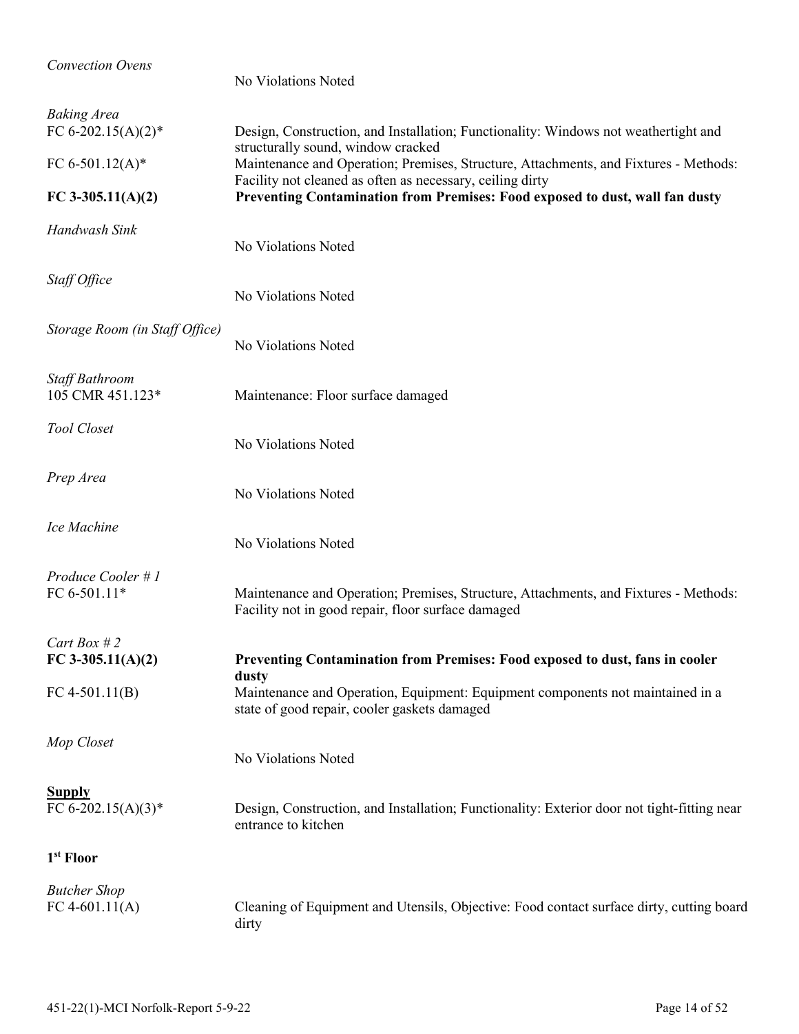*Convection Ovens*
No Violations Noted

*Baking Area*

| | |
|---|---|
| FC 6-202.15(A)(2)* | Design, Construction, and Installation; Functionality: Windows not weathertight and structurally sound, window cracked |
| FC 6-501.12(A)* | Maintenance and Operation; Premises, Structure, Attachments, and Fixtures - Methods: Facility not cleaned as often as necessary, ceiling dirty |
| **FC 3-305.11(A)(2)** | **Preventing Contamination from Premises: Food exposed to dust, wall fan dusty** |

*Handwash Sink*
No Violations Noted

*Staff Office*
No Violations Noted

*Storage Room (in Staff Office)*
No Violations Noted

*Staff Bathroom*

| | |
|---|---|
| 105 CMR 451.123* | Maintenance: Floor surface damaged |

*Tool Closet*
No Violations Noted

*Prep Area*
No Violations Noted

*Ice Machine*
No Violations Noted

*Produce Cooler # 1*

| | |
|---|---|
| FC 6-501.11* | Maintenance and Operation; Premises, Structure, Attachments, and Fixtures - Methods: Facility not in good repair, floor surface damaged |

*Cart Box # 2*

| | |
|---|---|
| **FC 3-305.11(A)(2)** | **Preventing Contamination from Premises: Food exposed to dust, fans in cooler dusty** |
| FC 4-501.11(B) | Maintenance and Operation, Equipment: Equipment components not maintained in a state of good repair, cooler gaskets damaged |

*Mop Closet*
No Violations Noted

**<u>Supply</u>**

| | |
|---|---|
| FC 6-202.15(A)(3)* | Design, Construction, and Installation; Functionality: Exterior door not tight-fitting near entrance to kitchen |

**1st Floor**

*Butcher Shop*

| | |
|---|---|
| FC 4-601.11(A) | Cleaning of Equipment and Utensils, Objective: Food contact surface dirty, cutting board dirty |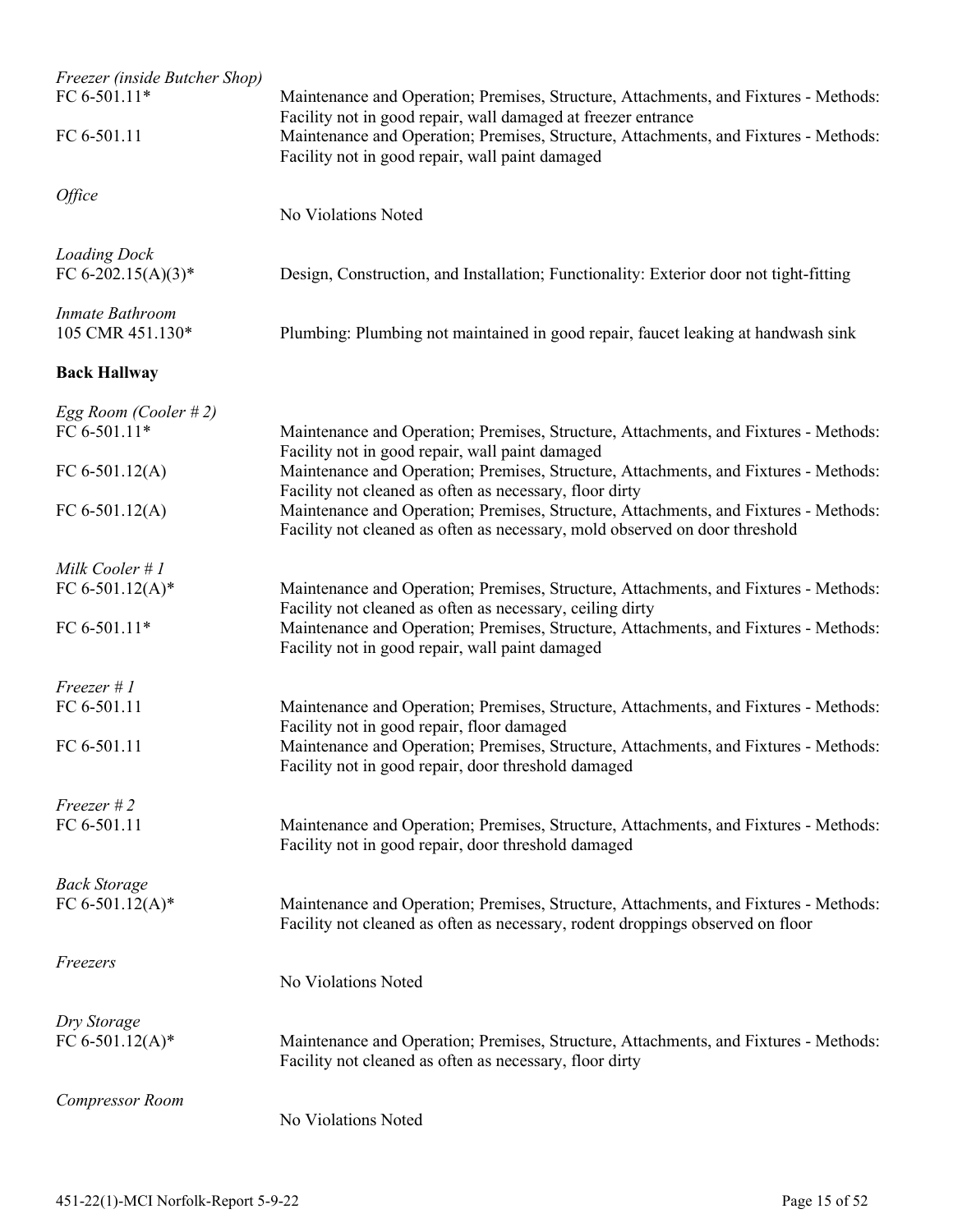*Freezer (inside Butcher Shop)*

FC 6-501.11* Maintenance and Operation; Premises, Structure, Attachments, and Fixtures - Methods: Facility not in good repair, wall damaged at freezer entrance

FC 6-501.11 Maintenance and Operation; Premises, Structure, Attachments, and Fixtures - Methods: Facility not in good repair, wall paint damaged

*Office*

No Violations Noted

*Loading Dock*

FC 6-202.15(A)(3)* Design, Construction, and Installation; Functionality: Exterior door not tight-fitting

*Inmate Bathroom*

105 CMR 451.130* Plumbing: Plumbing not maintained in good repair, faucet leaking at handwash sink

**Back Hallway**

*Egg Room (Cooler # 2)*

FC 6-501.11* Maintenance and Operation; Premises, Structure, Attachments, and Fixtures - Methods: Facility not in good repair, wall paint damaged

FC 6-501.12(A) Maintenance and Operation; Premises, Structure, Attachments, and Fixtures - Methods: Facility not cleaned as often as necessary, floor dirty

FC 6-501.12(A) Maintenance and Operation; Premises, Structure, Attachments, and Fixtures - Methods: Facility not cleaned as often as necessary, mold observed on door threshold

*Milk Cooler # 1*

FC 6-501.12(A)* Maintenance and Operation; Premises, Structure, Attachments, and Fixtures - Methods: Facility not cleaned as often as necessary, ceiling dirty

FC 6-501.11* Maintenance and Operation; Premises, Structure, Attachments, and Fixtures - Methods: Facility not in good repair, wall paint damaged

*Freezer # 1*

FC 6-501.11 Maintenance and Operation; Premises, Structure, Attachments, and Fixtures - Methods: Facility not in good repair, floor damaged

FC 6-501.11 Maintenance and Operation; Premises, Structure, Attachments, and Fixtures - Methods: Facility not in good repair, door threshold damaged

*Freezer # 2*

FC 6-501.11 Maintenance and Operation; Premises, Structure, Attachments, and Fixtures - Methods: Facility not in good repair, door threshold damaged

*Back Storage*

FC 6-501.12(A)* Maintenance and Operation; Premises, Structure, Attachments, and Fixtures - Methods: Facility not cleaned as often as necessary, rodent droppings observed on floor

*Freezers*

No Violations Noted

*Dry Storage*

FC 6-501.12(A)* Maintenance and Operation; Premises, Structure, Attachments, and Fixtures - Methods: Facility not cleaned as often as necessary, floor dirty

*Compressor Room*

No Violations Noted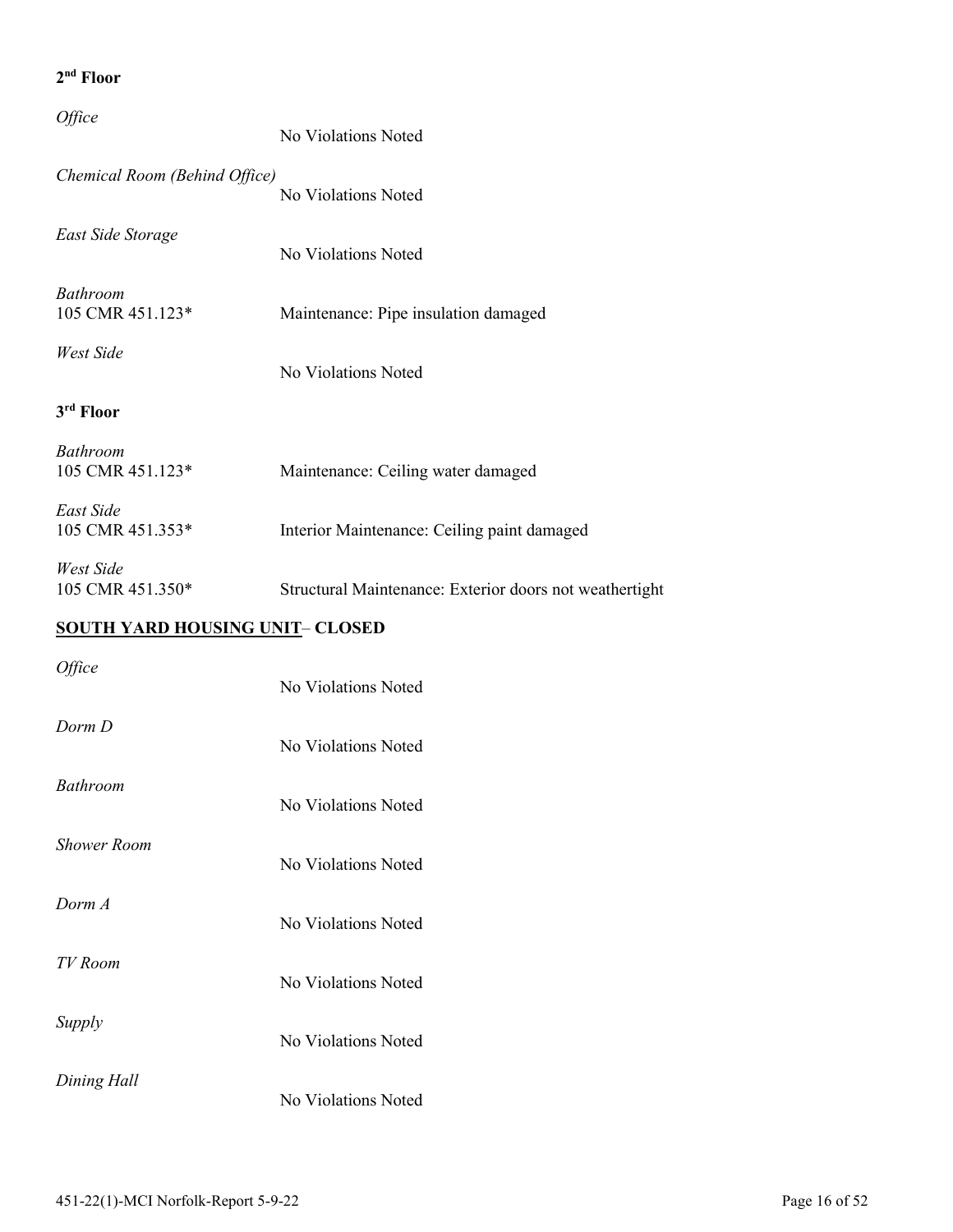**2nd Floor**

*Office*

No Violations Noted

*Chemical Room (Behind Office)*

No Violations Noted

*East Side Storage*

No Violations Noted

*Bathroom*

105 CMR 451.123* Maintenance: Pipe insulation damaged

*West Side*

No Violations Noted

**3rd Floor**

*Bathroom*

105 CMR 451.123* Maintenance: Ceiling water damaged

*East Side*

105 CMR 451.353* Interior Maintenance: Ceiling paint damaged

*West Side*

105 CMR 451.350* Structural Maintenance: Exterior doors not weathertight

**<u>SOUTH YARD HOUSING UNIT</u>– CLOSED**

*Office*

No Violations Noted

*Dorm D*

No Violations Noted

*Bathroom*

No Violations Noted

*Shower Room*

No Violations Noted

*Dorm A*

No Violations Noted

*TV Room*

No Violations Noted

*Supply*

No Violations Noted

*Dining Hall*

No Violations Noted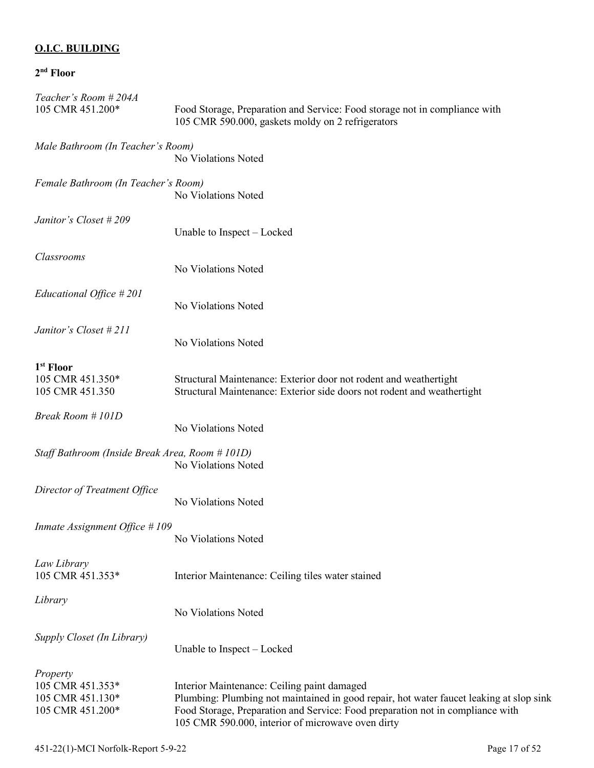**O.I.C. BUILDING**

**2nd Floor**

*Teacher's Room # 204A*
105 CMR 451.200* Food Storage, Preparation and Service: Food storage not in compliance with 105 CMR 590.000, gaskets moldy on 2 refrigerators

*Male Bathroom (In Teacher's Room)*
No Violations Noted

*Female Bathroom (In Teacher's Room)*
No Violations Noted

*Janitor's Closet # 209*
Unable to Inspect – Locked

*Classrooms*
No Violations Noted

*Educational Office # 201*
No Violations Noted

*Janitor's Closet # 211*
No Violations Noted

**1st Floor**
105 CMR 451.350* Structural Maintenance: Exterior door not rodent and weathertight
105 CMR 451.350 Structural Maintenance: Exterior side doors not rodent and weathertight

*Break Room # 101D*
No Violations Noted

*Staff Bathroom (Inside Break Area, Room # 101D)*
No Violations Noted

*Director of Treatment Office*
No Violations Noted

*Inmate Assignment Office # 109*
No Violations Noted

*Law Library*
105 CMR 451.353* Interior Maintenance: Ceiling tiles water stained

*Library*
No Violations Noted

*Supply Closet (In Library)*
Unable to Inspect – Locked

*Property*
105 CMR 451.353* Interior Maintenance: Ceiling paint damaged
105 CMR 451.130* Plumbing: Plumbing not maintained in good repair, hot water faucet leaking at slop sink
105 CMR 451.200* Food Storage, Preparation and Service: Food preparation not in compliance with 105 CMR 590.000, interior of microwave oven dirty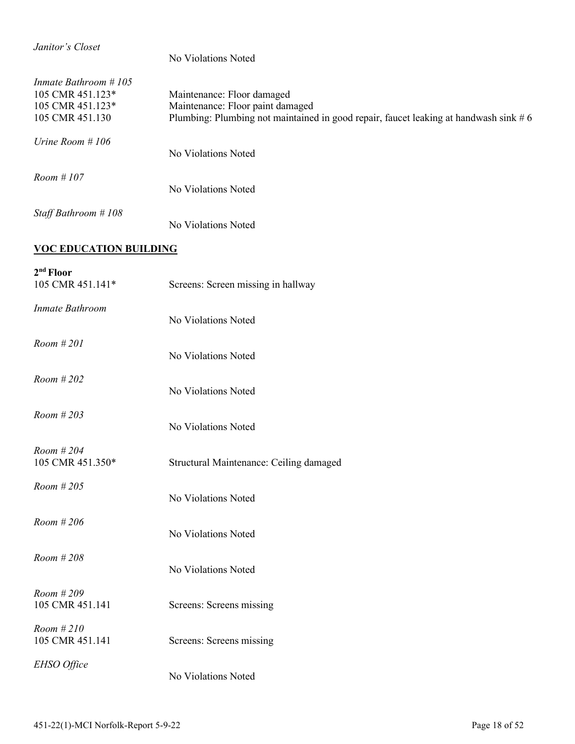*Janitor's Closet*

No Violations Noted

*Inmate Bathroom # 105*

| | |
|---|---|
| 105 CMR 451.123* | Maintenance: Floor damaged |
| 105 CMR 451.123* | Maintenance: Floor paint damaged |
| 105 CMR 451.130 | Plumbing: Plumbing not maintained in good repair, faucet leaking at handwash sink # 6 |

*Urine Room # 106*

No Violations Noted

*Room # 107*

No Violations Noted

*Staff Bathroom # 108*

No Violations Noted

## VOC EDUCATION BUILDING

**2nd Floor**

| | |
|---|---|
| 105 CMR 451.141* | Screens: Screen missing in hallway |

*Inmate Bathroom*

No Violations Noted

*Room # 201*

No Violations Noted

*Room # 202*

No Violations Noted

*Room # 203*

No Violations Noted

*Room # 204*

| | |
|---|---|
| 105 CMR 451.350* | Structural Maintenance: Ceiling damaged |

*Room # 205*

No Violations Noted

*Room # 206*

No Violations Noted

*Room # 208*

No Violations Noted

*Room # 209*

| | |
|---|---|
| 105 CMR 451.141 | Screens: Screens missing |

*Room # 210*

| | |
|---|---|
| 105 CMR 451.141 | Screens: Screens missing |

*EHSO Office*

No Violations Noted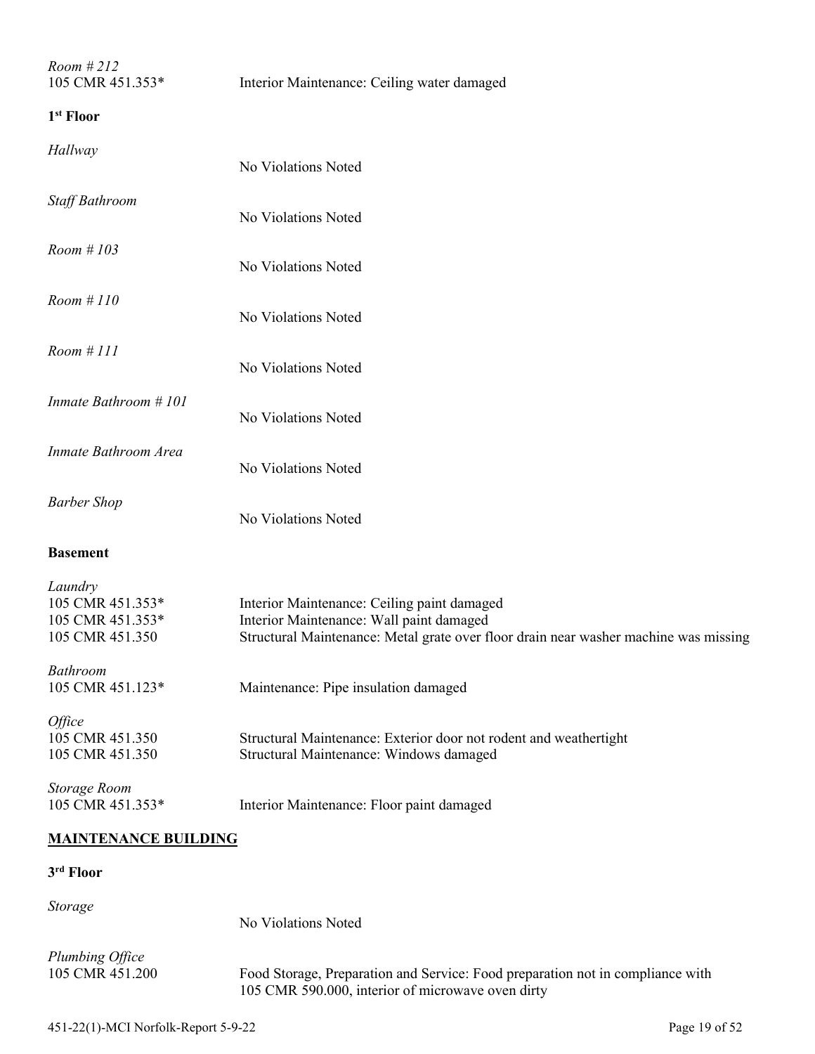*Room # 212*
105 CMR 451.353* Interior Maintenance: Ceiling water damaged

**1st Floor**

*Hallway*
No Violations Noted

*Staff Bathroom*
No Violations Noted

*Room # 103*
No Violations Noted

*Room # 110*
No Violations Noted

*Room # 111*
No Violations Noted

*Inmate Bathroom # 101*
No Violations Noted

*Inmate Bathroom Area*
No Violations Noted

*Barber Shop*
No Violations Noted

**Basement**

*Laundry*
105 CMR 451.353* Interior Maintenance: Ceiling paint damaged
105 CMR 451.353* Interior Maintenance: Wall paint damaged
105 CMR 451.350 Structural Maintenance: Metal grate over floor drain near washer machine was missing

*Bathroom*
105 CMR 451.123* Maintenance: Pipe insulation damaged

*Office*
105 CMR 451.350 Structural Maintenance: Exterior door not rodent and weathertight
105 CMR 451.350 Structural Maintenance: Windows damaged

*Storage Room*
105 CMR 451.353* Interior Maintenance: Floor paint damaged

**<u>MAINTENANCE BUILDING</u>**

**3rd Floor**

*Storage*
No Violations Noted

*Plumbing Office*
105 CMR 451.200 Food Storage, Preparation and Service: Food preparation not in compliance with 105 CMR 590.000, interior of microwave oven dirty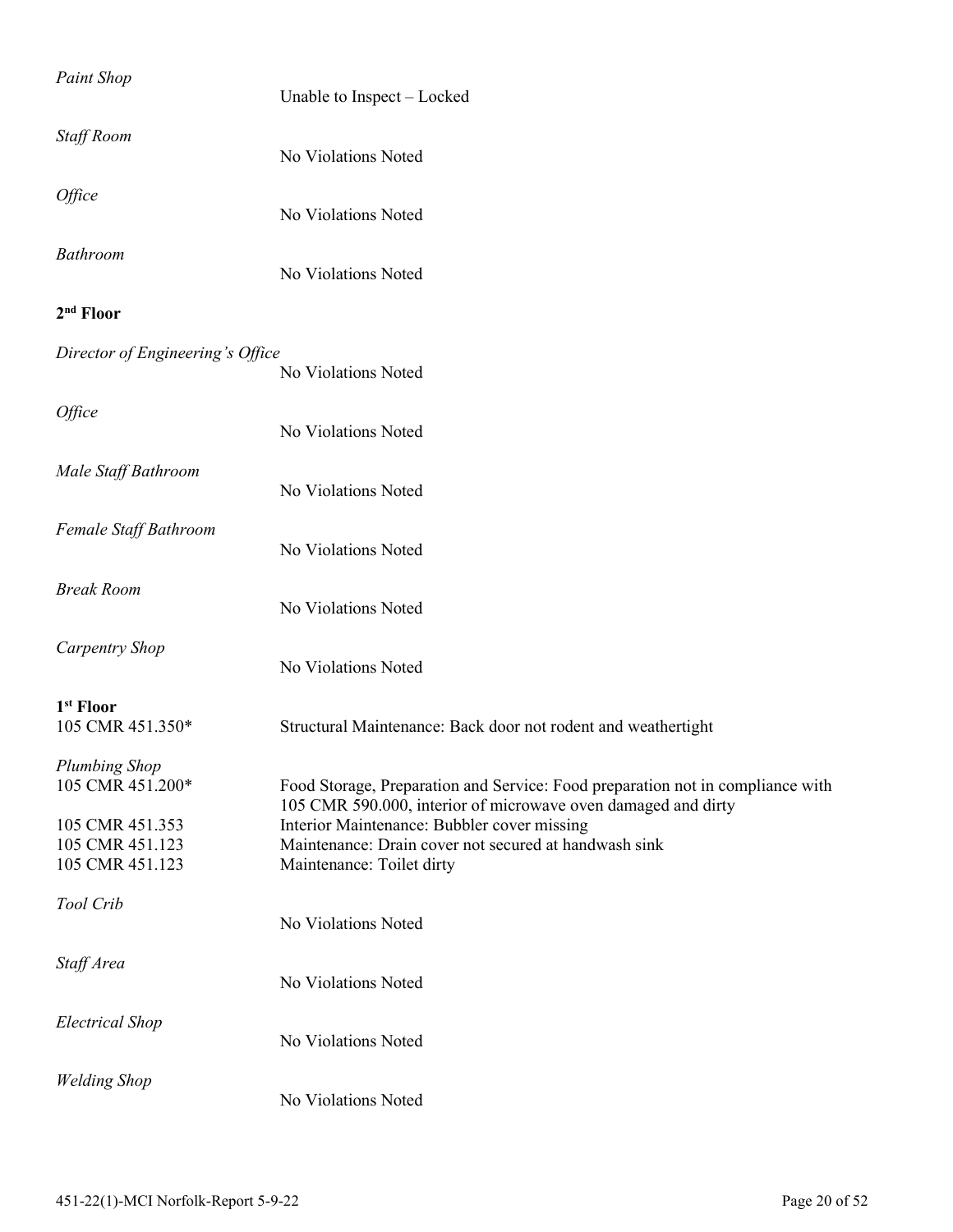*Paint Shop*

Unable to Inspect – Locked

*Staff Room*

No Violations Noted

*Office*

No Violations Noted

*Bathroom*

No Violations Noted

**2nd Floor**

*Director of Engineering's Office*

No Violations Noted

*Office*

No Violations Noted

*Male Staff Bathroom*

No Violations Noted

*Female Staff Bathroom*

No Violations Noted

*Break Room*

No Violations Noted

*Carpentry Shop*

No Violations Noted

**1st Floor**

105 CMR 451.350* Structural Maintenance: Back door not rodent and weathertight

*Plumbing Shop*

105 CMR 451.200* Food Storage, Preparation and Service: Food preparation not in compliance with 105 CMR 590.000, interior of microwave oven damaged and dirty

105 CMR 451.353 Interior Maintenance: Bubbler cover missing

105 CMR 451.123 Maintenance: Drain cover not secured at handwash sink

105 CMR 451.123 Maintenance: Toilet dirty

*Tool Crib*

No Violations Noted

*Staff Area*

No Violations Noted

*Electrical Shop*

No Violations Noted

*Welding Shop*

No Violations Noted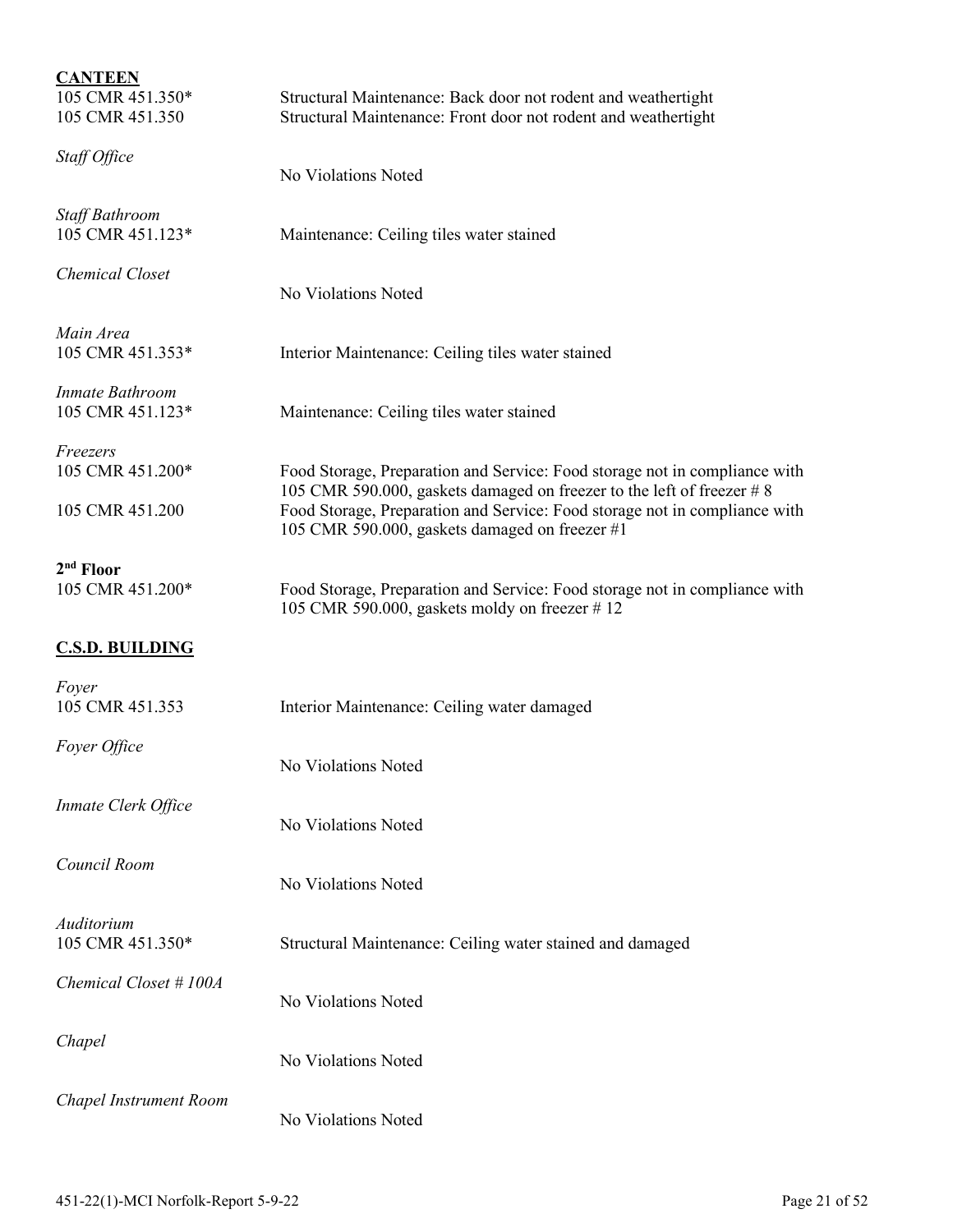**CANTEEN**

105 CMR 451.350* Structural Maintenance: Back door not rodent and weathertight
105 CMR 451.350 Structural Maintenance: Front door not rodent and weathertight

*Staff Office*

No Violations Noted

*Staff Bathroom*

105 CMR 451.123* Maintenance: Ceiling tiles water stained

*Chemical Closet*

No Violations Noted

*Main Area*

105 CMR 451.353* Interior Maintenance: Ceiling tiles water stained

*Inmate Bathroom*

105 CMR 451.123* Maintenance: Ceiling tiles water stained

*Freezers*

105 CMR 451.200* Food Storage, Preparation and Service: Food storage not in compliance with 105 CMR 590.000, gaskets damaged on freezer to the left of freezer # 8
105 CMR 451.200 Food Storage, Preparation and Service: Food storage not in compliance with 105 CMR 590.000, gaskets damaged on freezer #1

**2nd Floor**

105 CMR 451.200* Food Storage, Preparation and Service: Food storage not in compliance with 105 CMR 590.000, gaskets moldy on freezer # 12

**C.S.D. BUILDING**

*Foyer*

105 CMR 451.353 Interior Maintenance: Ceiling water damaged

*Foyer Office*

No Violations Noted

*Inmate Clerk Office*

No Violations Noted

*Council Room*

No Violations Noted

*Auditorium*

105 CMR 451.350* Structural Maintenance: Ceiling water stained and damaged

*Chemical Closet # 100A*

No Violations Noted

*Chapel*

No Violations Noted

*Chapel Instrument Room*

No Violations Noted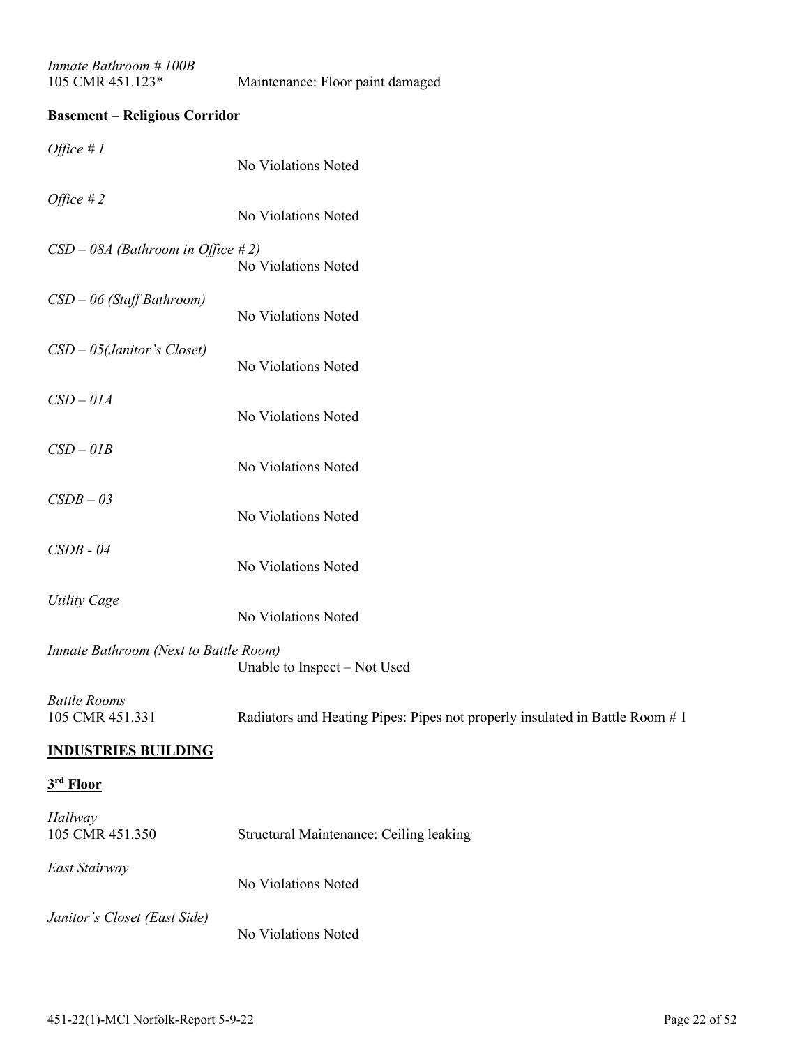*Inmate Bathroom # 100B*
105 CMR 451.123* Maintenance: Floor paint damaged

**Basement – Religious Corridor**

*Office # 1*
No Violations Noted

*Office # 2*
No Violations Noted

*CSD – 08A (Bathroom in Office # 2)*
No Violations Noted

*CSD – 06 (Staff Bathroom)*
No Violations Noted

*CSD – 05(Janitor's Closet)*
No Violations Noted

*CSD – 01A*
No Violations Noted

*CSD – 01B*
No Violations Noted

*CSDB – 03*
No Violations Noted

*CSDB - 04*
No Violations Noted

*Utility Cage*
No Violations Noted

*Inmate Bathroom (Next to Battle Room)*
Unable to Inspect – Not Used

*Battle Rooms*
105 CMR 451.331 Radiators and Heating Pipes: Pipes not properly insulated in Battle Room # 1

**<u>INDUSTRIES BUILDING</u>**

**<u>3rd Floor</u>**

*Hallway*
105 CMR 451.350 Structural Maintenance: Ceiling leaking

*East Stairway*
No Violations Noted

*Janitor's Closet (East Side)*
No Violations Noted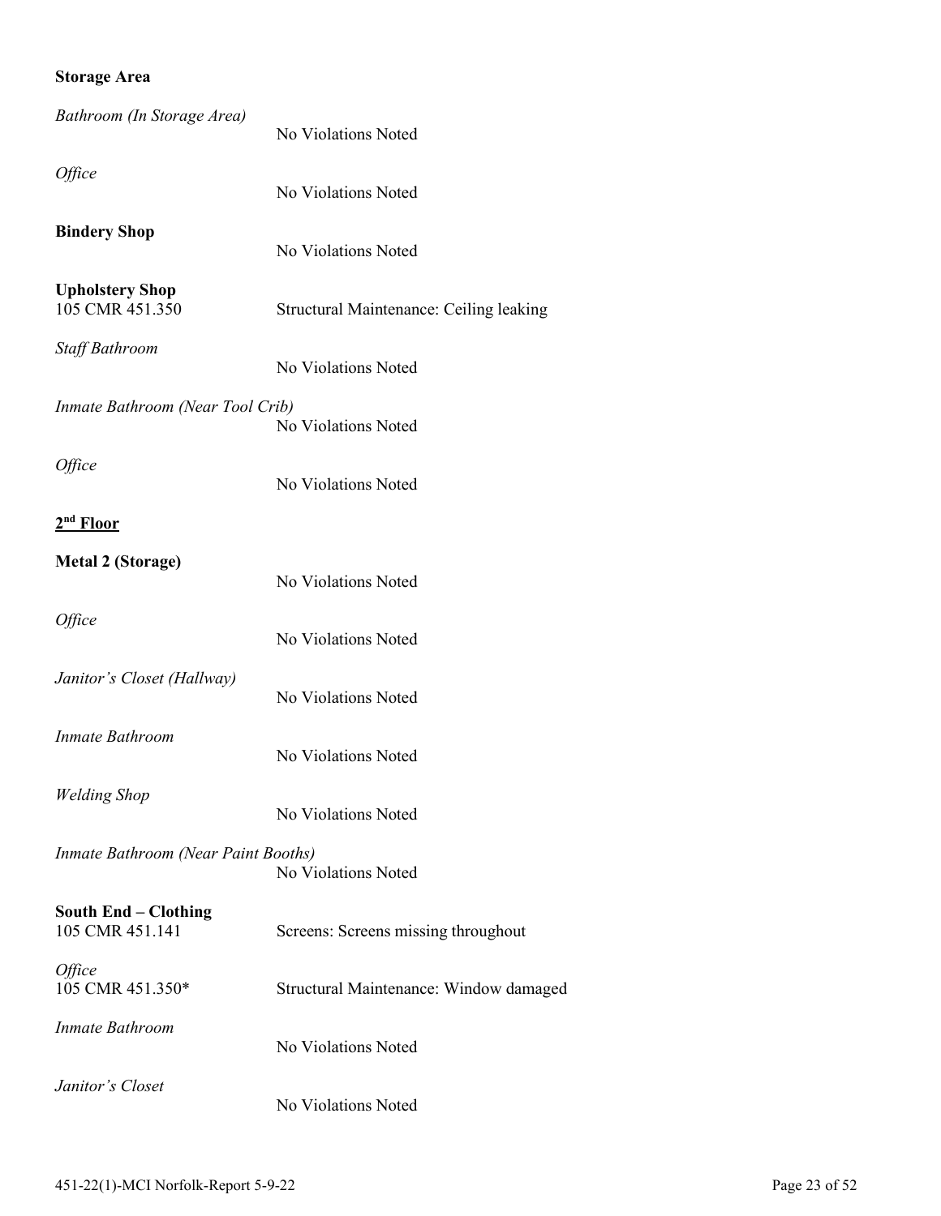**Storage Area**

*Bathroom (In Storage Area)*
No Violations Noted

*Office*
No Violations Noted

**Bindery Shop**
No Violations Noted

**Upholstery Shop**
105 CMR 451.350 Structural Maintenance: Ceiling leaking

*Staff Bathroom*
No Violations Noted

*Inmate Bathroom (Near Tool Crib)*
No Violations Noted

*Office*
No Violations Noted

**2nd Floor**

**Metal 2 (Storage)**
No Violations Noted

*Office*
No Violations Noted

*Janitor's Closet (Hallway)*
No Violations Noted

*Inmate Bathroom*
No Violations Noted

*Welding Shop*
No Violations Noted

*Inmate Bathroom (Near Paint Booths)*
No Violations Noted

**South End – Clothing**
105 CMR 451.141 Screens: Screens missing throughout

*Office*
105 CMR 451.350* Structural Maintenance: Window damaged

*Inmate Bathroom*
No Violations Noted

*Janitor's Closet*
No Violations Noted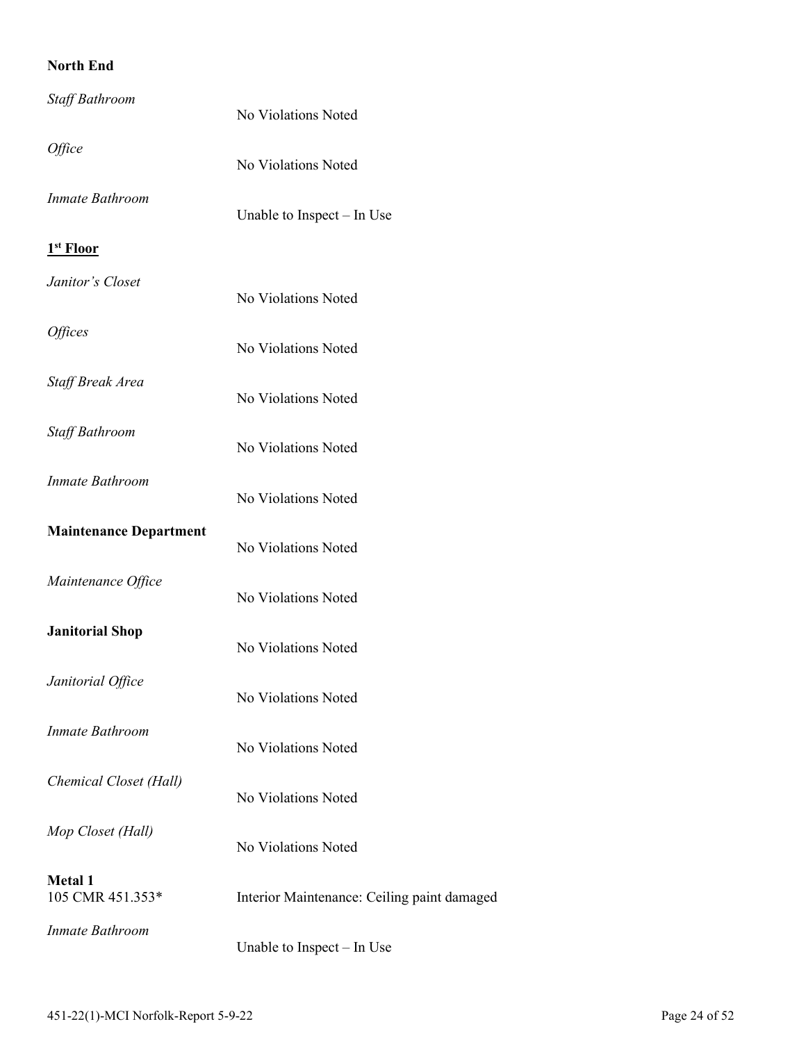**North End**

*Staff Bathroom*
No Violations Noted

*Office*
No Violations Noted

*Inmate Bathroom*
Unable to Inspect – In Use

**1st Floor**

*Janitor's Closet*
No Violations Noted

*Offices*
No Violations Noted

*Staff Break Area*
No Violations Noted

*Staff Bathroom*
No Violations Noted

*Inmate Bathroom*
No Violations Noted

**Maintenance Department**
No Violations Noted

*Maintenance Office*
No Violations Noted

**Janitorial Shop**
No Violations Noted

*Janitorial Office*
No Violations Noted

*Inmate Bathroom*
No Violations Noted

*Chemical Closet (Hall)*
No Violations Noted

*Mop Closet (Hall)*
No Violations Noted

**Metal 1**

105 CMR 451.353* Interior Maintenance: Ceiling paint damaged

*Inmate Bathroom*
Unable to Inspect – In Use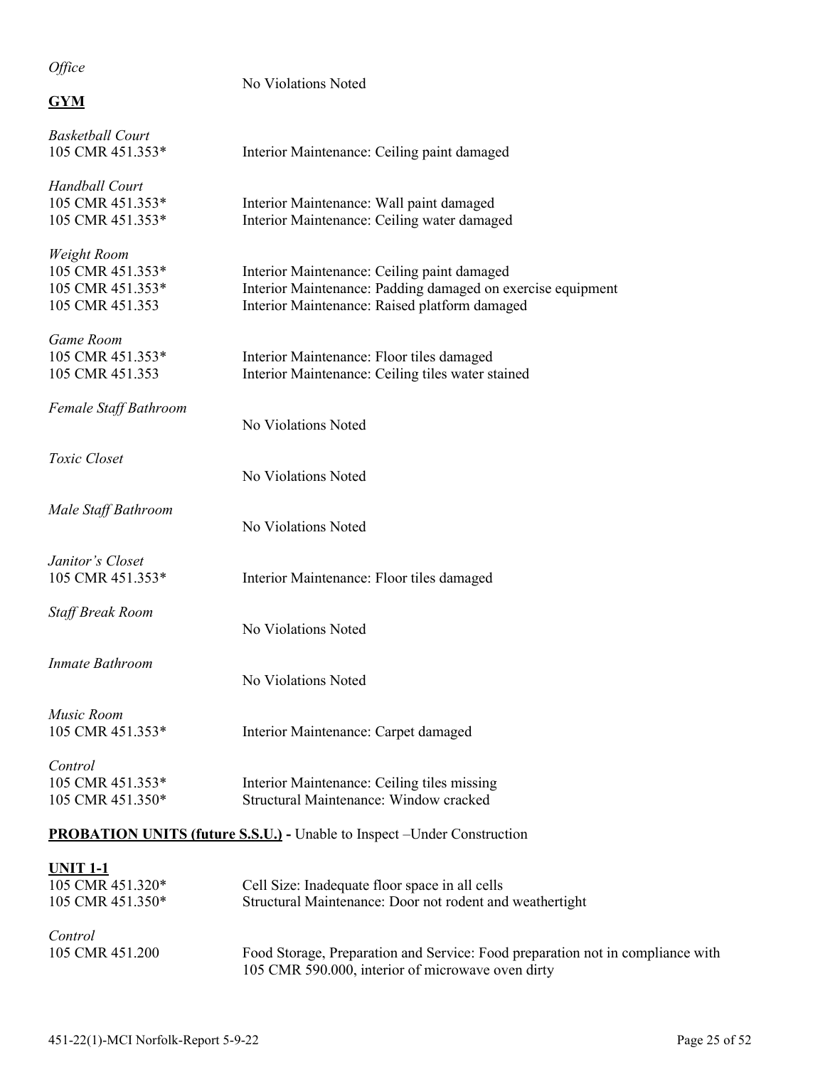*Office*

No Violations Noted

**GYM**

*Basketball Court*

105 CMR 451.353* Interior Maintenance: Ceiling paint damaged

*Handball Court*

105 CMR 451.353* Interior Maintenance: Wall paint damaged
105 CMR 451.353* Interior Maintenance: Ceiling water damaged

*Weight Room*

105 CMR 451.353* Interior Maintenance: Ceiling paint damaged
105 CMR 451.353* Interior Maintenance: Padding damaged on exercise equipment
105 CMR 451.353 Interior Maintenance: Raised platform damaged

*Game Room*

105 CMR 451.353* Interior Maintenance: Floor tiles damaged
105 CMR 451.353 Interior Maintenance: Ceiling tiles water stained

*Female Staff Bathroom*

No Violations Noted

*Toxic Closet*

No Violations Noted

*Male Staff Bathroom*

No Violations Noted

*Janitor's Closet*

105 CMR 451.353* Interior Maintenance: Floor tiles damaged

*Staff Break Room*

No Violations Noted

*Inmate Bathroom*

No Violations Noted

*Music Room*

105 CMR 451.353* Interior Maintenance: Carpet damaged

*Control*

105 CMR 451.353* Interior Maintenance: Ceiling tiles missing
105 CMR 451.350* Structural Maintenance: Window cracked

**PROBATION UNITS (future S.S.U.)** - Unable to Inspect –Under Construction

**UNIT 1-1**

105 CMR 451.320* Cell Size: Inadequate floor space in all cells
105 CMR 451.350* Structural Maintenance: Door not rodent and weathertight

*Control*

105 CMR 451.200 Food Storage, Preparation and Service: Food preparation not in compliance with 105 CMR 590.000, interior of microwave oven dirty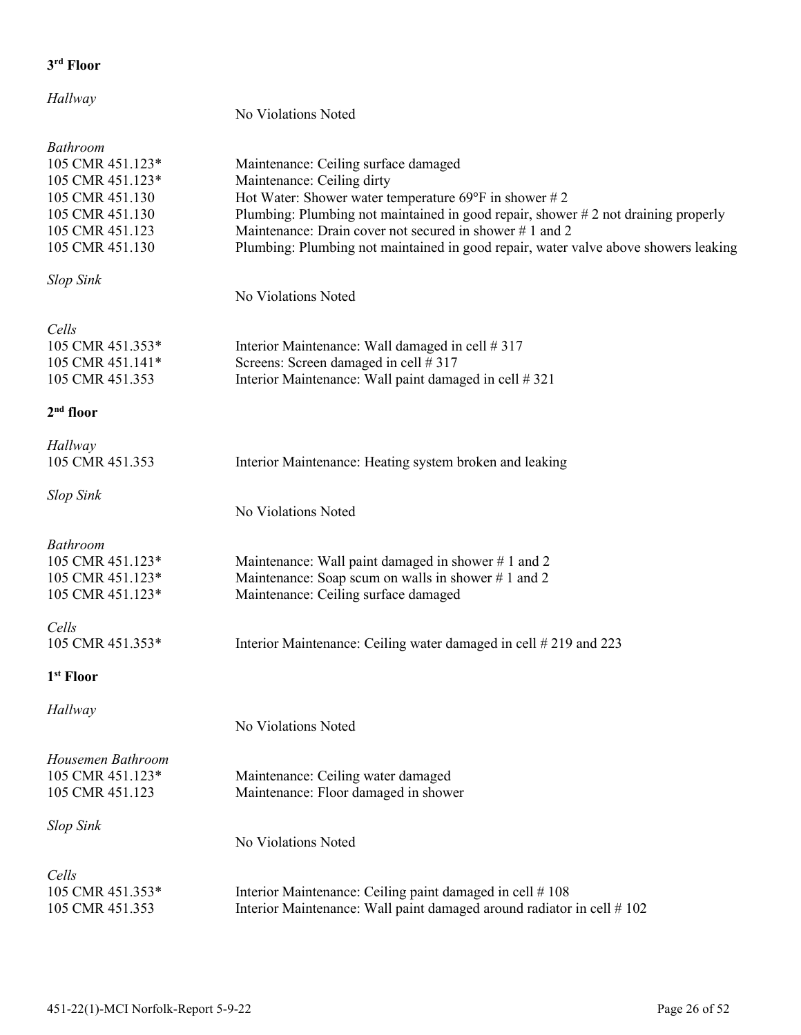**3rd Floor**

*Hallway*

No Violations Noted

*Bathroom*

| | |
|---|---|
| 105 CMR 451.123* | Maintenance: Ceiling surface damaged |
| 105 CMR 451.123* | Maintenance: Ceiling dirty |
| 105 CMR 451.130 | Hot Water: Shower water temperature 69°F in shower # 2 |
| 105 CMR 451.130 | Plumbing: Plumbing not maintained in good repair, shower # 2 not draining properly |
| 105 CMR 451.123 | Maintenance: Drain cover not secured in shower # 1 and 2 |
| 105 CMR 451.130 | Plumbing: Plumbing not maintained in good repair, water valve above showers leaking |

*Slop Sink*

No Violations Noted

*Cells*

| | |
|---|---|
| 105 CMR 451.353* | Interior Maintenance: Wall damaged in cell # 317 |
| 105 CMR 451.141* | Screens: Screen damaged in cell # 317 |
| 105 CMR 451.353 | Interior Maintenance: Wall paint damaged in cell # 321 |

**2nd floor**

*Hallway*

| | |
|---|---|
| 105 CMR 451.353 | Interior Maintenance: Heating system broken and leaking |

*Slop Sink*

No Violations Noted

*Bathroom*

| | |
|---|---|
| 105 CMR 451.123* | Maintenance: Wall paint damaged in shower # 1 and 2 |
| 105 CMR 451.123* | Maintenance: Soap scum on walls in shower # 1 and 2 |
| 105 CMR 451.123* | Maintenance: Ceiling surface damaged |

*Cells*

| | |
|---|---|
| 105 CMR 451.353* | Interior Maintenance: Ceiling water damaged in cell # 219 and 223 |

**1st Floor**

*Hallway*

No Violations Noted

*Housemen Bathroom*

| | |
|---|---|
| 105 CMR 451.123* | Maintenance: Ceiling water damaged |
| 105 CMR 451.123 | Maintenance: Floor damaged in shower |

*Slop Sink*

No Violations Noted

*Cells*

| | |
|---|---|
| 105 CMR 451.353* | Interior Maintenance: Ceiling paint damaged in cell # 108 |
| 105 CMR 451.353 | Interior Maintenance: Wall paint damaged around radiator in cell # 102 |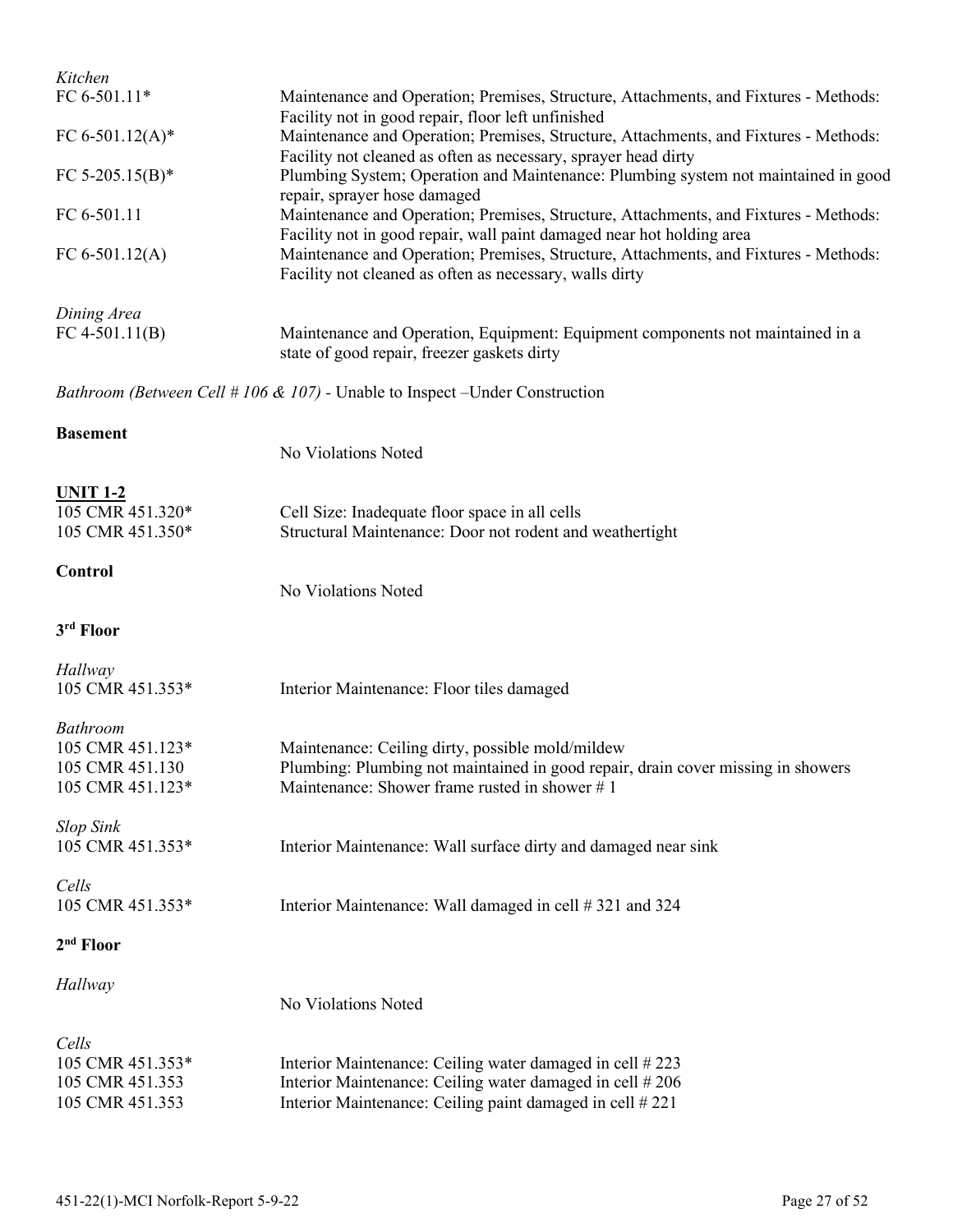*Kitchen*

| | |
|---|---|
| FC 6-501.11* | Maintenance and Operation; Premises, Structure, Attachments, and Fixtures - Methods: Facility not in good repair, floor left unfinished |
| FC 6-501.12(A)* | Maintenance and Operation; Premises, Structure, Attachments, and Fixtures - Methods: Facility not cleaned as often as necessary, sprayer head dirty |
| FC 5-205.15(B)* | Plumbing System; Operation and Maintenance: Plumbing system not maintained in good repair, sprayer hose damaged |
| FC 6-501.11 | Maintenance and Operation; Premises, Structure, Attachments, and Fixtures - Methods: Facility not in good repair, wall paint damaged near hot holding area |
| FC 6-501.12(A) | Maintenance and Operation; Premises, Structure, Attachments, and Fixtures - Methods: Facility not cleaned as often as necessary, walls dirty |

*Dining Area*

| | |
|---|---|
| FC 4-501.11(B) | Maintenance and Operation, Equipment: Equipment components not maintained in a state of good repair, freezer gaskets dirty |

*Bathroom (Between Cell # 106 & 107)* - Unable to Inspect –Under Construction

**Basement**

No Violations Noted

**UNIT 1-2**

| | |
|---|---|
| 105 CMR 451.320* | Cell Size: Inadequate floor space in all cells |
| 105 CMR 451.350* | Structural Maintenance: Door not rodent and weathertight |

**Control**

No Violations Noted

**3rd Floor**

*Hallway*

| | |
|---|---|
| 105 CMR 451.353* | Interior Maintenance: Floor tiles damaged |

*Bathroom*

| | |
|---|---|
| 105 CMR 451.123* | Maintenance: Ceiling dirty, possible mold/mildew |
| 105 CMR 451.130 | Plumbing: Plumbing not maintained in good repair, drain cover missing in showers |
| 105 CMR 451.123* | Maintenance: Shower frame rusted in shower # 1 |

*Slop Sink*

| | |
|---|---|
| 105 CMR 451.353* | Interior Maintenance: Wall surface dirty and damaged near sink |

*Cells*

| | |
|---|---|
| 105 CMR 451.353* | Interior Maintenance: Wall damaged in cell # 321 and 324 |

**2nd Floor**

*Hallway*

No Violations Noted

*Cells*

| | |
|---|---|
| 105 CMR 451.353* | Interior Maintenance: Ceiling water damaged in cell # 223 |
| 105 CMR 451.353 | Interior Maintenance: Ceiling water damaged in cell # 206 |
| 105 CMR 451.353 | Interior Maintenance: Ceiling paint damaged in cell # 221 |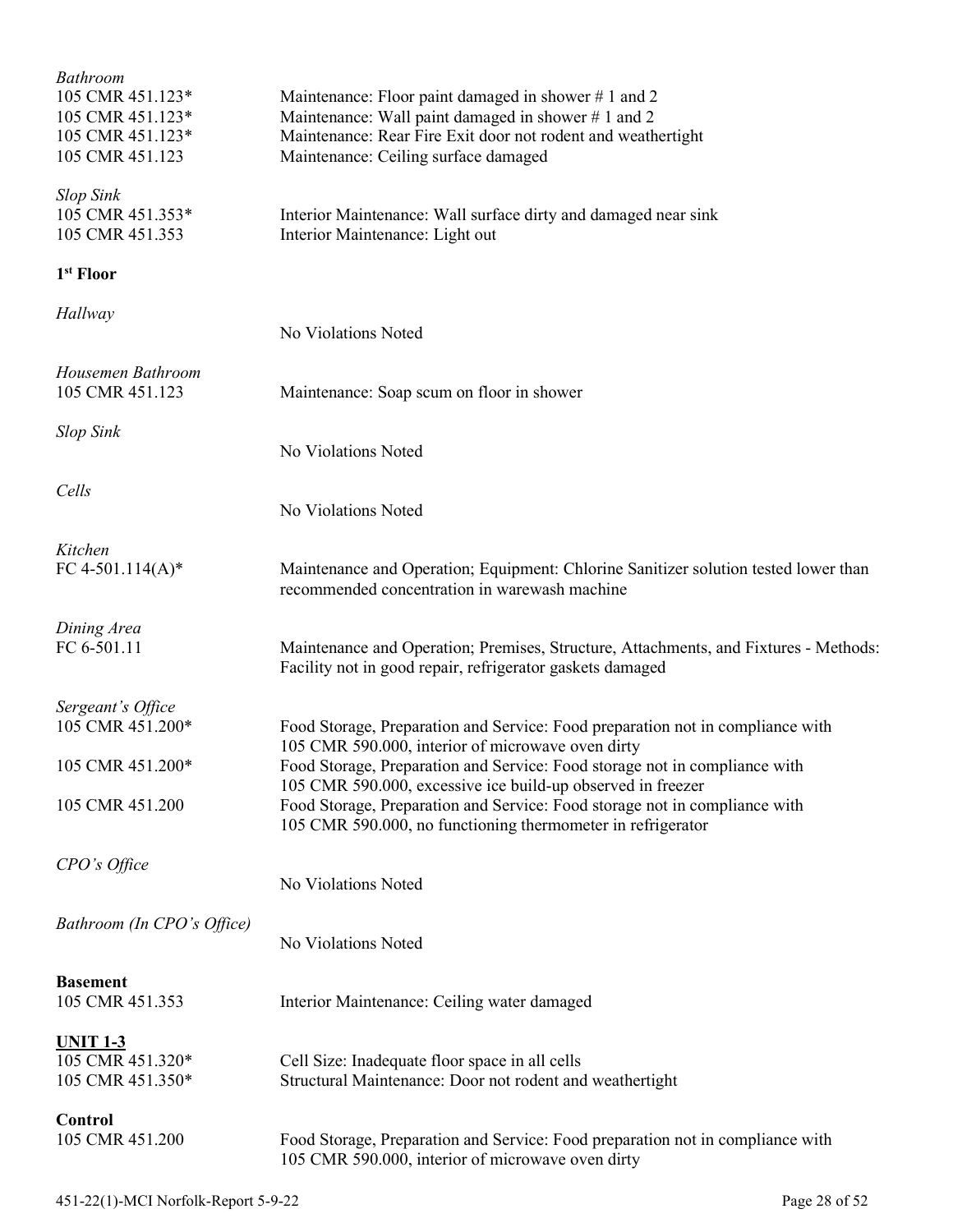*Bathroom*

105 CMR 451.123* Maintenance: Floor paint damaged in shower # 1 and 2
105 CMR 451.123* Maintenance: Wall paint damaged in shower # 1 and 2
105 CMR 451.123* Maintenance: Rear Fire Exit door not rodent and weathertight
105 CMR 451.123 Maintenance: Ceiling surface damaged

*Slop Sink*

105 CMR 451.353* Interior Maintenance: Wall surface dirty and damaged near sink
105 CMR 451.353 Interior Maintenance: Light out

**1st Floor**

*Hallway*

No Violations Noted

*Housemen Bathroom*

105 CMR 451.123 Maintenance: Soap scum on floor in shower

*Slop Sink*

No Violations Noted

*Cells*

No Violations Noted

*Kitchen*

FC 4-501.114(A)* Maintenance and Operation; Equipment: Chlorine Sanitizer solution tested lower than recommended concentration in warewash machine

*Dining Area*

FC 6-501.11 Maintenance and Operation; Premises, Structure, Attachments, and Fixtures - Methods: Facility not in good repair, refrigerator gaskets damaged

*Sergeant's Office*

105 CMR 451.200* Food Storage, Preparation and Service: Food preparation not in compliance with 105 CMR 590.000, interior of microwave oven dirty
105 CMR 451.200* Food Storage, Preparation and Service: Food storage not in compliance with 105 CMR 590.000, excessive ice build-up observed in freezer
105 CMR 451.200 Food Storage, Preparation and Service: Food storage not in compliance with 105 CMR 590.000, no functioning thermometer in refrigerator

*CPO's Office*

No Violations Noted

*Bathroom (In CPO's Office)*

No Violations Noted

**Basement**

105 CMR 451.353 Interior Maintenance: Ceiling water damaged

**UNIT 1-3**

105 CMR 451.320* Cell Size: Inadequate floor space in all cells
105 CMR 451.350* Structural Maintenance: Door not rodent and weathertight

**Control**

105 CMR 451.200 Food Storage, Preparation and Service: Food preparation not in compliance with 105 CMR 590.000, interior of microwave oven dirty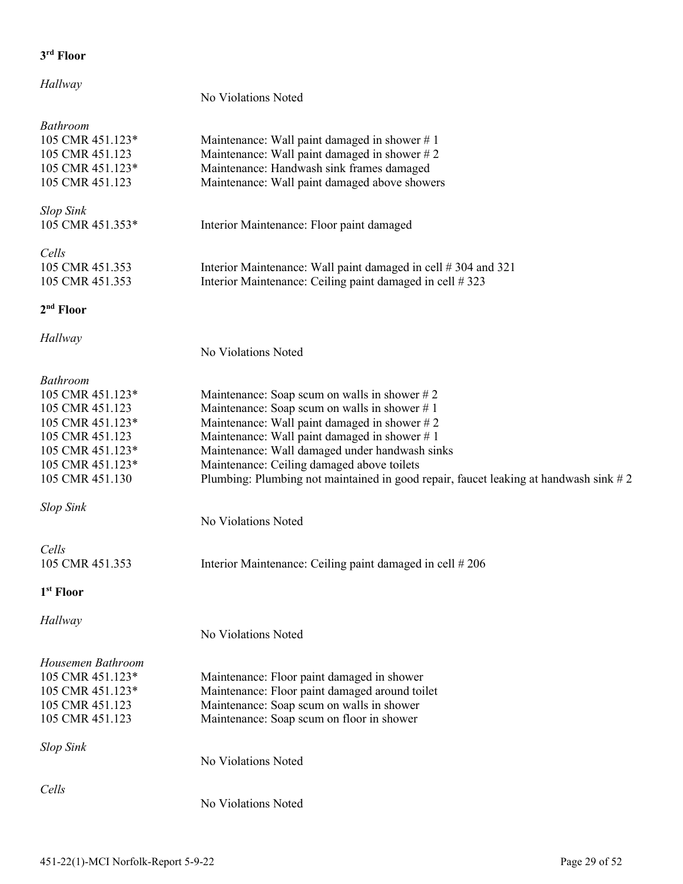**3rd Floor**

*Hallway*

No Violations Noted

*Bathroom*

| | |
|---|---|
| 105 CMR 451.123* | Maintenance: Wall paint damaged in shower # 1 |
| 105 CMR 451.123 | Maintenance: Wall paint damaged in shower # 2 |
| 105 CMR 451.123* | Maintenance: Handwash sink frames damaged |
| 105 CMR 451.123 | Maintenance: Wall paint damaged above showers |

*Slop Sink*

| | |
|---|---|
| 105 CMR 451.353* | Interior Maintenance: Floor paint damaged |

*Cells*

| | |
|---|---|
| 105 CMR 451.353 | Interior Maintenance: Wall paint damaged in cell # 304 and 321 |
| 105 CMR 451.353 | Interior Maintenance: Ceiling paint damaged in cell # 323 |

**2nd Floor**

*Hallway*

No Violations Noted

*Bathroom*

| | |
|---|---|
| 105 CMR 451.123* | Maintenance: Soap scum on walls in shower # 2 |
| 105 CMR 451.123 | Maintenance: Soap scum on walls in shower # 1 |
| 105 CMR 451.123* | Maintenance: Wall paint damaged in shower # 2 |
| 105 CMR 451.123 | Maintenance: Wall paint damaged in shower # 1 |
| 105 CMR 451.123* | Maintenance: Wall damaged under handwash sinks |
| 105 CMR 451.123* | Maintenance: Ceiling damaged above toilets |
| 105 CMR 451.130 | Plumbing: Plumbing not maintained in good repair, faucet leaking at handwash sink # 2 |

*Slop Sink*

No Violations Noted

*Cells*

| | |
|---|---|
| 105 CMR 451.353 | Interior Maintenance: Ceiling paint damaged in cell # 206 |

**1st Floor**

*Hallway*

No Violations Noted

*Housemen Bathroom*

| | |
|---|---|
| 105 CMR 451.123* | Maintenance: Floor paint damaged in shower |
| 105 CMR 451.123* | Maintenance: Floor paint damaged around toilet |
| 105 CMR 451.123 | Maintenance: Soap scum on walls in shower |
| 105 CMR 451.123 | Maintenance: Soap scum on floor in shower |

*Slop Sink*

No Violations Noted

*Cells*

No Violations Noted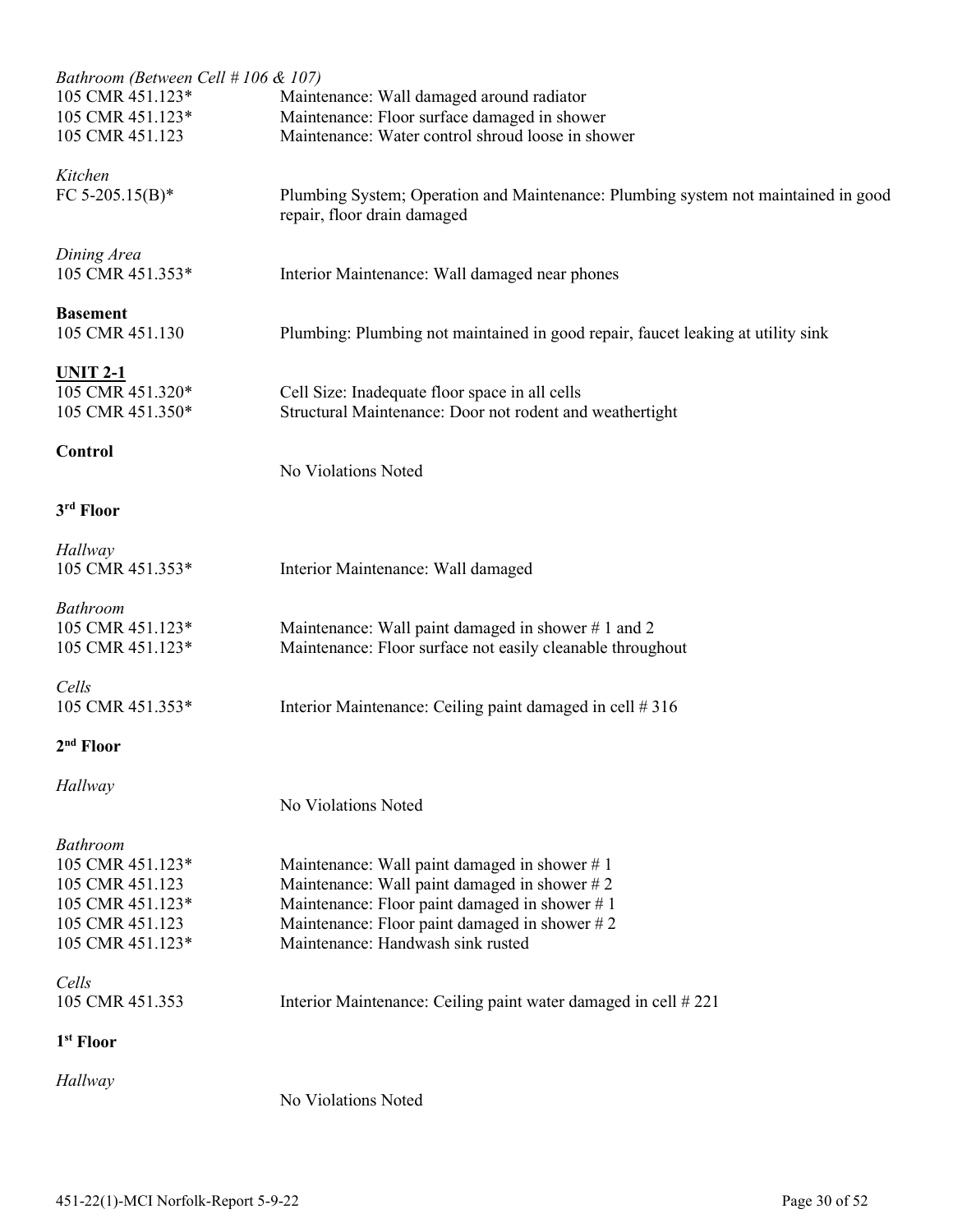*Bathroom (Between Cell # 106 & 107)*

| | |
|---|---|
| 105 CMR 451.123* | Maintenance: Wall damaged around radiator |
| 105 CMR 451.123* | Maintenance: Floor surface damaged in shower |
| 105 CMR 451.123 | Maintenance: Water control shroud loose in shower |

*Kitchen*

| | |
|---|---|
| FC 5-205.15(B)* | Plumbing System; Operation and Maintenance: Plumbing system not maintained in good repair, floor drain damaged |

*Dining Area*

| | |
|---|---|
| 105 CMR 451.353* | Interior Maintenance: Wall damaged near phones |

**Basement**

| | |
|---|---|
| 105 CMR 451.130 | Plumbing: Plumbing not maintained in good repair, faucet leaking at utility sink |

**UNIT 2-1**

| | |
|---|---|
| 105 CMR 451.320* | Cell Size: Inadequate floor space in all cells |
| 105 CMR 451.350* | Structural Maintenance: Door not rodent and weathertight |

**Control**

No Violations Noted

**3rd Floor**

*Hallway*

| | |
|---|---|
| 105 CMR 451.353* | Interior Maintenance: Wall damaged |

*Bathroom*

| | |
|---|---|
| 105 CMR 451.123* | Maintenance: Wall paint damaged in shower # 1 and 2 |
| 105 CMR 451.123* | Maintenance: Floor surface not easily cleanable throughout |

*Cells*

| | |
|---|---|
| 105 CMR 451.353* | Interior Maintenance: Ceiling paint damaged in cell # 316 |

**2nd Floor**

*Hallway*

No Violations Noted

*Bathroom*

| | |
|---|---|
| 105 CMR 451.123* | Maintenance: Wall paint damaged in shower # 1 |
| 105 CMR 451.123 | Maintenance: Wall paint damaged in shower # 2 |
| 105 CMR 451.123* | Maintenance: Floor paint damaged in shower # 1 |
| 105 CMR 451.123 | Maintenance: Floor paint damaged in shower # 2 |
| 105 CMR 451.123* | Maintenance: Handwash sink rusted |

*Cells*

| | |
|---|---|
| 105 CMR 451.353 | Interior Maintenance: Ceiling paint water damaged in cell # 221 |

**1st Floor**

*Hallway*

No Violations Noted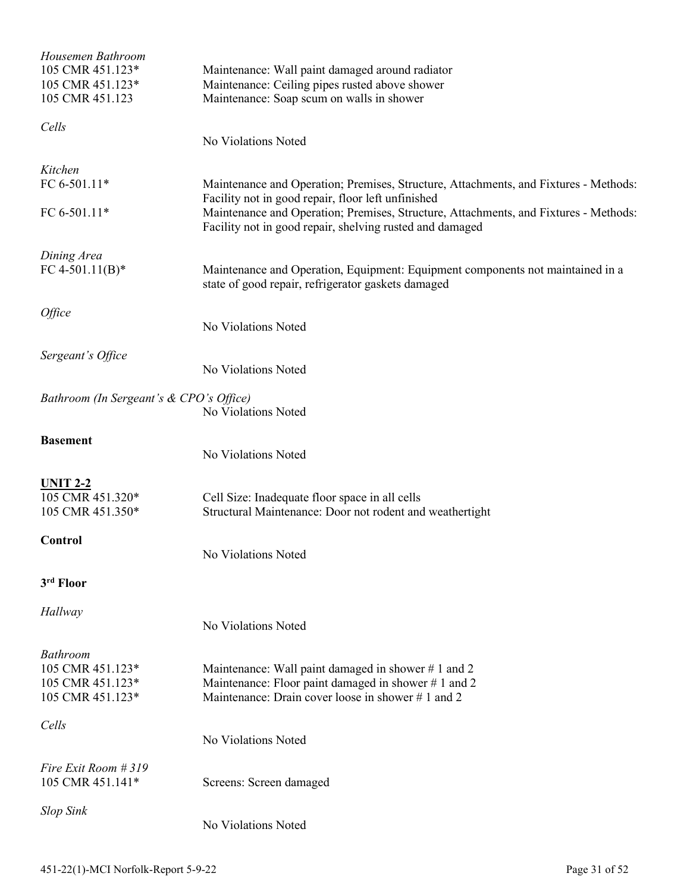*Housemen Bathroom*

105 CMR 451.123* Maintenance: Wall paint damaged around radiator
105 CMR 451.123* Maintenance: Ceiling pipes rusted above shower
105 CMR 451.123 Maintenance: Soap scum on walls in shower

*Cells*

No Violations Noted

*Kitchen*

FC 6-501.11* Maintenance and Operation; Premises, Structure, Attachments, and Fixtures - Methods: Facility not in good repair, floor left unfinished
FC 6-501.11* Maintenance and Operation; Premises, Structure, Attachments, and Fixtures - Methods: Facility not in good repair, shelving rusted and damaged

*Dining Area*

FC 4-501.11(B)* Maintenance and Operation, Equipment: Equipment components not maintained in a state of good repair, refrigerator gaskets damaged

*Office*

No Violations Noted

*Sergeant's Office*

No Violations Noted

*Bathroom (In Sergeant's & CPO's Office)*

No Violations Noted

**Basement**

No Violations Noted

**UNIT 2-2**

105 CMR 451.320* Cell Size: Inadequate floor space in all cells
105 CMR 451.350* Structural Maintenance: Door not rodent and weathertight

**Control**

No Violations Noted

**3rd Floor**

*Hallway*

No Violations Noted

*Bathroom*

105 CMR 451.123* Maintenance: Wall paint damaged in shower # 1 and 2
105 CMR 451.123* Maintenance: Floor paint damaged in shower # 1 and 2
105 CMR 451.123* Maintenance: Drain cover loose in shower # 1 and 2

*Cells*

No Violations Noted

*Fire Exit Room # 319*

105 CMR 451.141* Screens: Screen damaged

*Slop Sink*

No Violations Noted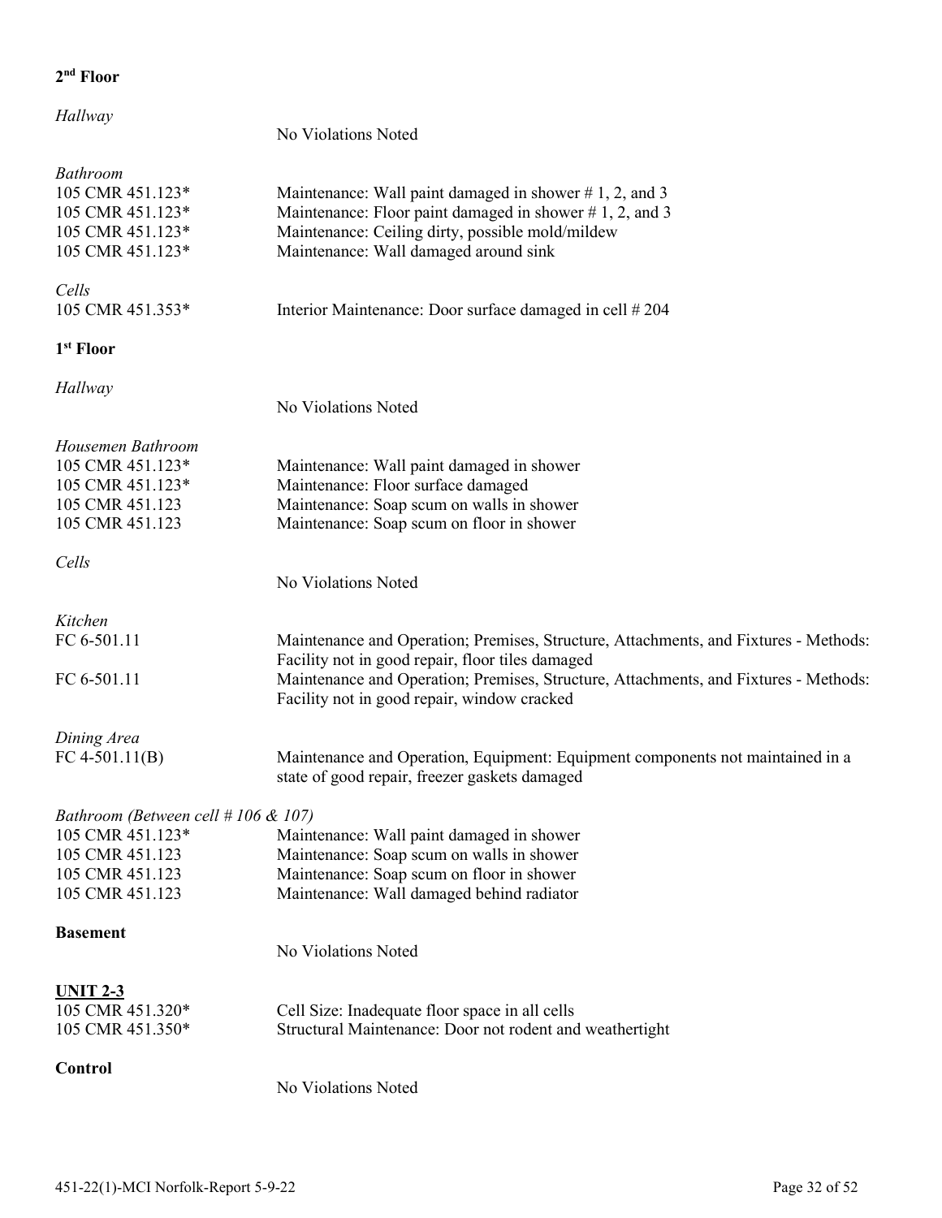**2nd Floor**

*Hallway*

No Violations Noted

*Bathroom*

| | |
|---|---|
| 105 CMR 451.123* | Maintenance: Wall paint damaged in shower # 1, 2, and 3 |
| 105 CMR 451.123* | Maintenance: Floor paint damaged in shower # 1, 2, and 3 |
| 105 CMR 451.123* | Maintenance: Ceiling dirty, possible mold/mildew |
| 105 CMR 451.123* | Maintenance: Wall damaged around sink |

*Cells*

| | |
|---|---|
| 105 CMR 451.353* | Interior Maintenance: Door surface damaged in cell # 204 |

**1st Floor**

*Hallway*

No Violations Noted

*Housemen Bathroom*

| | |
|---|---|
| 105 CMR 451.123* | Maintenance: Wall paint damaged in shower |
| 105 CMR 451.123* | Maintenance: Floor surface damaged |
| 105 CMR 451.123 | Maintenance: Soap scum on walls in shower |
| 105 CMR 451.123 | Maintenance: Soap scum on floor in shower |

*Cells*

No Violations Noted

*Kitchen*

| | |
|---|---|
| FC 6-501.11 | Maintenance and Operation; Premises, Structure, Attachments, and Fixtures - Methods: Facility not in good repair, floor tiles damaged |
| FC 6-501.11 | Maintenance and Operation; Premises, Structure, Attachments, and Fixtures - Methods: Facility not in good repair, window cracked |

*Dining Area*

| | |
|---|---|
| FC 4-501.11(B) | Maintenance and Operation, Equipment: Equipment components not maintained in a state of good repair, freezer gaskets damaged |

*Bathroom (Between cell # 106 & 107)*

| | |
|---|---|
| 105 CMR 451.123* | Maintenance: Wall paint damaged in shower |
| 105 CMR 451.123 | Maintenance: Soap scum on walls in shower |
| 105 CMR 451.123 | Maintenance: Soap scum on floor in shower |
| 105 CMR 451.123 | Maintenance: Wall damaged behind radiator |

**Basement**

No Violations Noted

**UNIT 2-3**

| | |
|---|---|
| 105 CMR 451.320* | Cell Size: Inadequate floor space in all cells |
| 105 CMR 451.350* | Structural Maintenance: Door not rodent and weathertight |

**Control**

No Violations Noted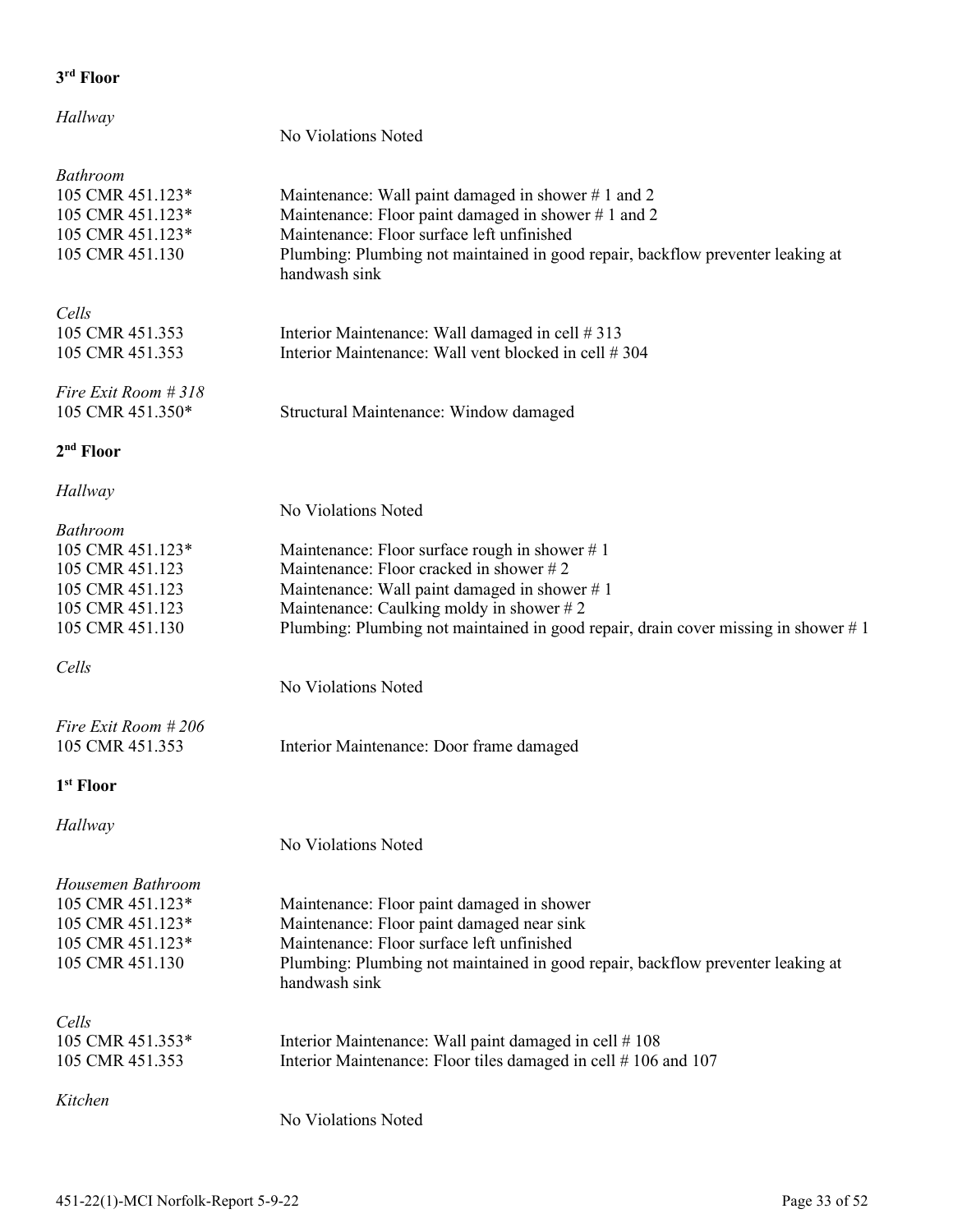**3rd Floor**

*Hallway*

No Violations Noted

*Bathroom*

105 CMR 451.123* Maintenance: Wall paint damaged in shower # 1 and 2
105 CMR 451.123* Maintenance: Floor paint damaged in shower # 1 and 2
105 CMR 451.123* Maintenance: Floor surface left unfinished
105 CMR 451.130 Plumbing: Plumbing not maintained in good repair, backflow preventer leaking at handwash sink

*Cells*

105 CMR 451.353 Interior Maintenance: Wall damaged in cell # 313
105 CMR 451.353 Interior Maintenance: Wall vent blocked in cell # 304

*Fire Exit Room # 318*

105 CMR 451.350* Structural Maintenance: Window damaged

**2nd Floor**

*Hallway*

No Violations Noted

*Bathroom*

105 CMR 451.123* Maintenance: Floor surface rough in shower # 1
105 CMR 451.123 Maintenance: Floor cracked in shower # 2
105 CMR 451.123 Maintenance: Wall paint damaged in shower # 1
105 CMR 451.123 Maintenance: Caulking moldy in shower # 2
105 CMR 451.130 Plumbing: Plumbing not maintained in good repair, drain cover missing in shower # 1

*Cells*

No Violations Noted

*Fire Exit Room # 206*

105 CMR 451.353 Interior Maintenance: Door frame damaged

**1st Floor**

*Hallway*

No Violations Noted

*Housemen Bathroom*

105 CMR 451.123* Maintenance: Floor paint damaged in shower
105 CMR 451.123* Maintenance: Floor paint damaged near sink
105 CMR 451.123* Maintenance: Floor surface left unfinished
105 CMR 451.130 Plumbing: Plumbing not maintained in good repair, backflow preventer leaking at handwash sink

*Cells*

105 CMR 451.353* Interior Maintenance: Wall paint damaged in cell # 108
105 CMR 451.353 Interior Maintenance: Floor tiles damaged in cell # 106 and 107

*Kitchen*

No Violations Noted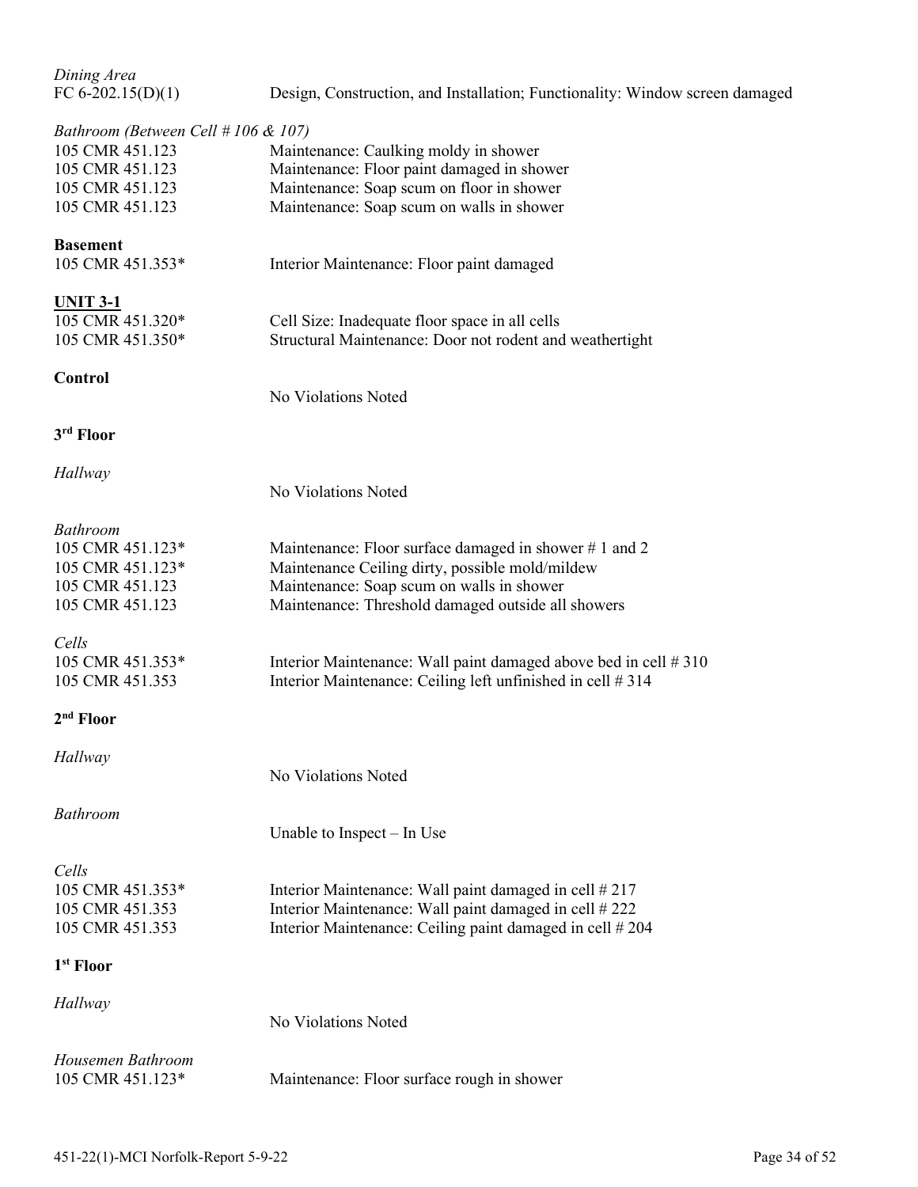*Dining Area*
FC 6-202.15(D)(1) Design, Construction, and Installation; Functionality: Window screen damaged

*Bathroom (Between Cell # 106 & 107)*
105 CMR 451.123 Maintenance: Caulking moldy in shower
105 CMR 451.123 Maintenance: Floor paint damaged in shower
105 CMR 451.123 Maintenance: Soap scum on floor in shower
105 CMR 451.123 Maintenance: Soap scum on walls in shower

**Basement**
105 CMR 451.353* Interior Maintenance: Floor paint damaged

**UNIT 3-1**
105 CMR 451.320* Cell Size: Inadequate floor space in all cells
105 CMR 451.350* Structural Maintenance: Door not rodent and weathertight

**Control**
No Violations Noted

**3rd Floor**

*Hallway*
No Violations Noted

*Bathroom*
105 CMR 451.123* Maintenance: Floor surface damaged in shower # 1 and 2
105 CMR 451.123* Maintenance Ceiling dirty, possible mold/mildew
105 CMR 451.123 Maintenance: Soap scum on walls in shower
105 CMR 451.123 Maintenance: Threshold damaged outside all showers

*Cells*
105 CMR 451.353* Interior Maintenance: Wall paint damaged above bed in cell # 310
105 CMR 451.353 Interior Maintenance: Ceiling left unfinished in cell # 314

**2nd Floor**

*Hallway*
No Violations Noted

*Bathroom*
Unable to Inspect – In Use

*Cells*
105 CMR 451.353* Interior Maintenance: Wall paint damaged in cell # 217
105 CMR 451.353 Interior Maintenance: Wall paint damaged in cell # 222
105 CMR 451.353 Interior Maintenance: Ceiling paint damaged in cell # 204

**1st Floor**

*Hallway*
No Violations Noted

*Housemen Bathroom*
105 CMR 451.123* Maintenance: Floor surface rough in shower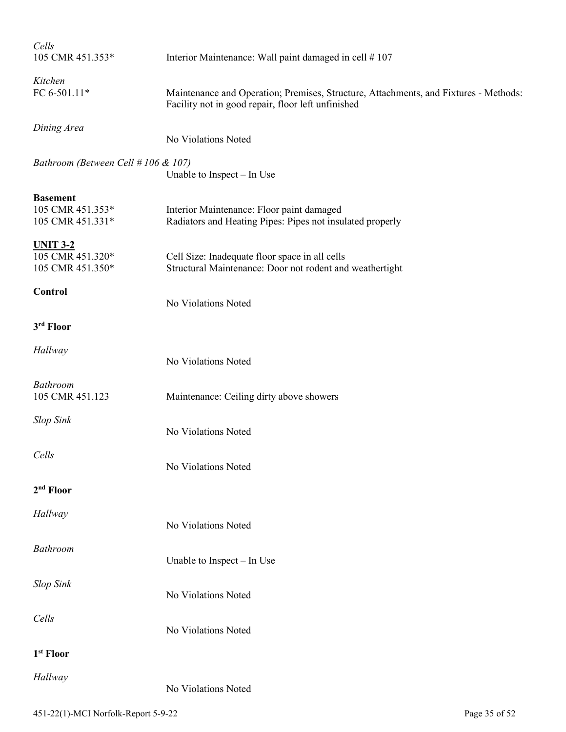*Cells*
105 CMR 451.353* Interior Maintenance: Wall paint damaged in cell # 107

*Kitchen*
FC 6-501.11* Maintenance and Operation; Premises, Structure, Attachments, and Fixtures - Methods: Facility not in good repair, floor left unfinished

*Dining Area*
No Violations Noted

*Bathroom (Between Cell # 106 & 107)*
Unable to Inspect – In Use

**Basement**
105 CMR 451.353* Interior Maintenance: Floor paint damaged
105 CMR 451.331* Radiators and Heating Pipes: Pipes not insulated properly

**UNIT 3-2**
105 CMR 451.320* Cell Size: Inadequate floor space in all cells
105 CMR 451.350* Structural Maintenance: Door not rodent and weathertight

**Control**
No Violations Noted

**3rd Floor**

*Hallway*
No Violations Noted

*Bathroom*
105 CMR 451.123 Maintenance: Ceiling dirty above showers

*Slop Sink*
No Violations Noted

*Cells*
No Violations Noted

**2nd Floor**

*Hallway*
No Violations Noted

*Bathroom*
Unable to Inspect – In Use

*Slop Sink*
No Violations Noted

*Cells*
No Violations Noted

**1st Floor**

*Hallway*
No Violations Noted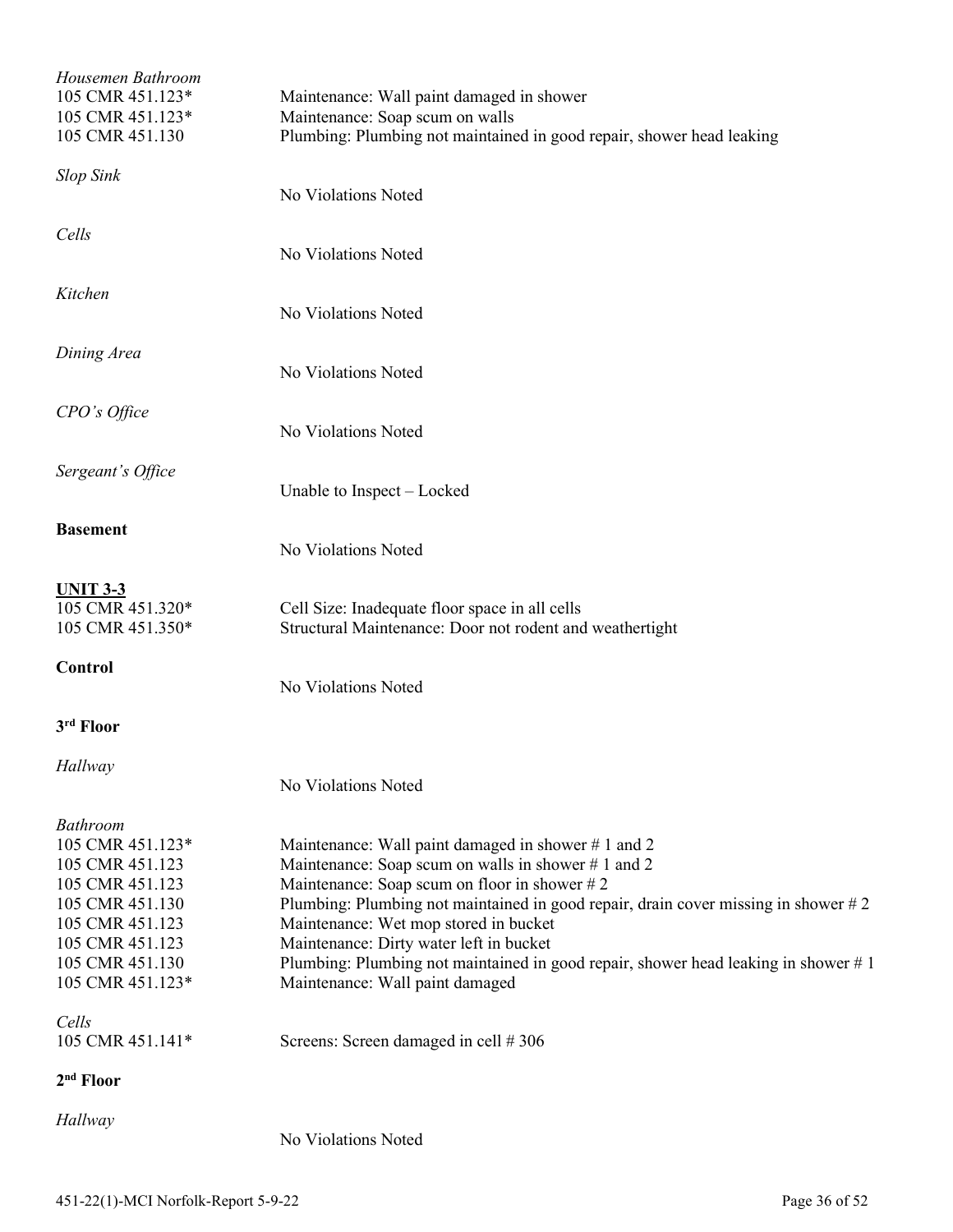*Housemen Bathroom*

105 CMR 451.123* Maintenance: Wall paint damaged in shower
105 CMR 451.123* Maintenance: Soap scum on walls
105 CMR 451.130 Plumbing: Plumbing not maintained in good repair, shower head leaking

*Slop Sink*

No Violations Noted

*Cells*

No Violations Noted

*Kitchen*

No Violations Noted

*Dining Area*

No Violations Noted

*CPO's Office*

No Violations Noted

*Sergeant's Office*

Unable to Inspect – Locked

**Basement**

No Violations Noted

**UNIT 3-3**

105 CMR 451.320* Cell Size: Inadequate floor space in all cells
105 CMR 451.350* Structural Maintenance: Door not rodent and weathertight

**Control**

No Violations Noted

**3rd Floor**

*Hallway*

No Violations Noted

*Bathroom*

105 CMR 451.123* Maintenance: Wall paint damaged in shower # 1 and 2
105 CMR 451.123 Maintenance: Soap scum on walls in shower # 1 and 2
105 CMR 451.123 Maintenance: Soap scum on floor in shower # 2
105 CMR 451.130 Plumbing: Plumbing not maintained in good repair, drain cover missing in shower # 2
105 CMR 451.123 Maintenance: Wet mop stored in bucket
105 CMR 451.123 Maintenance: Dirty water left in bucket
105 CMR 451.130 Plumbing: Plumbing not maintained in good repair, shower head leaking in shower # 1
105 CMR 451.123* Maintenance: Wall paint damaged

*Cells*

105 CMR 451.141* Screens: Screen damaged in cell # 306

**2nd Floor**

*Hallway*

No Violations Noted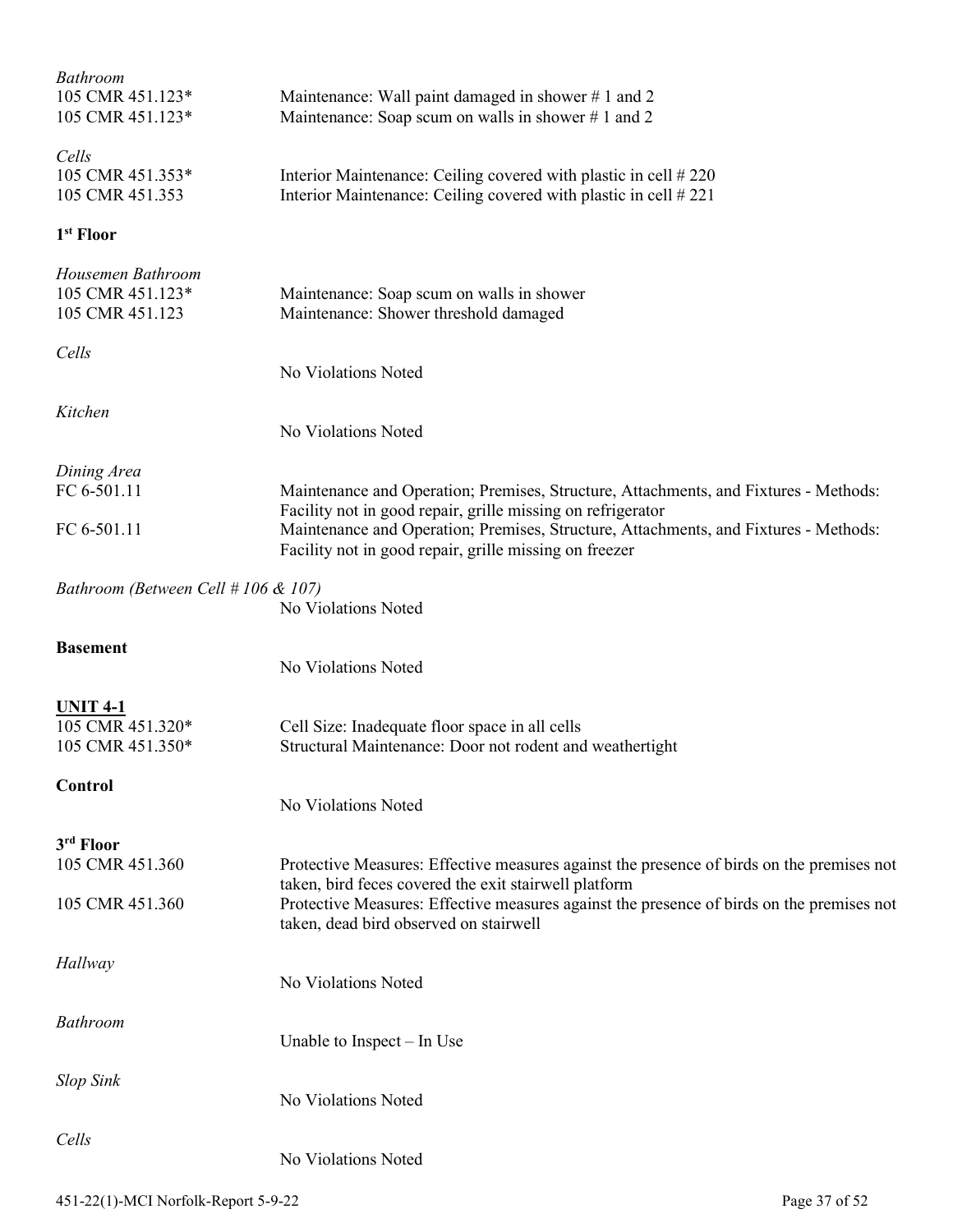*Bathroom*

105 CMR 451.123* Maintenance: Wall paint damaged in shower # 1 and 2
105 CMR 451.123* Maintenance: Soap scum on walls in shower # 1 and 2

*Cells*

105 CMR 451.353* Interior Maintenance: Ceiling covered with plastic in cell # 220
105 CMR 451.353 Interior Maintenance: Ceiling covered with plastic in cell # 221

**1st Floor**

*Housemen Bathroom*

105 CMR 451.123* Maintenance: Soap scum on walls in shower
105 CMR 451.123 Maintenance: Shower threshold damaged

*Cells*

No Violations Noted

*Kitchen*

No Violations Noted

*Dining Area*

FC 6-501.11 Maintenance and Operation; Premises, Structure, Attachments, and Fixtures - Methods: Facility not in good repair, grille missing on refrigerator
FC 6-501.11 Maintenance and Operation; Premises, Structure, Attachments, and Fixtures - Methods: Facility not in good repair, grille missing on freezer

*Bathroom (Between Cell # 106 & 107)*

No Violations Noted

**Basement**

No Violations Noted

**UNIT 4-1**

105 CMR 451.320* Cell Size: Inadequate floor space in all cells
105 CMR 451.350* Structural Maintenance: Door not rodent and weathertight

**Control**

No Violations Noted

**3rd Floor**

105 CMR 451.360 Protective Measures: Effective measures against the presence of birds on the premises not taken, bird feces covered the exit stairwell platform
105 CMR 451.360 Protective Measures: Effective measures against the presence of birds on the premises not taken, dead bird observed on stairwell

*Hallway*

No Violations Noted

*Bathroom*

Unable to Inspect – In Use

*Slop Sink*

No Violations Noted

*Cells*

No Violations Noted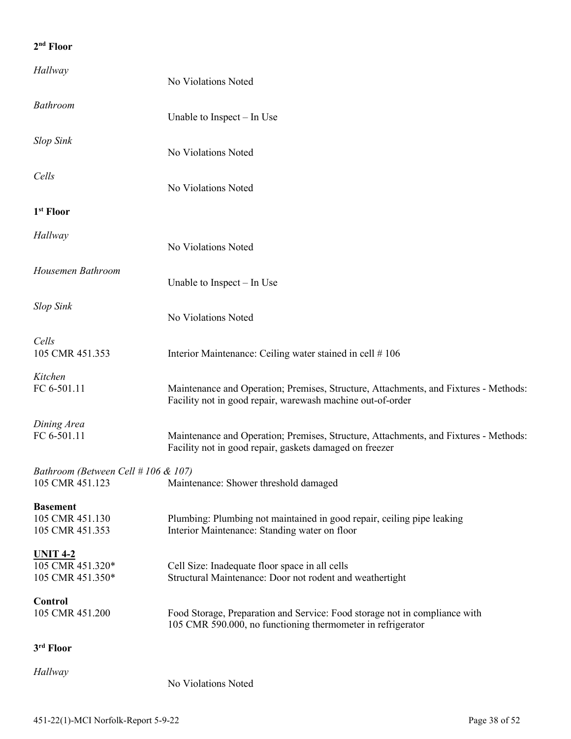**2nd Floor**

*Hallway*

No Violations Noted

*Bathroom*

Unable to Inspect – In Use

*Slop Sink*

No Violations Noted

*Cells*

No Violations Noted

**1st Floor**

*Hallway*

No Violations Noted

*Housemen Bathroom*

Unable to Inspect – In Use

*Slop Sink*

No Violations Noted

*Cells*

105 CMR 451.353 Interior Maintenance: Ceiling water stained in cell # 106

*Kitchen*

FC 6-501.11 Maintenance and Operation; Premises, Structure, Attachments, and Fixtures - Methods: Facility not in good repair, warewash machine out-of-order

*Dining Area*

FC 6-501.11 Maintenance and Operation; Premises, Structure, Attachments, and Fixtures - Methods: Facility not in good repair, gaskets damaged on freezer

*Bathroom (Between Cell # 106 & 107)*

105 CMR 451.123 Maintenance: Shower threshold damaged

**Basement**

105 CMR 451.130 Plumbing: Plumbing not maintained in good repair, ceiling pipe leaking
105 CMR 451.353 Interior Maintenance: Standing water on floor

**UNIT 4-2**

105 CMR 451.320* Cell Size: Inadequate floor space in all cells
105 CMR 451.350* Structural Maintenance: Door not rodent and weathertight

**Control**

105 CMR 451.200 Food Storage, Preparation and Service: Food storage not in compliance with 105 CMR 590.000, no functioning thermometer in refrigerator

**3rd Floor**

*Hallway*

No Violations Noted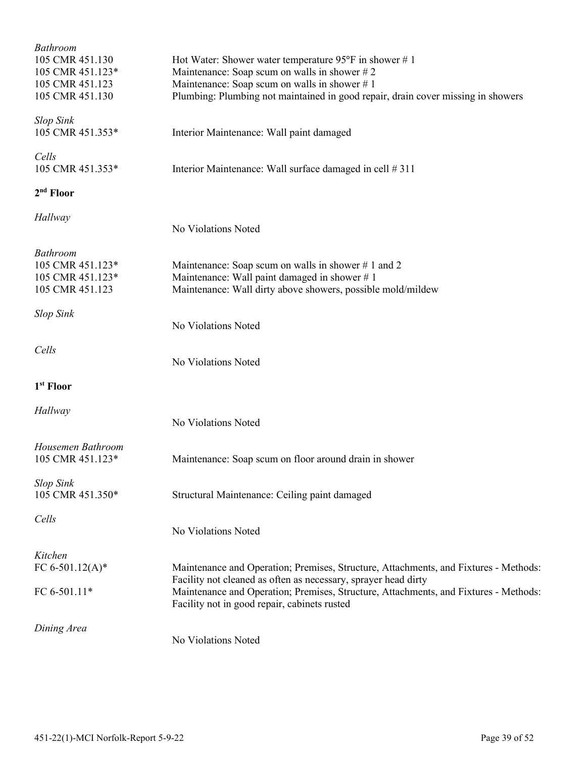*Bathroom*

105 CMR 451.130 Hot Water: Shower water temperature 95°F in shower # 1
105 CMR 451.123* Maintenance: Soap scum on walls in shower # 2
105 CMR 451.123 Maintenance: Soap scum on walls in shower # 1
105 CMR 451.130 Plumbing: Plumbing not maintained in good repair, drain cover missing in showers

*Slop Sink*

105 CMR 451.353* Interior Maintenance: Wall paint damaged

*Cells*

105 CMR 451.353* Interior Maintenance: Wall surface damaged in cell # 311

**2nd Floor**

*Hallway*

No Violations Noted

*Bathroom*

105 CMR 451.123* Maintenance: Soap scum on walls in shower # 1 and 2
105 CMR 451.123* Maintenance: Wall paint damaged in shower # 1
105 CMR 451.123 Maintenance: Wall dirty above showers, possible mold/mildew

*Slop Sink*

No Violations Noted

*Cells*

No Violations Noted

**1st Floor**

*Hallway*

No Violations Noted

*Housemen Bathroom*

105 CMR 451.123* Maintenance: Soap scum on floor around drain in shower

*Slop Sink*

105 CMR 451.350* Structural Maintenance: Ceiling paint damaged

*Cells*

No Violations Noted

*Kitchen*

FC 6-501.12(A)* Maintenance and Operation; Premises, Structure, Attachments, and Fixtures - Methods: Facility not cleaned as often as necessary, sprayer head dirty

FC 6-501.11* Maintenance and Operation; Premises, Structure, Attachments, and Fixtures - Methods: Facility not in good repair, cabinets rusted

*Dining Area*

No Violations Noted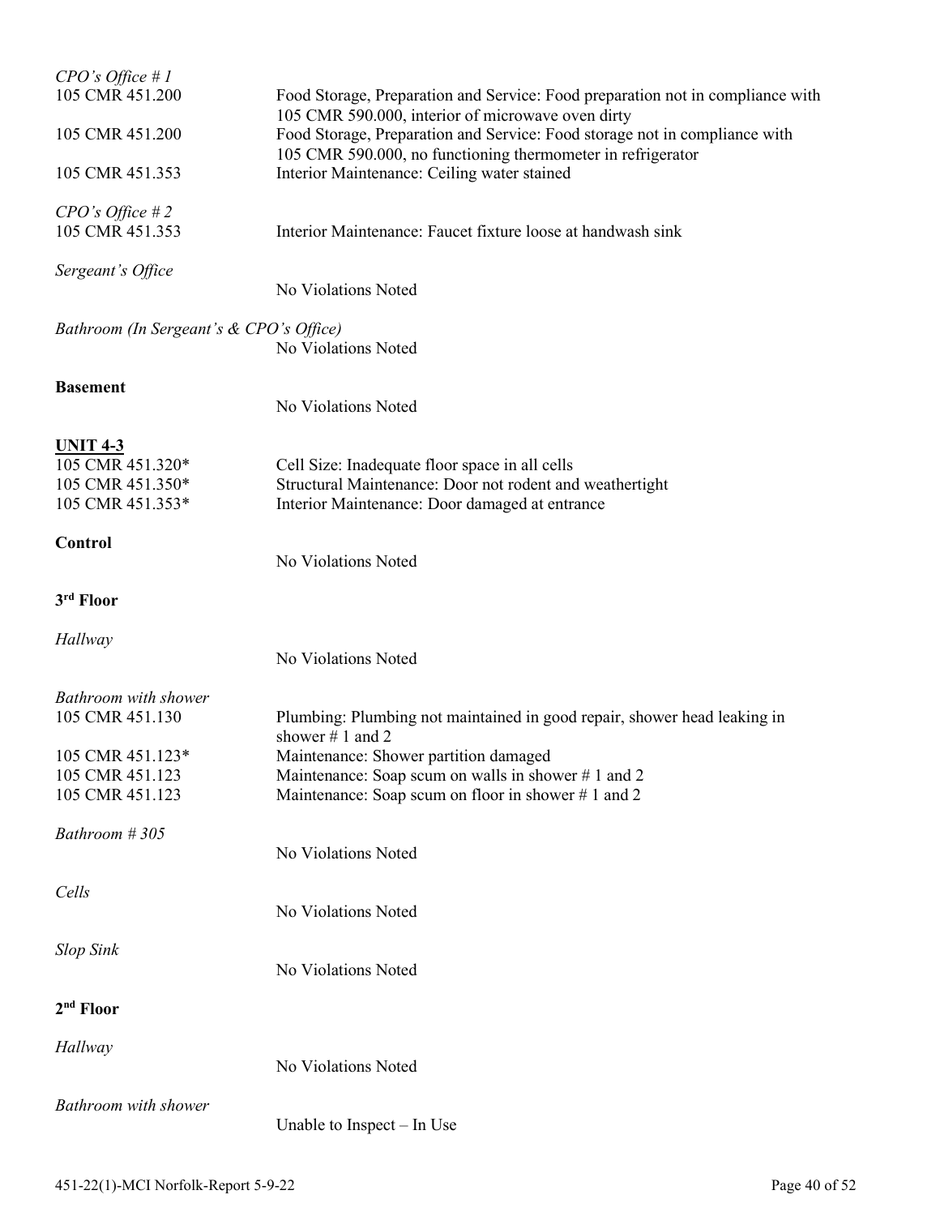*CPO's Office # 1*

105 CMR 451.200 Food Storage, Preparation and Service: Food preparation not in compliance with 105 CMR 590.000, interior of microwave oven dirty
105 CMR 451.200 Food Storage, Preparation and Service: Food storage not in compliance with 105 CMR 590.000, no functioning thermometer in refrigerator
105 CMR 451.353 Interior Maintenance: Ceiling water stained

*CPO's Office # 2*

105 CMR 451.353 Interior Maintenance: Faucet fixture loose at handwash sink

*Sergeant's Office*

No Violations Noted

*Bathroom (In Sergeant's & CPO's Office)*

No Violations Noted

**Basement**

No Violations Noted

**UNIT 4-3**

105 CMR 451.320* Cell Size: Inadequate floor space in all cells
105 CMR 451.350* Structural Maintenance: Door not rodent and weathertight
105 CMR 451.353* Interior Maintenance: Door damaged at entrance

**Control**

No Violations Noted

**3rd Floor**

*Hallway*

No Violations Noted

*Bathroom with shower*

105 CMR 451.130 Plumbing: Plumbing not maintained in good repair, shower head leaking in shower # 1 and 2
105 CMR 451.123* Maintenance: Shower partition damaged
105 CMR 451.123 Maintenance: Soap scum on walls in shower # 1 and 2
105 CMR 451.123 Maintenance: Soap scum on floor in shower # 1 and 2

*Bathroom # 305*

No Violations Noted

*Cells*

No Violations Noted

*Slop Sink*

No Violations Noted

**2nd Floor**

*Hallway*

No Violations Noted

*Bathroom with shower*

Unable to Inspect – In Use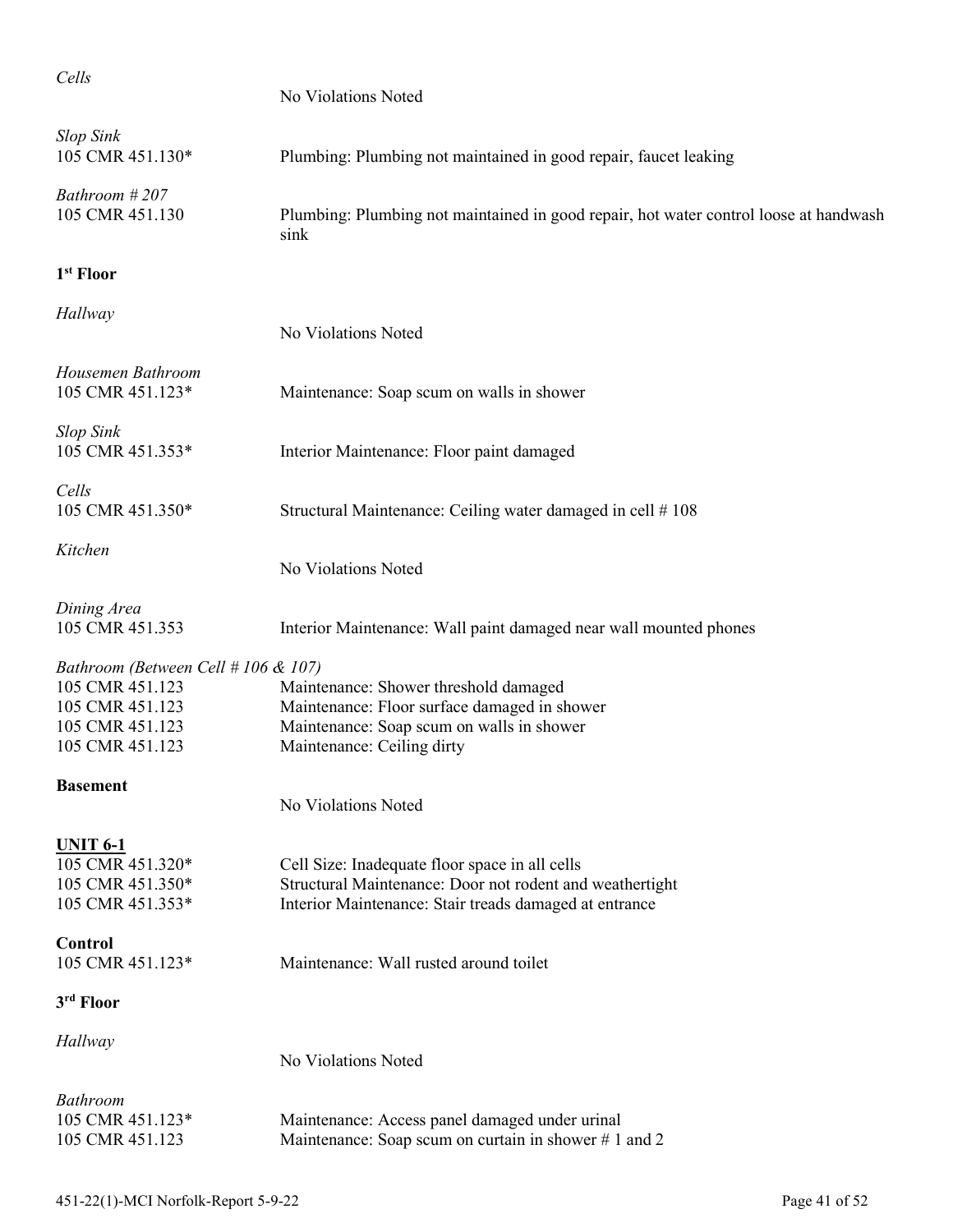*Cells*
No Violations Noted

*Slop Sink*
105 CMR 451.130* Plumbing: Plumbing not maintained in good repair, faucet leaking

*Bathroom # 207*
105 CMR 451.130 Plumbing: Plumbing not maintained in good repair, hot water control loose at handwash sink

**1st Floor**

*Hallway*
No Violations Noted

*Housemen Bathroom*
105 CMR 451.123* Maintenance: Soap scum on walls in shower

*Slop Sink*
105 CMR 451.353* Interior Maintenance: Floor paint damaged

*Cells*
105 CMR 451.350* Structural Maintenance: Ceiling water damaged in cell # 108

*Kitchen*
No Violations Noted

*Dining Area*
105 CMR 451.353 Interior Maintenance: Wall paint damaged near wall mounted phones

*Bathroom (Between Cell # 106 & 107)*
105 CMR 451.123 Maintenance: Shower threshold damaged
105 CMR 451.123 Maintenance: Floor surface damaged in shower
105 CMR 451.123 Maintenance: Soap scum on walls in shower
105 CMR 451.123 Maintenance: Ceiling dirty

**Basement**
No Violations Noted

**UNIT 6-1**
105 CMR 451.320* Cell Size: Inadequate floor space in all cells
105 CMR 451.350* Structural Maintenance: Door not rodent and weathertight
105 CMR 451.353* Interior Maintenance: Stair treads damaged at entrance

**Control**
105 CMR 451.123* Maintenance: Wall rusted around toilet

**3rd Floor**

*Hallway*
No Violations Noted

*Bathroom*
105 CMR 451.123* Maintenance: Access panel damaged under urinal
105 CMR 451.123 Maintenance: Soap scum on curtain in shower # 1 and 2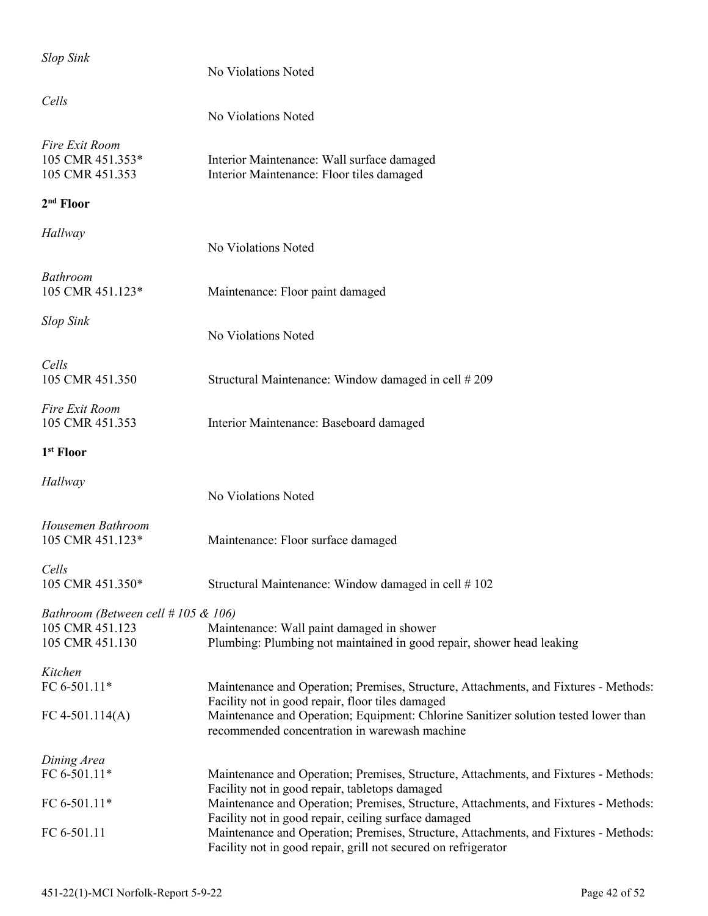*Slop Sink*

No Violations Noted

*Cells*

No Violations Noted

*Fire Exit Room*

105 CMR 451.353* Interior Maintenance: Wall surface damaged

105 CMR 451.353 Interior Maintenance: Floor tiles damaged

**2nd Floor**

*Hallway*

No Violations Noted

*Bathroom*

105 CMR 451.123* Maintenance: Floor paint damaged

*Slop Sink*

No Violations Noted

*Cells*

105 CMR 451.350 Structural Maintenance: Window damaged in cell # 209

*Fire Exit Room*

105 CMR 451.353 Interior Maintenance: Baseboard damaged

**1st Floor**

*Hallway*

No Violations Noted

*Housemen Bathroom*

105 CMR 451.123* Maintenance: Floor surface damaged

*Cells*

105 CMR 451.350* Structural Maintenance: Window damaged in cell # 102

*Bathroom (Between cell # 105 & 106)*

105 CMR 451.123 Maintenance: Wall paint damaged in shower

105 CMR 451.130 Plumbing: Plumbing not maintained in good repair, shower head leaking

*Kitchen*

FC 6-501.11* Maintenance and Operation; Premises, Structure, Attachments, and Fixtures - Methods: Facility not in good repair, floor tiles damaged

FC 4-501.114(A) Maintenance and Operation; Equipment: Chlorine Sanitizer solution tested lower than recommended concentration in warewash machine

*Dining Area*

FC 6-501.11* Maintenance and Operation; Premises, Structure, Attachments, and Fixtures - Methods: Facility not in good repair, tabletops damaged

FC 6-501.11* Maintenance and Operation; Premises, Structure, Attachments, and Fixtures - Methods: Facility not in good repair, ceiling surface damaged

FC 6-501.11 Maintenance and Operation; Premises, Structure, Attachments, and Fixtures - Methods: Facility not in good repair, grill not secured on refrigerator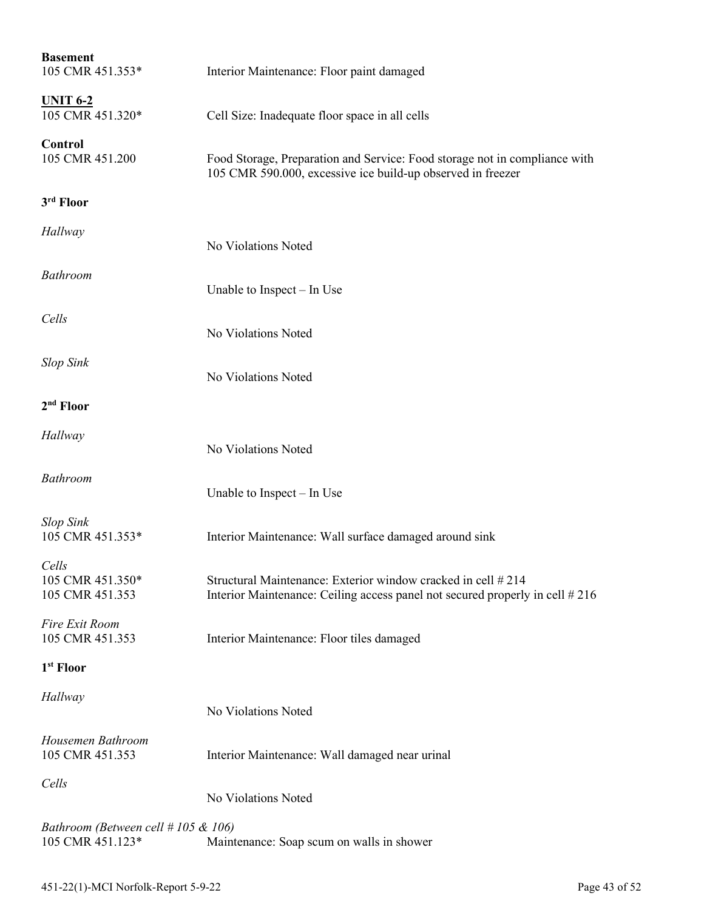**Basement**
105 CMR 451.353* Interior Maintenance: Floor paint damaged

**UNIT 6-2**
105 CMR 451.320* Cell Size: Inadequate floor space in all cells

**Control**
105 CMR 451.200 Food Storage, Preparation and Service: Food storage not in compliance with 105 CMR 590.000, excessive ice build-up observed in freezer

**3rd Floor**

*Hallway*
No Violations Noted

*Bathroom*
Unable to Inspect – In Use

*Cells*
No Violations Noted

*Slop Sink*
No Violations Noted

**2nd Floor**

*Hallway*
No Violations Noted

*Bathroom*
Unable to Inspect – In Use

*Slop Sink*
105 CMR 451.353* Interior Maintenance: Wall surface damaged around sink

*Cells*
105 CMR 451.350* Structural Maintenance: Exterior window cracked in cell # 214
105 CMR 451.353 Interior Maintenance: Ceiling access panel not secured properly in cell # 216

*Fire Exit Room*
105 CMR 451.353 Interior Maintenance: Floor tiles damaged

**1st Floor**

*Hallway*
No Violations Noted

*Housemen Bathroom*
105 CMR 451.353 Interior Maintenance: Wall damaged near urinal

*Cells*
No Violations Noted

*Bathroom (Between cell # 105 & 106)*
105 CMR 451.123* Maintenance: Soap scum on walls in shower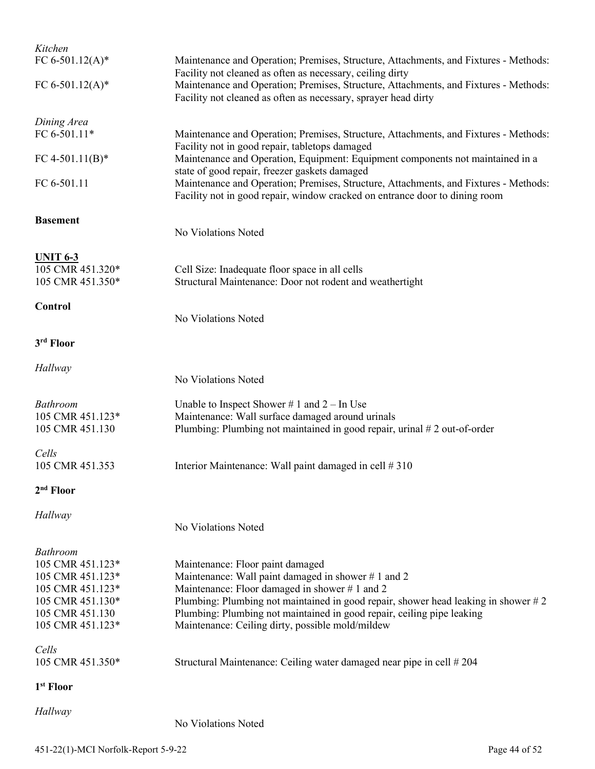*Kitchen*

| | |
|---|---|
| FC 6-501.12(A)* | Maintenance and Operation; Premises, Structure, Attachments, and Fixtures - Methods: Facility not cleaned as often as necessary, ceiling dirty |
| FC 6-501.12(A)* | Maintenance and Operation; Premises, Structure, Attachments, and Fixtures - Methods: Facility not cleaned as often as necessary, sprayer head dirty |

*Dining Area*

| | |
|---|---|
| FC 6-501.11* | Maintenance and Operation; Premises, Structure, Attachments, and Fixtures - Methods: Facility not in good repair, tabletops damaged |
| FC 4-501.11(B)* | Maintenance and Operation, Equipment: Equipment components not maintained in a state of good repair, freezer gaskets damaged |
| FC 6-501.11 | Maintenance and Operation; Premises, Structure, Attachments, and Fixtures - Methods: Facility not in good repair, window cracked on entrance door to dining room |

**Basement**

No Violations Noted

**UNIT 6-3**

| | |
|---|---|
| 105 CMR 451.320* | Cell Size: Inadequate floor space in all cells |
| 105 CMR 451.350* | Structural Maintenance: Door not rodent and weathertight |

**Control**

No Violations Noted

**3rd Floor**

*Hallway*

No Violations Noted

*Bathroom*

Unable to Inspect Shower # 1 and 2 – In Use

| | |
|---|---|
| 105 CMR 451.123* | Maintenance: Wall surface damaged around urinals |
| 105 CMR 451.130 | Plumbing: Plumbing not maintained in good repair, urinal # 2 out-of-order |

*Cells*

| | |
|---|---|
| 105 CMR 451.353 | Interior Maintenance: Wall paint damaged in cell # 310 |

**2nd Floor**

*Hallway*

No Violations Noted

*Bathroom*

| | |
|---|---|
| 105 CMR 451.123* | Maintenance: Floor paint damaged |
| 105 CMR 451.123* | Maintenance: Wall paint damaged in shower # 1 and 2 |
| 105 CMR 451.123* | Maintenance: Floor damaged in shower # 1 and 2 |
| 105 CMR 451.130* | Plumbing: Plumbing not maintained in good repair, shower head leaking in shower # 2 |
| 105 CMR 451.130 | Plumbing: Plumbing not maintained in good repair, ceiling pipe leaking |
| 105 CMR 451.123* | Maintenance: Ceiling dirty, possible mold/mildew |

*Cells*

| | |
|---|---|
| 105 CMR 451.350* | Structural Maintenance: Ceiling water damaged near pipe in cell # 204 |

**1st Floor**

*Hallway*

No Violations Noted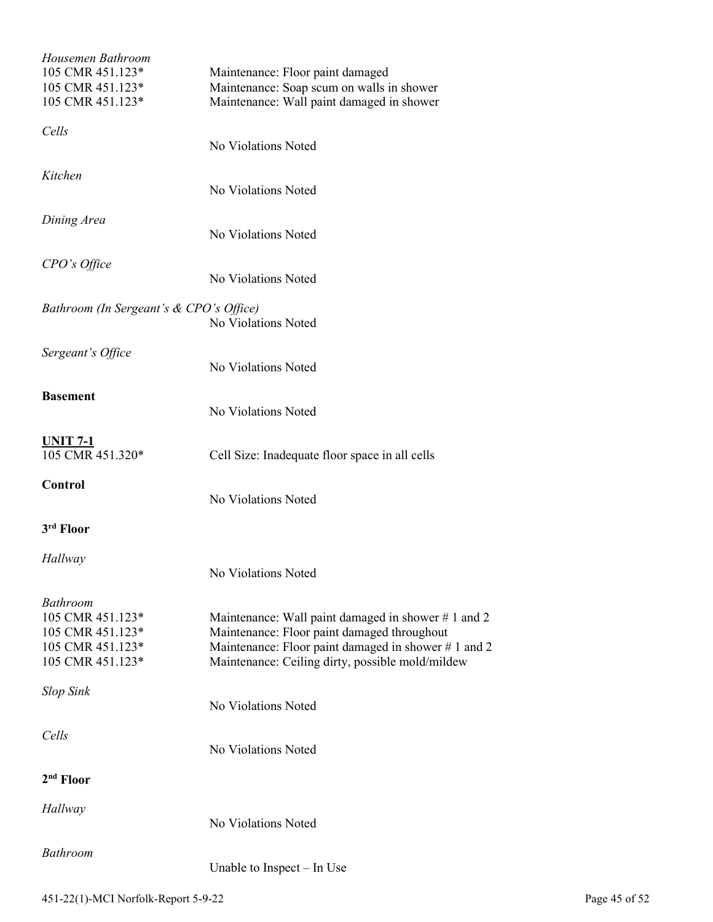*Housemen Bathroom*

105 CMR 451.123* Maintenance: Floor paint damaged
105 CMR 451.123* Maintenance: Soap scum on walls in shower
105 CMR 451.123* Maintenance: Wall paint damaged in shower

*Cells*

No Violations Noted

*Kitchen*

No Violations Noted

*Dining Area*

No Violations Noted

*CPO's Office*

No Violations Noted

*Bathroom (In Sergeant's & CPO's Office)*

No Violations Noted

*Sergeant's Office*

No Violations Noted

**Basement**

No Violations Noted

**UNIT 7-1**

105 CMR 451.320* Cell Size: Inadequate floor space in all cells

**Control**

No Violations Noted

**3rd Floor**

*Hallway*

No Violations Noted

*Bathroom*

105 CMR 451.123* Maintenance: Wall paint damaged in shower # 1 and 2
105 CMR 451.123* Maintenance: Floor paint damaged throughout
105 CMR 451.123* Maintenance: Floor paint damaged in shower # 1 and 2
105 CMR 451.123* Maintenance: Ceiling dirty, possible mold/mildew

*Slop Sink*

No Violations Noted

*Cells*

No Violations Noted

**2nd Floor**

*Hallway*

No Violations Noted

*Bathroom*

Unable to Inspect – In Use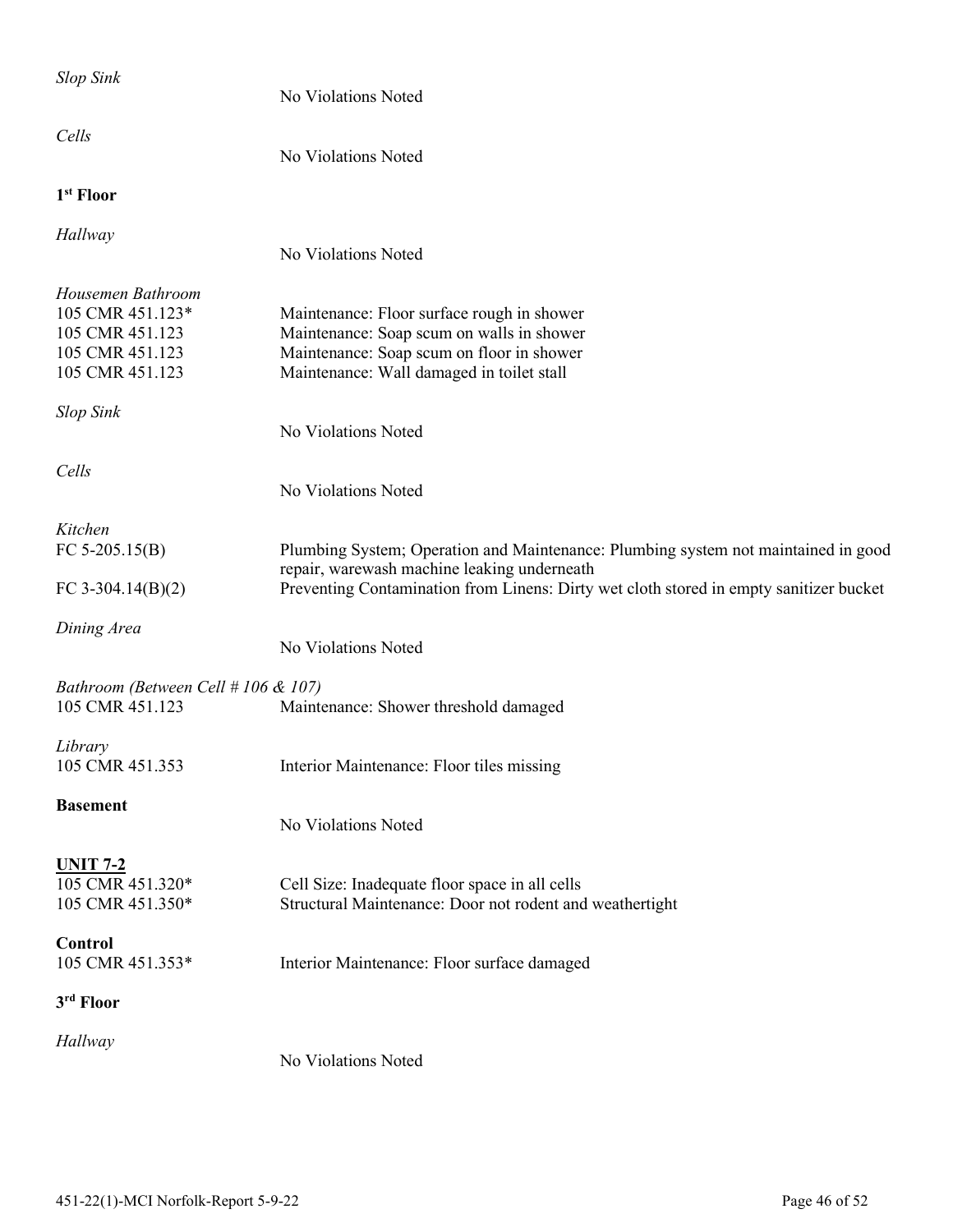*Slop Sink*

No Violations Noted

*Cells*

No Violations Noted

**1st Floor**

*Hallway*

No Violations Noted

*Housemen Bathroom*

| | |
|---|---|
| 105 CMR 451.123* | Maintenance: Floor surface rough in shower |
| 105 CMR 451.123 | Maintenance: Soap scum on walls in shower |
| 105 CMR 451.123 | Maintenance: Soap scum on floor in shower |
| 105 CMR 451.123 | Maintenance: Wall damaged in toilet stall |

*Slop Sink*

No Violations Noted

*Cells*

No Violations Noted

*Kitchen*

| | |
|---|---|
| FC 5-205.15(B) | Plumbing System; Operation and Maintenance: Plumbing system not maintained in good repair, warewash machine leaking underneath |
| FC 3-304.14(B)(2) | Preventing Contamination from Linens: Dirty wet cloth stored in empty sanitizer bucket |

*Dining Area*

No Violations Noted

*Bathroom (Between Cell # 106 & 107)*

| | |
|---|---|
| 105 CMR 451.123 | Maintenance: Shower threshold damaged |

*Library*

| | |
|---|---|
| 105 CMR 451.353 | Interior Maintenance: Floor tiles missing |

**Basement**

No Violations Noted

**UNIT 7-2**

| | |
|---|---|
| 105 CMR 451.320* | Cell Size: Inadequate floor space in all cells |
| 105 CMR 451.350* | Structural Maintenance: Door not rodent and weathertight |

**Control**

| | |
|---|---|
| 105 CMR 451.353* | Interior Maintenance: Floor surface damaged |

**3rd Floor**

*Hallway*

No Violations Noted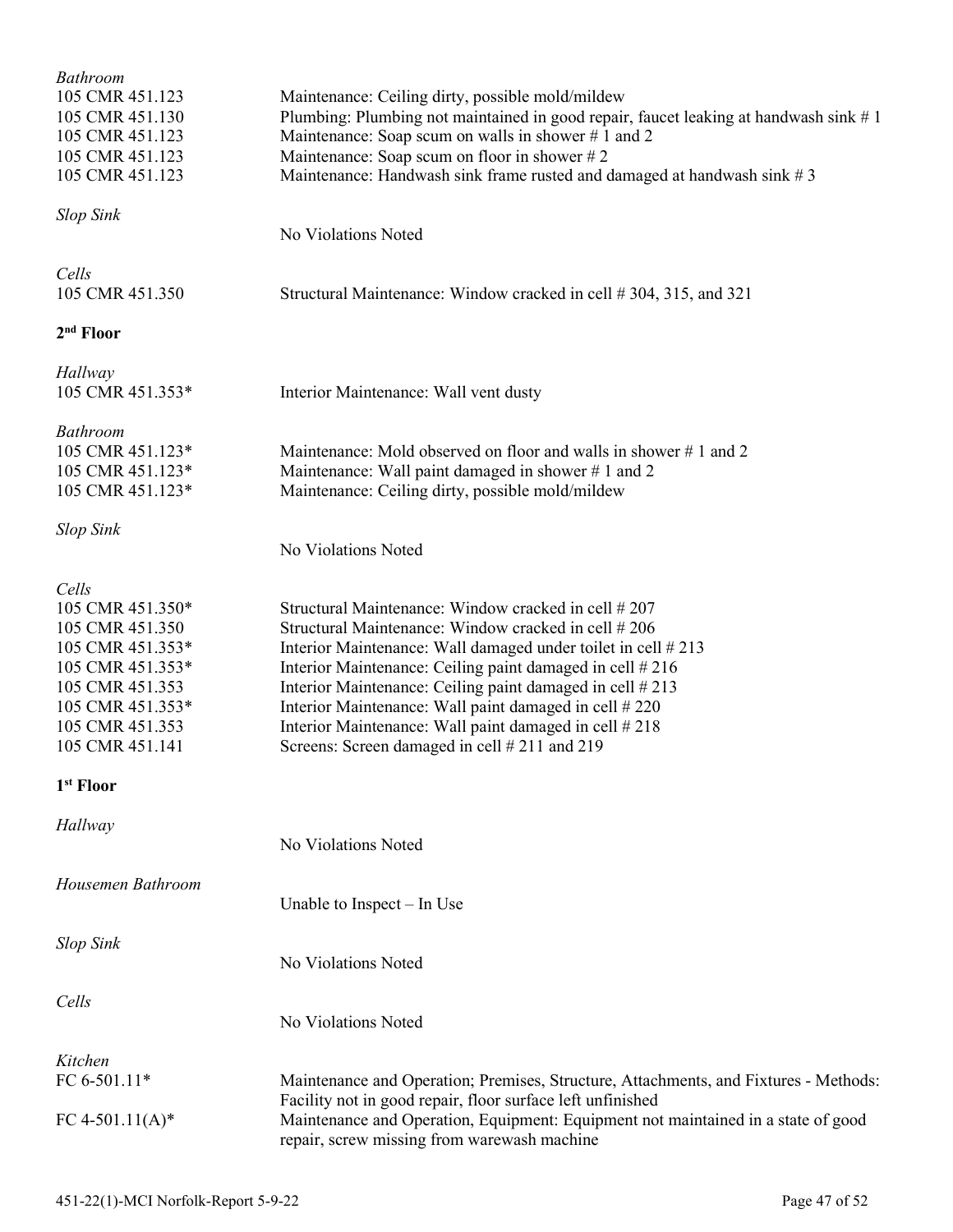*Bathroom*

| | |
|---|---|
| 105 CMR 451.123 | Maintenance: Ceiling dirty, possible mold/mildew |
| 105 CMR 451.130 | Plumbing: Plumbing not maintained in good repair, faucet leaking at handwash sink # 1 |
| 105 CMR 451.123 | Maintenance: Soap scum on walls in shower # 1 and 2 |
| 105 CMR 451.123 | Maintenance: Soap scum on floor in shower # 2 |
| 105 CMR 451.123 | Maintenance: Handwash sink frame rusted and damaged at handwash sink # 3 |

*Slop Sink*

No Violations Noted

*Cells*

| | |
|---|---|
| 105 CMR 451.350 | Structural Maintenance: Window cracked in cell # 304, 315, and 321 |

**2nd Floor**

*Hallway*

| | |
|---|---|
| 105 CMR 451.353* | Interior Maintenance: Wall vent dusty |

*Bathroom*

| | |
|---|---|
| 105 CMR 451.123* | Maintenance: Mold observed on floor and walls in shower # 1 and 2 |
| 105 CMR 451.123* | Maintenance: Wall paint damaged in shower # 1 and 2 |
| 105 CMR 451.123* | Maintenance: Ceiling dirty, possible mold/mildew |

*Slop Sink*

No Violations Noted

*Cells*

| | |
|---|---|
| 105 CMR 451.350* | Structural Maintenance: Window cracked in cell # 207 |
| 105 CMR 451.350 | Structural Maintenance: Window cracked in cell # 206 |
| 105 CMR 451.353* | Interior Maintenance: Wall damaged under toilet in cell # 213 |
| 105 CMR 451.353* | Interior Maintenance: Ceiling paint damaged in cell # 216 |
| 105 CMR 451.353 | Interior Maintenance: Ceiling paint damaged in cell # 213 |
| 105 CMR 451.353* | Interior Maintenance: Wall paint damaged in cell # 220 |
| 105 CMR 451.353 | Interior Maintenance: Wall paint damaged in cell # 218 |
| 105 CMR 451.141 | Screens: Screen damaged in cell # 211 and 219 |

**1st Floor**

*Hallway*

No Violations Noted

*Housemen Bathroom*

Unable to Inspect – In Use

*Slop Sink*

No Violations Noted

*Cells*

No Violations Noted

*Kitchen*

| | |
|---|---|
| FC 6-501.11* | Maintenance and Operation; Premises, Structure, Attachments, and Fixtures - Methods: Facility not in good repair, floor surface left unfinished |
| FC 4-501.11(A)* | Maintenance and Operation, Equipment: Equipment not maintained in a state of good repair, screw missing from warewash machine |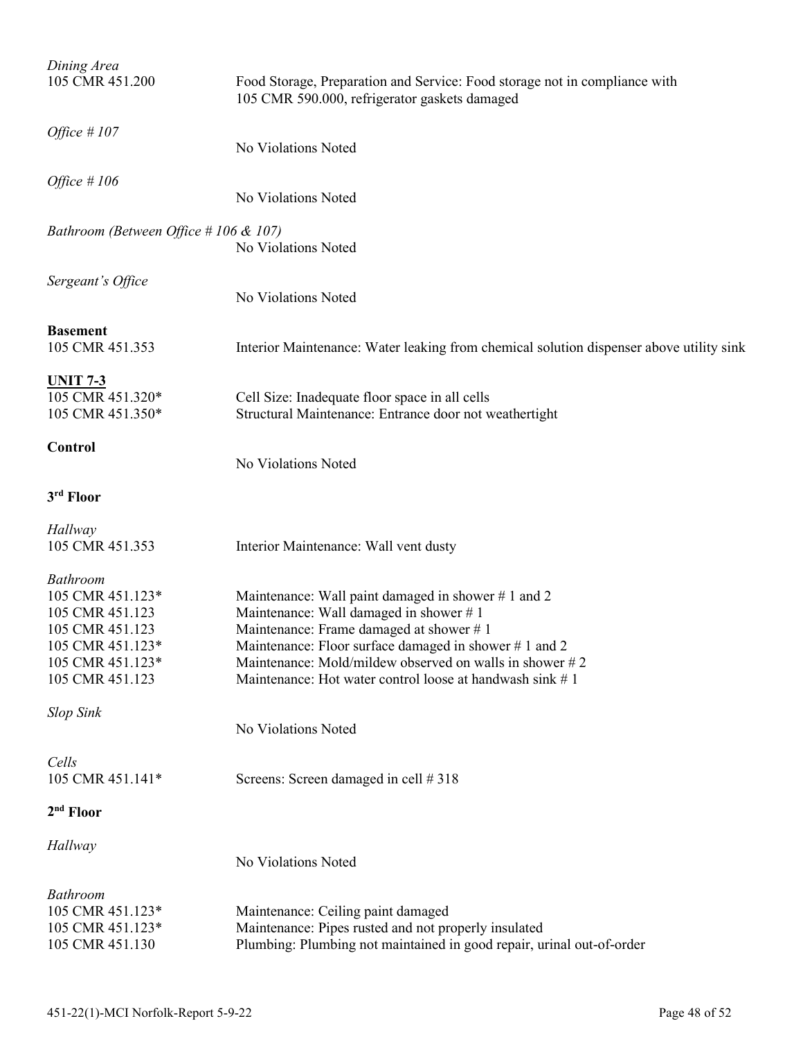*Dining Area*

105 CMR 451.200 Food Storage, Preparation and Service: Food storage not in compliance with 105 CMR 590.000, refrigerator gaskets damaged

*Office # 107*

No Violations Noted

*Office # 106*

No Violations Noted

*Bathroom (Between Office # 106 & 107)*

No Violations Noted

*Sergeant's Office*

No Violations Noted

**Basement**

105 CMR 451.353 Interior Maintenance: Water leaking from chemical solution dispenser above utility sink

**UNIT 7-3**

105 CMR 451.320* Cell Size: Inadequate floor space in all cells
105 CMR 451.350* Structural Maintenance: Entrance door not weathertight

**Control**

No Violations Noted

**3rd Floor**

*Hallway*

105 CMR 451.353 Interior Maintenance: Wall vent dusty

*Bathroom*

105 CMR 451.123* Maintenance: Wall paint damaged in shower # 1 and 2
105 CMR 451.123 Maintenance: Wall damaged in shower # 1
105 CMR 451.123 Maintenance: Frame damaged at shower # 1
105 CMR 451.123* Maintenance: Floor surface damaged in shower # 1 and 2
105 CMR 451.123* Maintenance: Mold/mildew observed on walls in shower # 2
105 CMR 451.123 Maintenance: Hot water control loose at handwash sink # 1

*Slop Sink*

No Violations Noted

*Cells*

105 CMR 451.141* Screens: Screen damaged in cell # 318

**2nd Floor**

*Hallway*

No Violations Noted

*Bathroom*

105 CMR 451.123* Maintenance: Ceiling paint damaged
105 CMR 451.123* Maintenance: Pipes rusted and not properly insulated
105 CMR 451.130 Plumbing: Plumbing not maintained in good repair, urinal out-of-order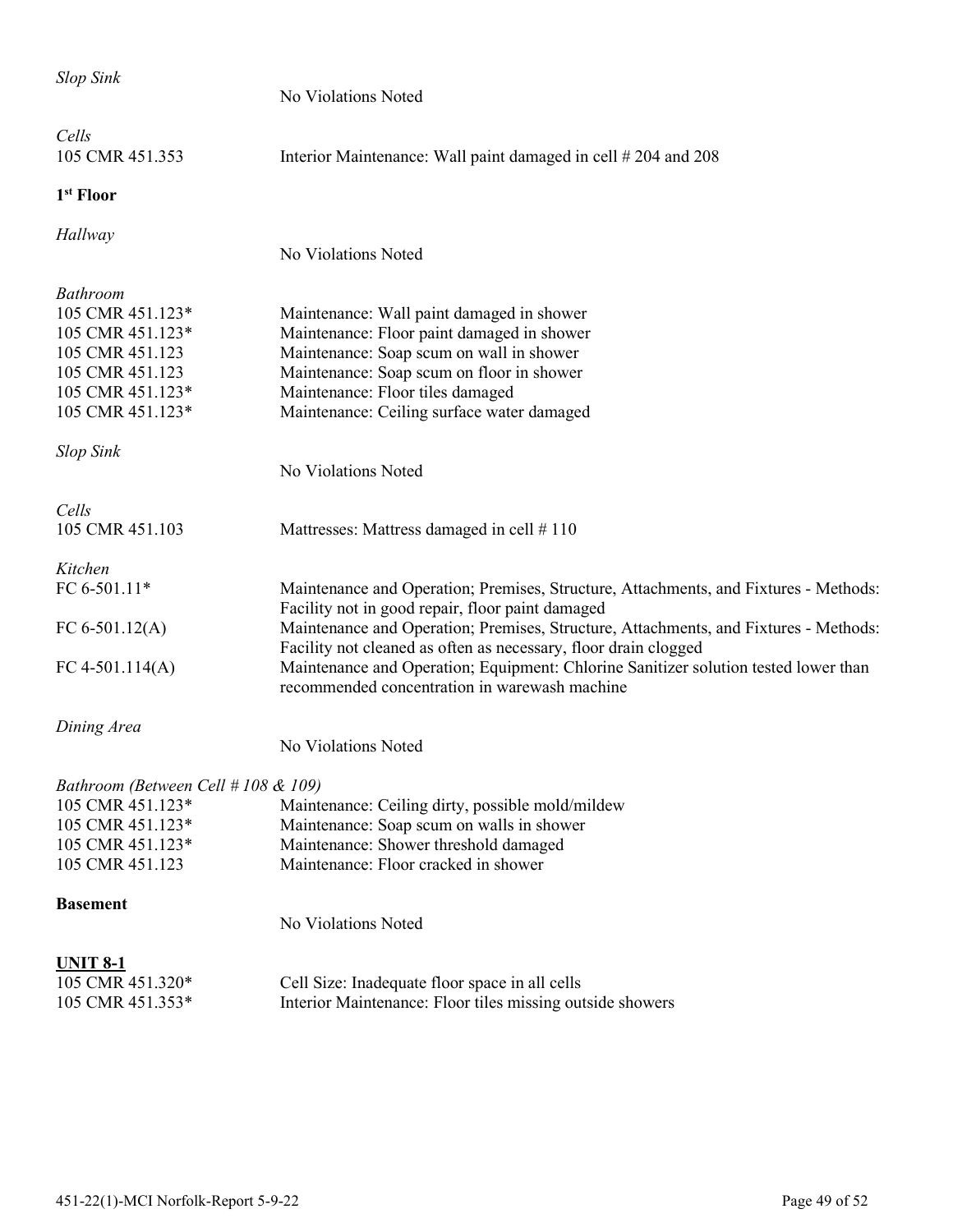*Slop Sink*

No Violations Noted

*Cells*

| | |
|---|---|
| 105 CMR 451.353 | Interior Maintenance: Wall paint damaged in cell # 204 and 208 |

**1st Floor**

*Hallway*

No Violations Noted

*Bathroom*

| | |
|---|---|
| 105 CMR 451.123* | Maintenance: Wall paint damaged in shower |
| 105 CMR 451.123* | Maintenance: Floor paint damaged in shower |
| 105 CMR 451.123 | Maintenance: Soap scum on wall in shower |
| 105 CMR 451.123 | Maintenance: Soap scum on floor in shower |
| 105 CMR 451.123* | Maintenance: Floor tiles damaged |
| 105 CMR 451.123* | Maintenance: Ceiling surface water damaged |

*Slop Sink*

No Violations Noted

*Cells*

| | |
|---|---|
| 105 CMR 451.103 | Mattresses: Mattress damaged in cell # 110 |

*Kitchen*

| | |
|---|---|
| FC 6-501.11* | Maintenance and Operation; Premises, Structure, Attachments, and Fixtures - Methods: Facility not in good repair, floor paint damaged |
| FC 6-501.12(A) | Maintenance and Operation; Premises, Structure, Attachments, and Fixtures - Methods: Facility not cleaned as often as necessary, floor drain clogged |
| FC 4-501.114(A) | Maintenance and Operation; Equipment: Chlorine Sanitizer solution tested lower than recommended concentration in warewash machine |

*Dining Area*

No Violations Noted

*Bathroom (Between Cell # 108 & 109)*

| | |
|---|---|
| 105 CMR 451.123* | Maintenance: Ceiling dirty, possible mold/mildew |
| 105 CMR 451.123* | Maintenance: Soap scum on walls in shower |
| 105 CMR 451.123* | Maintenance: Shower threshold damaged |
| 105 CMR 451.123 | Maintenance: Floor cracked in shower |

**Basement**

No Violations Noted

**UNIT 8-1**

| | |
|---|---|
| 105 CMR 451.320* | Cell Size: Inadequate floor space in all cells |
| 105 CMR 451.353* | Interior Maintenance: Floor tiles missing outside showers |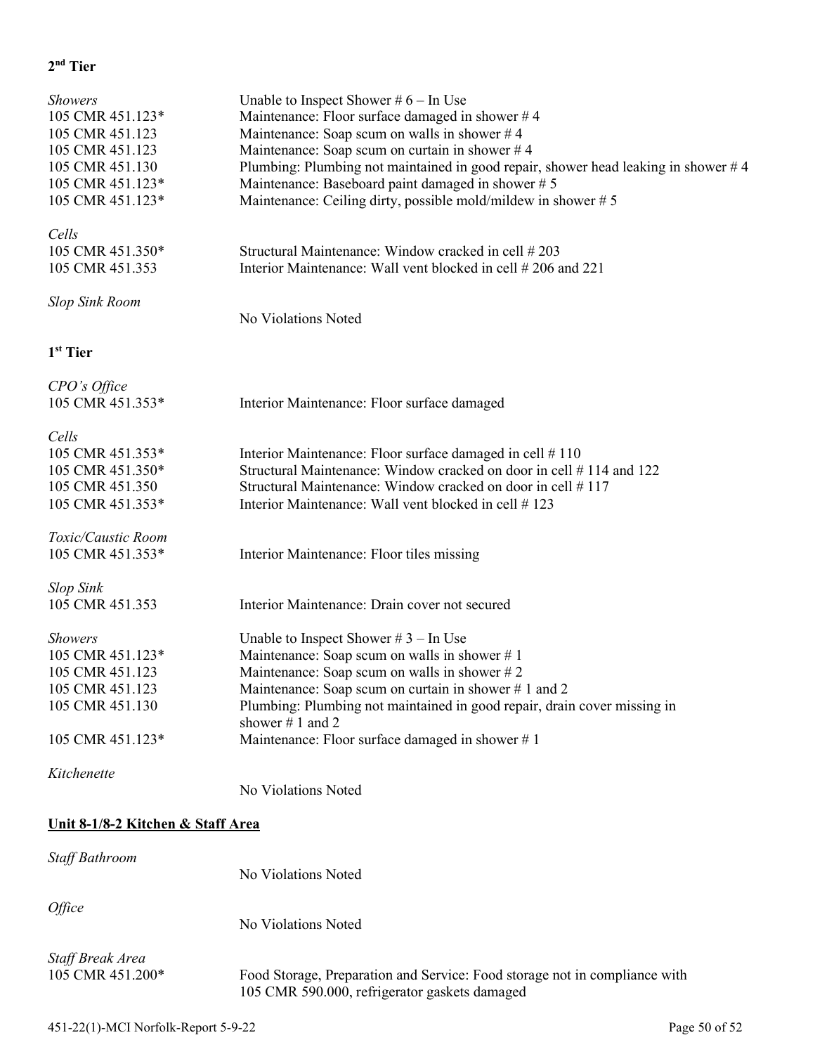### 2nd Tier

*Showers*

Unable to Inspect Shower # 6 – In Use

105 CMR 451.123* Maintenance: Floor surface damaged in shower # 4
105 CMR 451.123 Maintenance: Soap scum on walls in shower # 4
105 CMR 451.123 Maintenance: Soap scum on curtain in shower # 4
105 CMR 451.130 Plumbing: Plumbing not maintained in good repair, shower head leaking in shower # 4
105 CMR 451.123* Maintenance: Baseboard paint damaged in shower # 5
105 CMR 451.123* Maintenance: Ceiling dirty, possible mold/mildew in shower # 5

*Cells*

105 CMR 451.350* Structural Maintenance: Window cracked in cell # 203
105 CMR 451.353 Interior Maintenance: Wall vent blocked in cell # 206 and 221

*Slop Sink Room*

No Violations Noted

### 1st Tier

*CPO's Office*

105 CMR 451.353* Interior Maintenance: Floor surface damaged

*Cells*

105 CMR 451.353* Interior Maintenance: Floor surface damaged in cell # 110
105 CMR 451.350* Structural Maintenance: Window cracked on door in cell # 114 and 122
105 CMR 451.350 Structural Maintenance: Window cracked on door in cell # 117
105 CMR 451.353* Interior Maintenance: Wall vent blocked in cell # 123

*Toxic/Caustic Room*

105 CMR 451.353* Interior Maintenance: Floor tiles missing

*Slop Sink*

105 CMR 451.353 Interior Maintenance: Drain cover not secured

*Showers*

Unable to Inspect Shower # 3 – In Use

105 CMR 451.123* Maintenance: Soap scum on walls in shower # 1
105 CMR 451.123 Maintenance: Soap scum on walls in shower # 2
105 CMR 451.123 Maintenance: Soap scum on curtain in shower # 1 and 2
105 CMR 451.130 Plumbing: Plumbing not maintained in good repair, drain cover missing in shower # 1 and 2
105 CMR 451.123* Maintenance: Floor surface damaged in shower # 1

*Kitchenette*

No Violations Noted

## <u>Unit 8-1/8-2 Kitchen & Staff Area</u>

*Staff Bathroom*

No Violations Noted

*Office*

No Violations Noted

*Staff Break Area*

105 CMR 451.200* Food Storage, Preparation and Service: Food storage not in compliance with 105 CMR 590.000, refrigerator gaskets damaged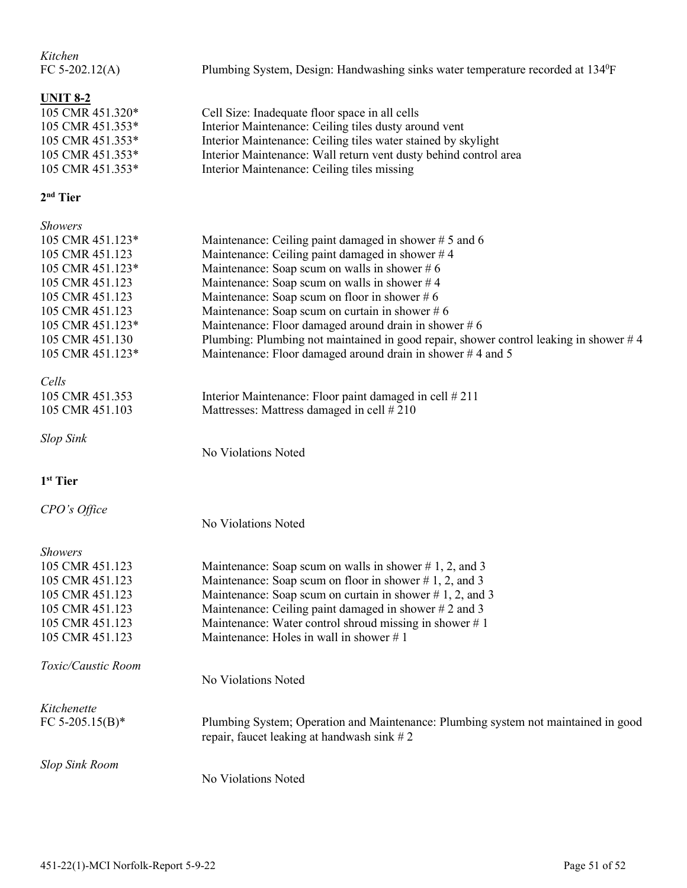*Kitchen*

FC 5-202.12(A) Plumbing System, Design: Handwashing sinks water temperature recorded at 134$^0$F

**UNIT 8-2**

105 CMR 451.320* Cell Size: Inadequate floor space in all cells
105 CMR 451.353* Interior Maintenance: Ceiling tiles dusty around vent
105 CMR 451.353* Interior Maintenance: Ceiling tiles water stained by skylight
105 CMR 451.353* Interior Maintenance: Wall return vent dusty behind control area
105 CMR 451.353* Interior Maintenance: Ceiling tiles missing

**2nd Tier**

*Showers*

105 CMR 451.123* Maintenance: Ceiling paint damaged in shower # 5 and 6
105 CMR 451.123 Maintenance: Ceiling paint damaged in shower # 4
105 CMR 451.123* Maintenance: Soap scum on walls in shower # 6
105 CMR 451.123 Maintenance: Soap scum on walls in shower # 4
105 CMR 451.123 Maintenance: Soap scum on floor in shower # 6
105 CMR 451.123 Maintenance: Soap scum on curtain in shower # 6
105 CMR 451.123* Maintenance: Floor damaged around drain in shower # 6
105 CMR 451.130 Plumbing: Plumbing not maintained in good repair, shower control leaking in shower # 4
105 CMR 451.123* Maintenance: Floor damaged around drain in shower # 4 and 5

*Cells*

105 CMR 451.353 Interior Maintenance: Floor paint damaged in cell # 211
105 CMR 451.103 Mattresses: Mattress damaged in cell # 210

*Slop Sink*

No Violations Noted

**1st Tier**

*CPO's Office*

No Violations Noted

*Showers*

105 CMR 451.123 Maintenance: Soap scum on walls in shower # 1, 2, and 3
105 CMR 451.123 Maintenance: Soap scum on floor in shower # 1, 2, and 3
105 CMR 451.123 Maintenance: Soap scum on curtain in shower # 1, 2, and 3
105 CMR 451.123 Maintenance: Ceiling paint damaged in shower # 2 and 3
105 CMR 451.123 Maintenance: Water control shroud missing in shower # 1
105 CMR 451.123 Maintenance: Holes in wall in shower # 1

*Toxic/Caustic Room*

No Violations Noted

*Kitchenette*

FC 5-205.15(B)* Plumbing System; Operation and Maintenance: Plumbing system not maintained in good repair, faucet leaking at handwash sink # 2

*Slop Sink Room*

No Violations Noted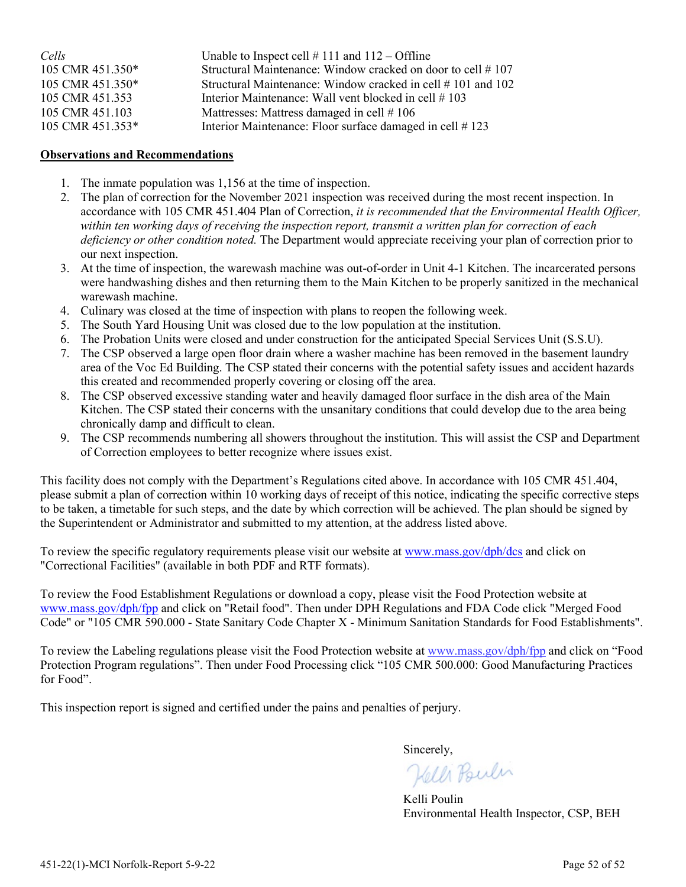| | |
|---|---|
| *Cells* | Unable to Inspect cell # 111 and 112 – Offline |
| 105 CMR 451.350* | Structural Maintenance: Window cracked on door to cell # 107 |
| 105 CMR 451.350* | Structural Maintenance: Window cracked in cell # 101 and 102 |
| 105 CMR 451.353 | Interior Maintenance: Wall vent blocked in cell # 103 |
| 105 CMR 451.103 | Mattresses: Mattress damaged in cell # 106 |
| 105 CMR 451.353* | Interior Maintenance: Floor surface damaged in cell # 123 |

**Observations and Recommendations**

1. The inmate population was 1,156 at the time of inspection.
2. The plan of correction for the November 2021 inspection was received during the most recent inspection. In accordance with 105 CMR 451.404 Plan of Correction, *it is recommended that the Environmental Health Officer, within ten working days of receiving the inspection report, transmit a written plan for correction of each deficiency or other condition noted.* The Department would appreciate receiving your plan of correction prior to our next inspection.
3. At the time of inspection, the warewash machine was out-of-order in Unit 4-1 Kitchen. The incarcerated persons were handwashing dishes and then returning them to the Main Kitchen to be properly sanitized in the mechanical warewash machine.
4. Culinary was closed at the time of inspection with plans to reopen the following week.
5. The South Yard Housing Unit was closed due to the low population at the institution.
6. The Probation Units were closed and under construction for the anticipated Special Services Unit (S.S.U).
7. The CSP observed a large open floor drain where a washer machine has been removed in the basement laundry area of the Voc Ed Building. The CSP stated their concerns with the potential safety issues and accident hazards this created and recommended properly covering or closing off the area.
8. The CSP observed excessive standing water and heavily damaged floor surface in the dish area of the Main Kitchen. The CSP stated their concerns with the unsanitary conditions that could develop due to the area being chronically damp and difficult to clean.
9. The CSP recommends numbering all showers throughout the institution. This will assist the CSP and Department of Correction employees to better recognize where issues exist.

This facility does not comply with the Department's Regulations cited above. In accordance with 105 CMR 451.404, please submit a plan of correction within 10 working days of receipt of this notice, indicating the specific corrective steps to be taken, a timetable for such steps, and the date by which correction will be achieved. The plan should be signed by the Superintendent or Administrator and submitted to my attention, at the address listed above.

To review the specific regulatory requirements please visit our website at www.mass.gov/dph/dcs and click on "Correctional Facilities" (available in both PDF and RTF formats).

To review the Food Establishment Regulations or download a copy, please visit the Food Protection website at www.mass.gov/dph/fpp and click on "Retail food". Then under DPH Regulations and FDA Code click "Merged Food Code" or "105 CMR 590.000 - State Sanitary Code Chapter X - Minimum Sanitation Standards for Food Establishments".

To review the Labeling regulations please visit the Food Protection website at www.mass.gov/dph/fpp and click on "Food Protection Program regulations". Then under Food Processing click "105 CMR 500.000: Good Manufacturing Practices for Food".

This inspection report is signed and certified under the pains and penalties of perjury.

Sincerely,

Kelli Poulin

Kelli Poulin
Environmental Health Inspector, CSP, BEH

451-22(1)-MCI Norfolk-Report 5-9-22